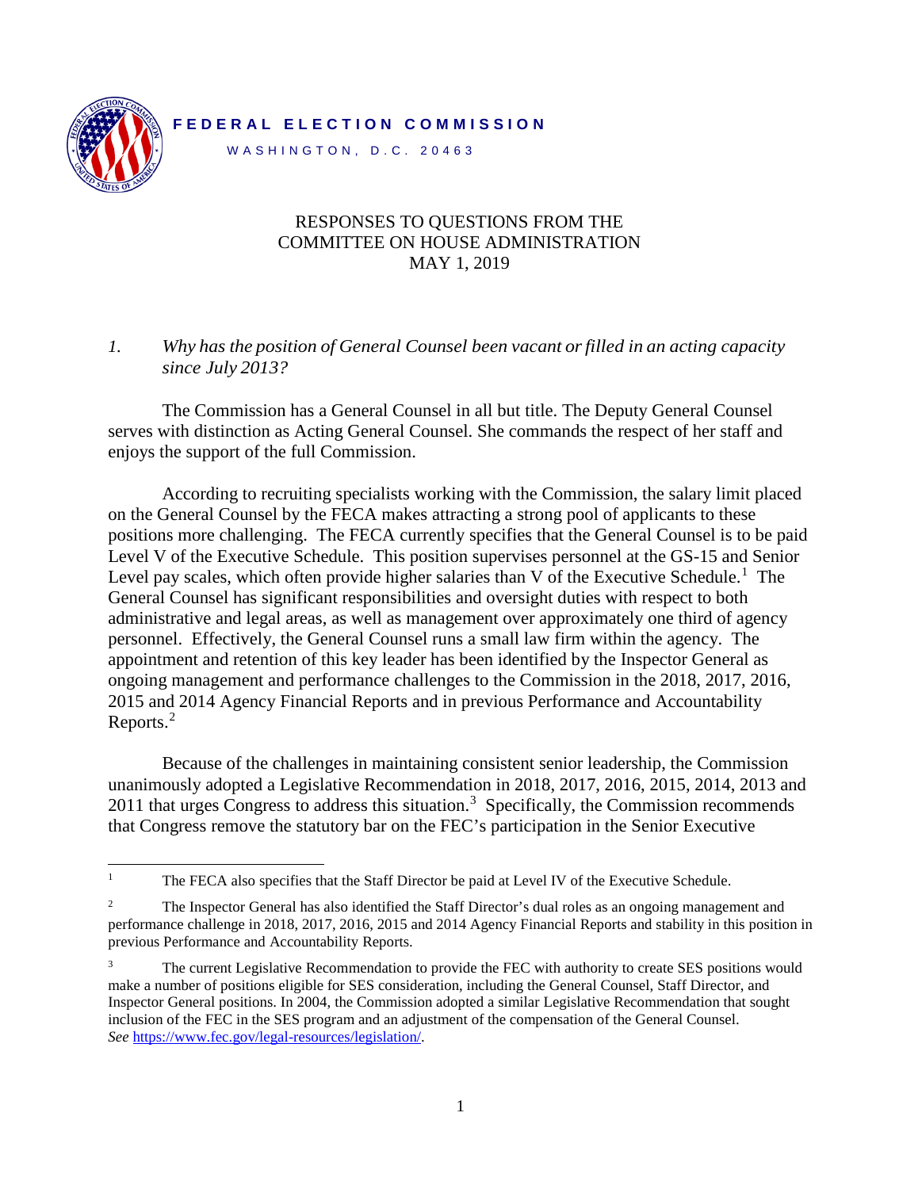**FEDERAL ELECTION COMMISSION**

WASHINGTON, D.C. 20463

# RESPONSES TO QUESTIONS FROM THE COMMITTEE ON HOUSE ADMINISTRATION
## MAY 1, 2019

1. *Why has the position of General Counsel been vacant or filled in an acting capacity since July 2013?*

The Commission has a General Counsel in all but title. The Deputy General Counsel serves with distinction as Acting General Counsel. She commands the respect of her staff and enjoys the support of the full Commission.

According to recruiting specialists working with the Commission, the salary limit placed on the General Counsel by the FECA makes attracting a strong pool of applicants to these positions more challenging. The FECA currently specifies that the General Counsel is to be paid Level V of the Executive Schedule. This position supervises personnel at the GS-15 and Senior Level pay scales, which often provide higher salaries than V of the Executive Schedule.[1] The General Counsel has significant responsibilities and oversight duties with respect to both administrative and legal areas, as well as management over approximately one third of agency personnel. Effectively, the General Counsel runs a small law firm within the agency. The appointment and retention of this key leader has been identified by the Inspector General as ongoing management and performance challenges to the Commission in the 2018, 2017, 2016, 2015 and 2014 Agency Financial Reports and in previous Performance and Accountability Reports.[2]

Because of the challenges in maintaining consistent senior leadership, the Commission unanimously adopted a Legislative Recommendation in 2018, 2017, 2016, 2015, 2014, 2013 and 2011 that urges Congress to address this situation.[3] Specifically, the Commission recommends that Congress remove the statutory bar on the FEC's participation in the Senior Executive

---

[1] The FECA also specifies that the Staff Director be paid at Level IV of the Executive Schedule.

[2] The Inspector General has also identified the Staff Director's dual roles as an ongoing management and performance challenge in 2018, 2017, 2016, 2015 and 2014 Agency Financial Reports and stability in this position in previous Performance and Accountability Reports.

[3] The current Legislative Recommendation to provide the FEC with authority to create SES positions would make a number of positions eligible for SES consideration, including the General Counsel, Staff Director, and Inspector General positions. In 2004, the Commission adopted a similar Legislative Recommendation that sought inclusion of the FEC in the SES program and an adjustment of the compensation of the General Counsel. *See* https://www.fec.gov/legal-resources/legislation/.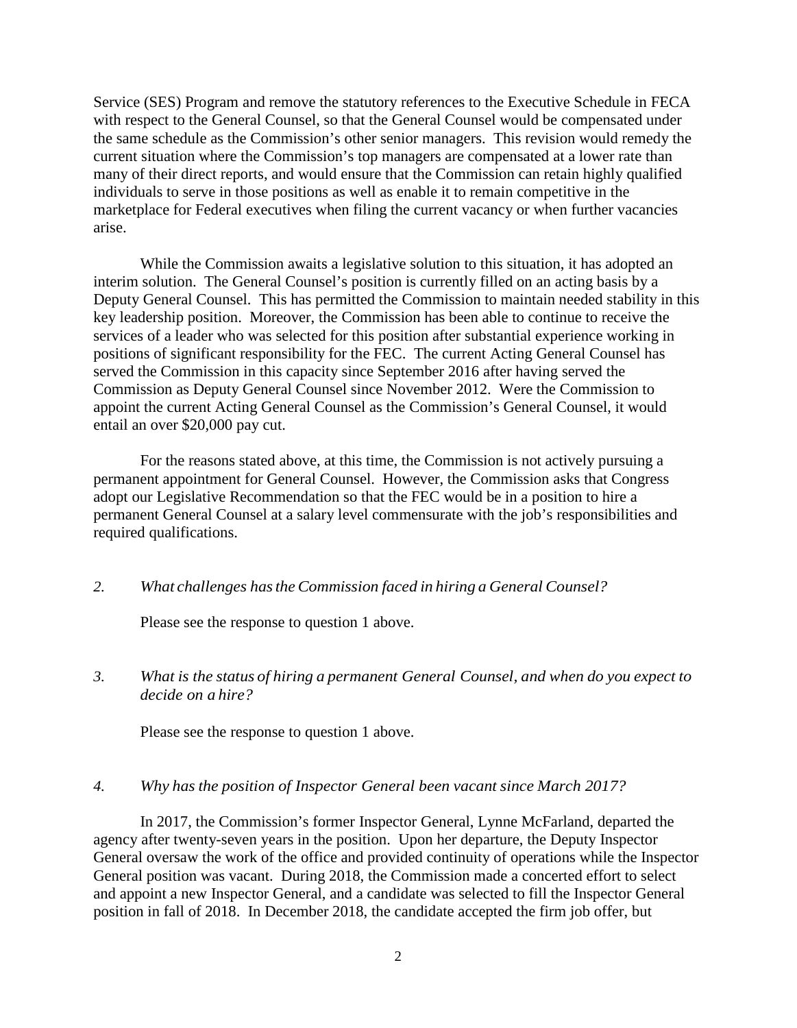Service (SES) Program and remove the statutory references to the Executive Schedule in FECA with respect to the General Counsel, so that the General Counsel would be compensated under the same schedule as the Commission's other senior managers. This revision would remedy the current situation where the Commission's top managers are compensated at a lower rate than many of their direct reports, and would ensure that the Commission can retain highly qualified individuals to serve in those positions as well as enable it to remain competitive in the marketplace for Federal executives when filing the current vacancy or when further vacancies arise.

While the Commission awaits a legislative solution to this situation, it has adopted an interim solution. The General Counsel's position is currently filled on an acting basis by a Deputy General Counsel. This has permitted the Commission to maintain needed stability in this key leadership position. Moreover, the Commission has been able to continue to receive the services of a leader who was selected for this position after substantial experience working in positions of significant responsibility for the FEC. The current Acting General Counsel has served the Commission in this capacity since September 2016 after having served the Commission as Deputy General Counsel since November 2012. Were the Commission to appoint the current Acting General Counsel as the Commission's General Counsel, it would entail an over $20,000 pay cut.

For the reasons stated above, at this time, the Commission is not actively pursuing a permanent appointment for General Counsel. However, the Commission asks that Congress adopt our Legislative Recommendation so that the FEC would be in a position to hire a permanent General Counsel at a salary level commensurate with the job's responsibilities and required qualifications.

2. *What challenges has the Commission faced in hiring a General Counsel?*

   Please see the response to question 1 above.

3. *What is the status of hiring a permanent General Counsel, and when do you expect to decide on a hire?*

   Please see the response to question 1 above.

4. *Why has the position of Inspector General been vacant since March 2017?*

In 2017, the Commission's former Inspector General, Lynne McFarland, departed the agency after twenty-seven years in the position. Upon her departure, the Deputy Inspector General oversaw the work of the office and provided continuity of operations while the Inspector General position was vacant. During 2018, the Commission made a concerted effort to select and appoint a new Inspector General, and a candidate was selected to fill the Inspector General position in fall of 2018. In December 2018, the candidate accepted the firm job offer, but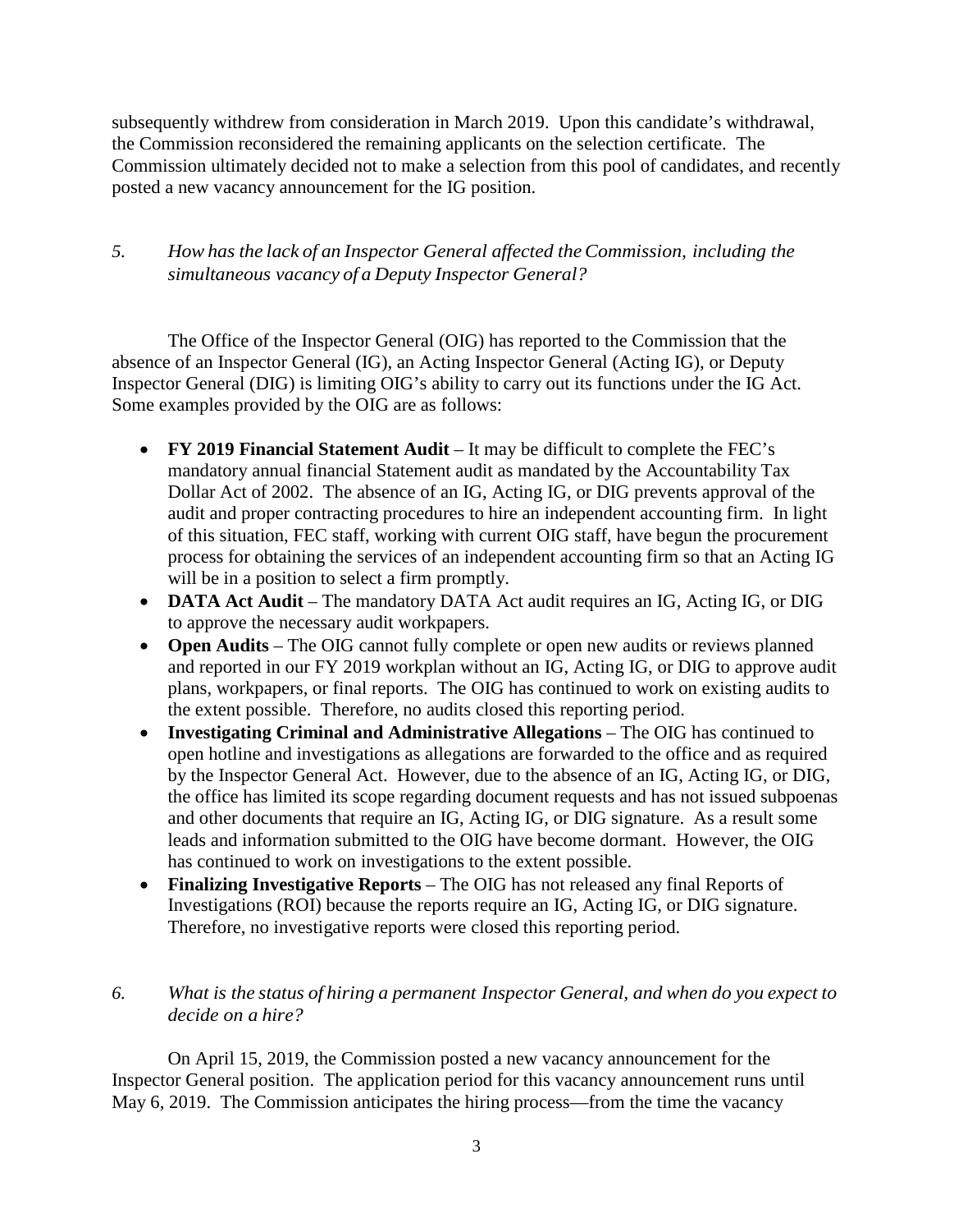subsequently withdrew from consideration in March 2019. Upon this candidate's withdrawal, the Commission reconsidered the remaining applicants on the selection certificate. The Commission ultimately decided not to make a selection from this pool of candidates, and recently posted a new vacancy announcement for the IG position.

*5. How has the lack of an Inspector General affected the Commission, including the simultaneous vacancy of a Deputy Inspector General?*

The Office of the Inspector General (OIG) has reported to the Commission that the absence of an Inspector General (IG), an Acting Inspector General (Acting IG), or Deputy Inspector General (DIG) is limiting OIG's ability to carry out its functions under the IG Act. Some examples provided by the OIG are as follows:

- **FY 2019 Financial Statement Audit** – It may be difficult to complete the FEC's mandatory annual financial Statement audit as mandated by the Accountability Tax Dollar Act of 2002. The absence of an IG, Acting IG, or DIG prevents approval of the audit and proper contracting procedures to hire an independent accounting firm. In light of this situation, FEC staff, working with current OIG staff, have begun the procurement process for obtaining the services of an independent accounting firm so that an Acting IG will be in a position to select a firm promptly.
- **DATA Act Audit** – The mandatory DATA Act audit requires an IG, Acting IG, or DIG to approve the necessary audit workpapers.
- **Open Audits** – The OIG cannot fully complete or open new audits or reviews planned and reported in our FY 2019 workplan without an IG, Acting IG, or DIG to approve audit plans, workpapers, or final reports. The OIG has continued to work on existing audits to the extent possible. Therefore, no audits closed this reporting period.
- **Investigating Criminal and Administrative Allegations** – The OIG has continued to open hotline and investigations as allegations are forwarded to the office and as required by the Inspector General Act. However, due to the absence of an IG, Acting IG, or DIG, the office has limited its scope regarding document requests and has not issued subpoenas and other documents that require an IG, Acting IG, or DIG signature. As a result some leads and information submitted to the OIG have become dormant. However, the OIG has continued to work on investigations to the extent possible.
- **Finalizing Investigative Reports** – The OIG has not released any final Reports of Investigations (ROI) because the reports require an IG, Acting IG, or DIG signature. Therefore, no investigative reports were closed this reporting period.

*6. What is the status of hiring a permanent Inspector General, and when do you expect to decide on a hire?*

On April 15, 2019, the Commission posted a new vacancy announcement for the Inspector General position. The application period for this vacancy announcement runs until May 6, 2019. The Commission anticipates the hiring process—from the time the vacancy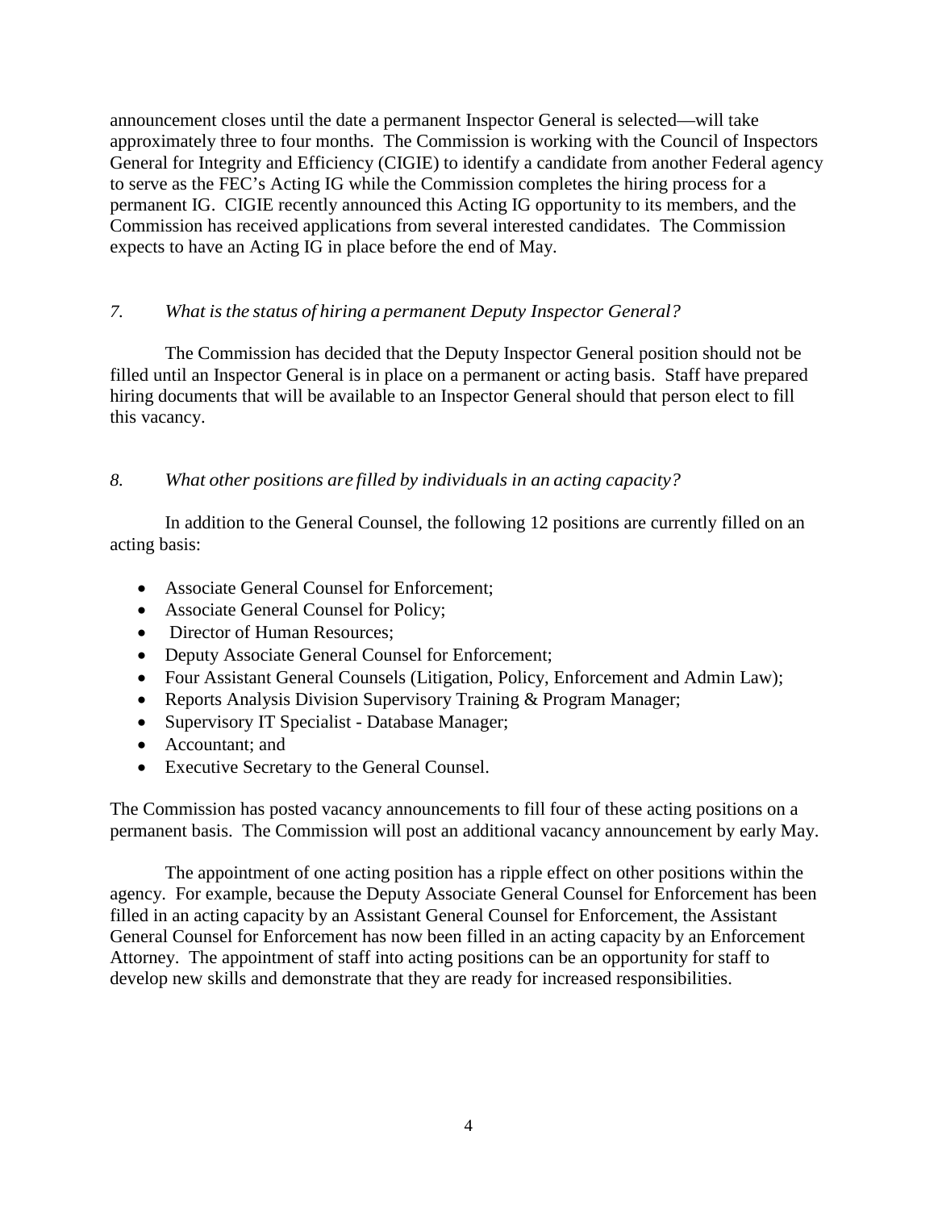announcement closes until the date a permanent Inspector General is selected—will take approximately three to four months. The Commission is working with the Council of Inspectors General for Integrity and Efficiency (CIGIE) to identify a candidate from another Federal agency to serve as the FEC's Acting IG while the Commission completes the hiring process for a permanent IG. CIGIE recently announced this Acting IG opportunity to its members, and the Commission has received applications from several interested candidates. The Commission expects to have an Acting IG in place before the end of May.

*7. What is the status of hiring a permanent Deputy Inspector General?*

The Commission has decided that the Deputy Inspector General position should not be filled until an Inspector General is in place on a permanent or acting basis. Staff have prepared hiring documents that will be available to an Inspector General should that person elect to fill this vacancy.

*8. What other positions are filled by individuals in an acting capacity?*

In addition to the General Counsel, the following 12 positions are currently filled on an acting basis:

- Associate General Counsel for Enforcement;
- Associate General Counsel for Policy;
- Director of Human Resources;
- Deputy Associate General Counsel for Enforcement;
- Four Assistant General Counsels (Litigation, Policy, Enforcement and Admin Law);
- Reports Analysis Division Supervisory Training & Program Manager;
- Supervisory IT Specialist - Database Manager;
- Accountant; and
- Executive Secretary to the General Counsel.

The Commission has posted vacancy announcements to fill four of these acting positions on a permanent basis. The Commission will post an additional vacancy announcement by early May.

The appointment of one acting position has a ripple effect on other positions within the agency. For example, because the Deputy Associate General Counsel for Enforcement has been filled in an acting capacity by an Assistant General Counsel for Enforcement, the Assistant General Counsel for Enforcement has now been filled in an acting capacity by an Enforcement Attorney. The appointment of staff into acting positions can be an opportunity for staff to develop new skills and demonstrate that they are ready for increased responsibilities.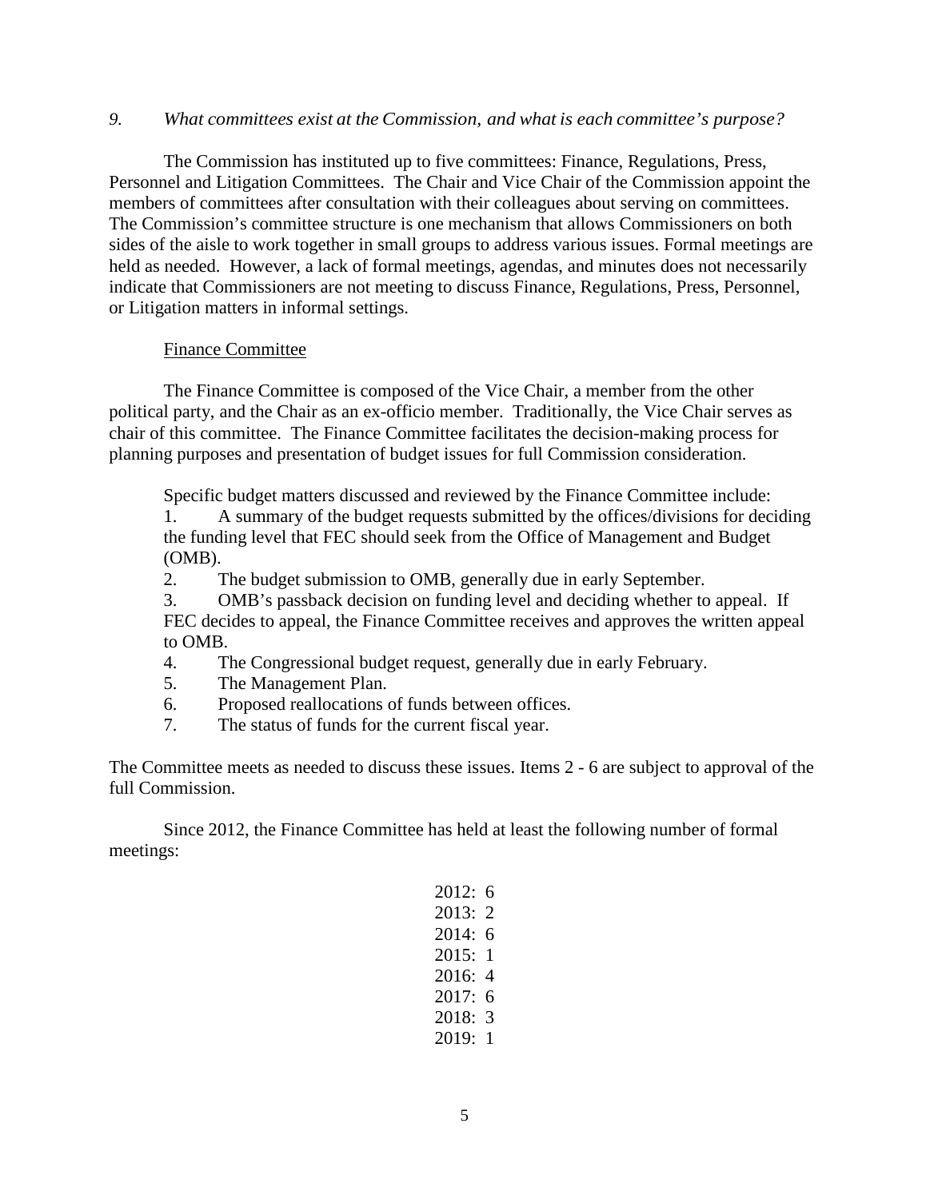*9. What committees exist at the Commission, and what is each committee's purpose?*

The Commission has instituted up to five committees: Finance, Regulations, Press, Personnel and Litigation Committees. The Chair and Vice Chair of the Commission appoint the members of committees after consultation with their colleagues about serving on committees. The Commission's committee structure is one mechanism that allows Commissioners on both sides of the aisle to work together in small groups to address various issues. Formal meetings are held as needed. However, a lack of formal meetings, agendas, and minutes does not necessarily indicate that Commissioners are not meeting to discuss Finance, Regulations, Press, Personnel, or Litigation matters in informal settings.

<u>Finance Committee</u>

The Finance Committee is composed of the Vice Chair, a member from the other political party, and the Chair as an ex-officio member. Traditionally, the Vice Chair serves as chair of this committee. The Finance Committee facilitates the decision-making process for planning purposes and presentation of budget issues for full Commission consideration.

Specific budget matters discussed and reviewed by the Finance Committee include:

1. A summary of the budget requests submitted by the offices/divisions for deciding the funding level that FEC should seek from the Office of Management and Budget (OMB).
2. The budget submission to OMB, generally due in early September.
3. OMB's passback decision on funding level and deciding whether to appeal. If FEC decides to appeal, the Finance Committee receives and approves the written appeal to OMB.
4. The Congressional budget request, generally due in early February.
5. The Management Plan.
6. Proposed reallocations of funds between offices.
7. The status of funds for the current fiscal year.

The Committee meets as needed to discuss these issues. Items 2 - 6 are subject to approval of the full Commission.

Since 2012, the Finance Committee has held at least the following number of formal meetings:

2012: 6
2013: 2
2014: 6
2015: 1
2016: 4
2017: 6
2018: 3
2019: 1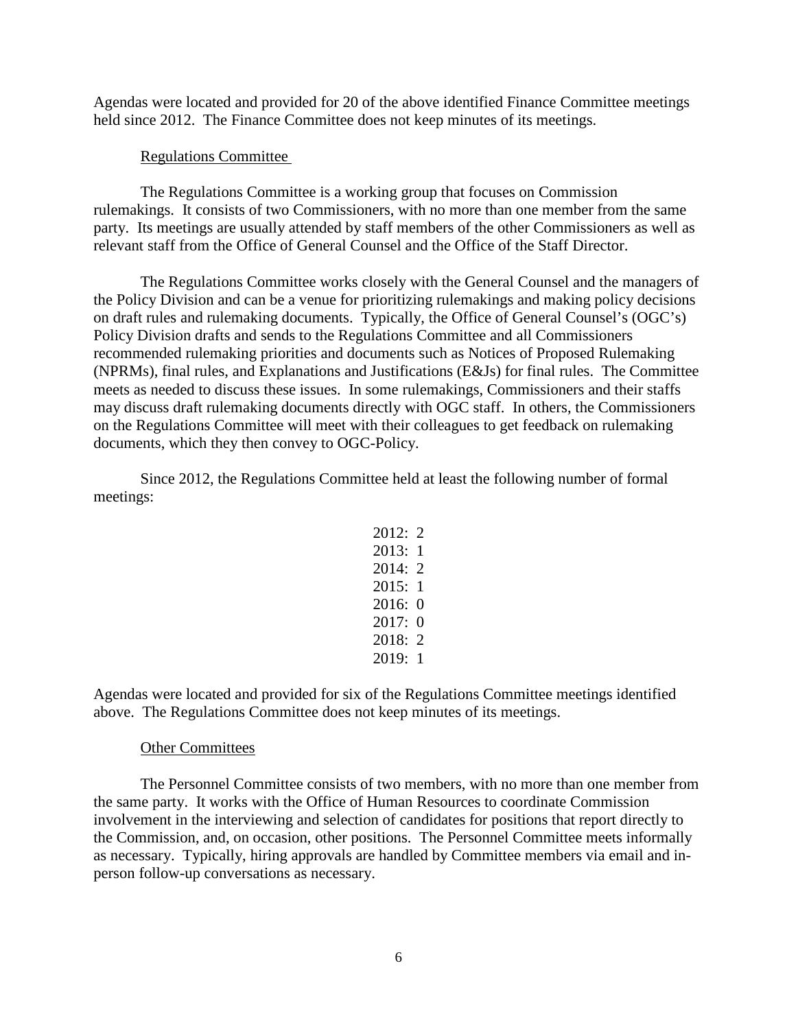Agendas were located and provided for 20 of the above identified Finance Committee meetings held since 2012. The Finance Committee does not keep minutes of its meetings.

Regulations Committee

The Regulations Committee is a working group that focuses on Commission rulemakings. It consists of two Commissioners, with no more than one member from the same party. Its meetings are usually attended by staff members of the other Commissioners as well as relevant staff from the Office of General Counsel and the Office of the Staff Director.

The Regulations Committee works closely with the General Counsel and the managers of the Policy Division and can be a venue for prioritizing rulemakings and making policy decisions on draft rules and rulemaking documents. Typically, the Office of General Counsel's (OGC's) Policy Division drafts and sends to the Regulations Committee and all Commissioners recommended rulemaking priorities and documents such as Notices of Proposed Rulemaking (NPRMs), final rules, and Explanations and Justifications (E&Js) for final rules. The Committee meets as needed to discuss these issues. In some rulemakings, Commissioners and their staffs may discuss draft rulemaking documents directly with OGC staff. In others, the Commissioners on the Regulations Committee will meet with their colleagues to get feedback on rulemaking documents, which they then convey to OGC-Policy.

Since 2012, the Regulations Committee held at least the following number of formal meetings:

2012: 2
2013: 1
2014: 2
2015: 1
2016: 0
2017: 0
2018: 2
2019: 1

Agendas were located and provided for six of the Regulations Committee meetings identified above. The Regulations Committee does not keep minutes of its meetings.

Other Committees

The Personnel Committee consists of two members, with no more than one member from the same party. It works with the Office of Human Resources to coordinate Commission involvement in the interviewing and selection of candidates for positions that report directly to the Commission, and, on occasion, other positions. The Personnel Committee meets informally as necessary. Typically, hiring approvals are handled by Committee members via email and in-person follow-up conversations as necessary.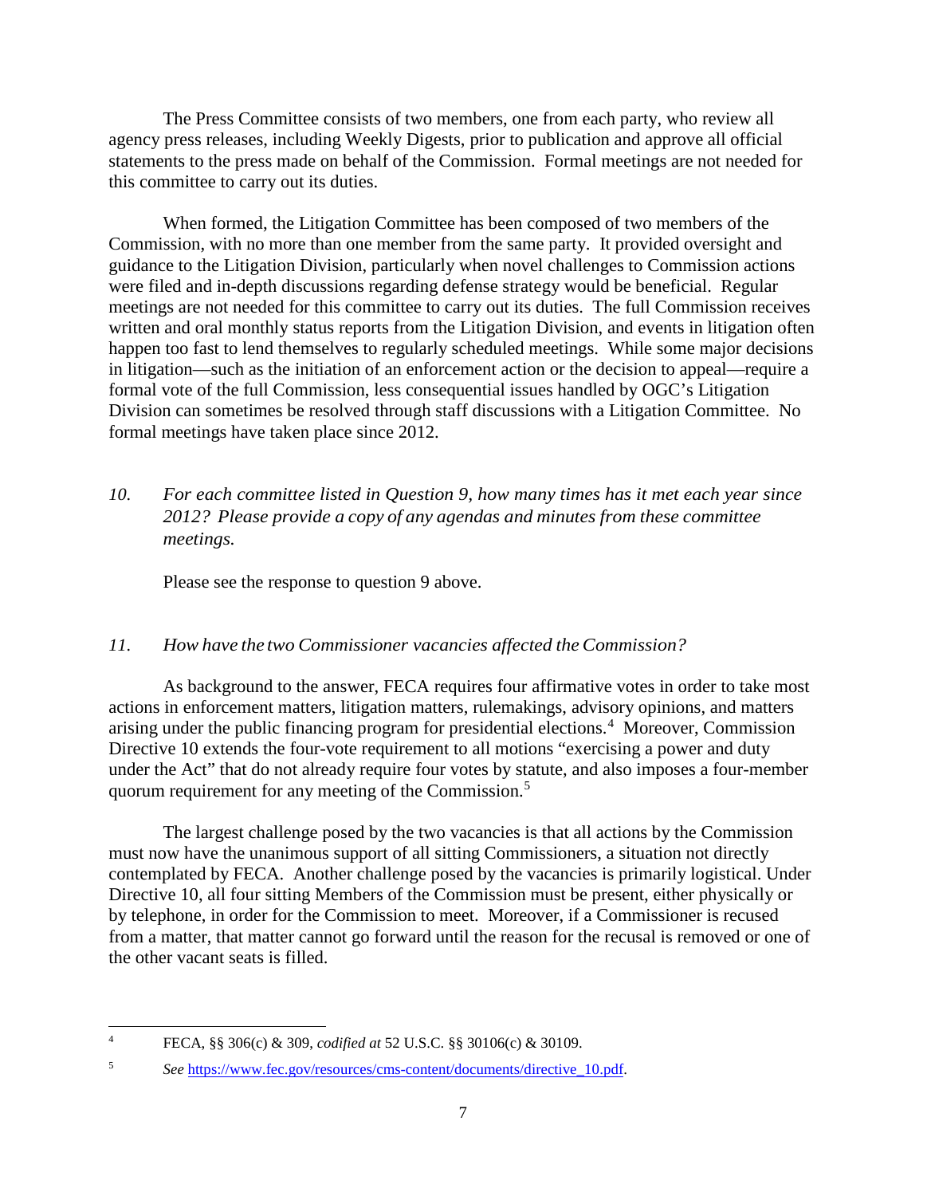The Press Committee consists of two members, one from each party, who review all agency press releases, including Weekly Digests, prior to publication and approve all official statements to the press made on behalf of the Commission. Formal meetings are not needed for this committee to carry out its duties.

When formed, the Litigation Committee has been composed of two members of the Commission, with no more than one member from the same party. It provided oversight and guidance to the Litigation Division, particularly when novel challenges to Commission actions were filed and in-depth discussions regarding defense strategy would be beneficial. Regular meetings are not needed for this committee to carry out its duties. The full Commission receives written and oral monthly status reports from the Litigation Division, and events in litigation often happen too fast to lend themselves to regularly scheduled meetings. While some major decisions in litigation—such as the initiation of an enforcement action or the decision to appeal—require a formal vote of the full Commission, less consequential issues handled by OGC's Litigation Division can sometimes be resolved through staff discussions with a Litigation Committee. No formal meetings have taken place since 2012.

*10. For each committee listed in Question 9, how many times has it met each year since 2012? Please provide a copy of any agendas and minutes from these committee meetings.*

Please see the response to question 9 above.

*11. How have the two Commissioner vacancies affected the Commission?*

As background to the answer, FECA requires four affirmative votes in order to take most actions in enforcement matters, litigation matters, rulemakings, advisory opinions, and matters arising under the public financing program for presidential elections.[4] Moreover, Commission Directive 10 extends the four-vote requirement to all motions "exercising a power and duty under the Act" that do not already require four votes by statute, and also imposes a four-member quorum requirement for any meeting of the Commission.[5]

The largest challenge posed by the two vacancies is that all actions by the Commission must now have the unanimous support of all sitting Commissioners, a situation not directly contemplated by FECA. Another challenge posed by the vacancies is primarily logistical. Under Directive 10, all four sitting Members of the Commission must be present, either physically or by telephone, in order for the Commission to meet. Moreover, if a Commissioner is recused from a matter, that matter cannot go forward until the reason for the recusal is removed or one of the other vacant seats is filled.

---

[4] FECA, §§ 306(c) & 309, *codified at* 52 U.S.C. §§ 30106(c) & 30109.

[5] *See* https://www.fec.gov/resources/cms-content/documents/directive_10.pdf.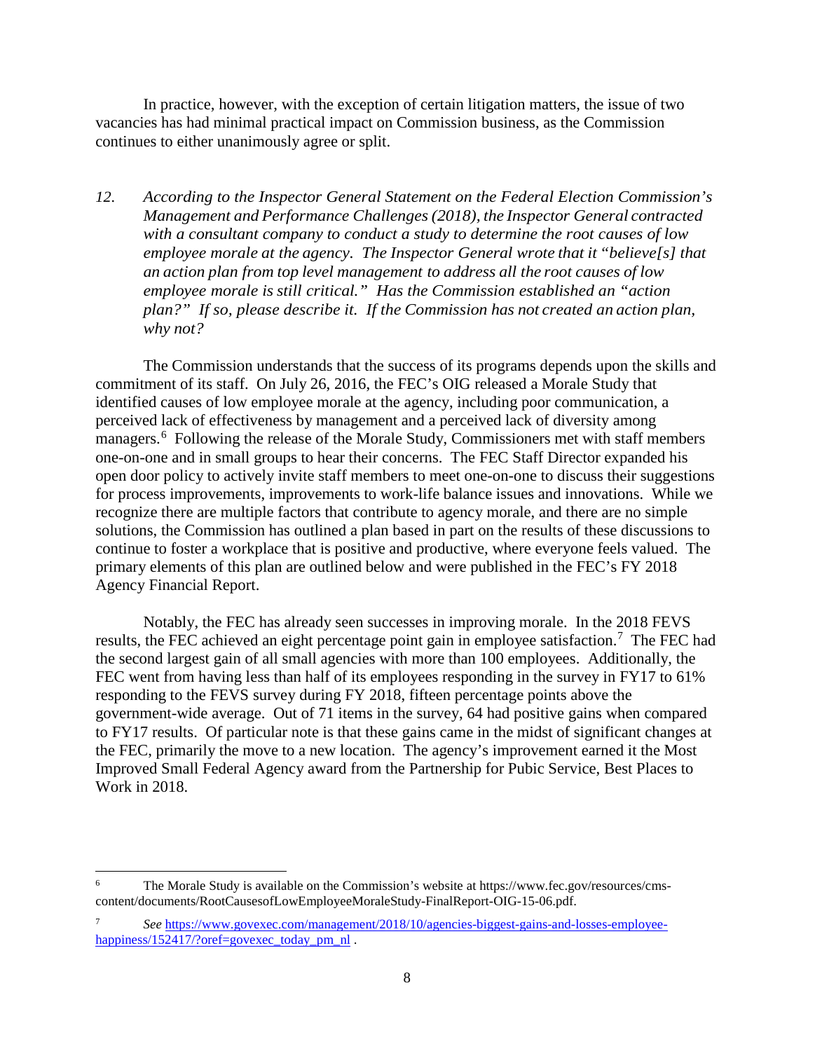In practice, however, with the exception of certain litigation matters, the issue of two vacancies has had minimal practical impact on Commission business, as the Commission continues to either unanimously agree or split.

*12. According to the Inspector General Statement on the Federal Election Commission's Management and Performance Challenges (2018), the Inspector General contracted with a consultant company to conduct a study to determine the root causes of low employee morale at the agency. The Inspector General wrote that it "believe[s] that an action plan from top level management to address all the root causes of low employee morale is still critical." Has the Commission established an "action plan?" If so, please describe it. If the Commission has not created an action plan, why not?*

The Commission understands that the success of its programs depends upon the skills and commitment of its staff. On July 26, 2016, the FEC's OIG released a Morale Study that identified causes of low employee morale at the agency, including poor communication, a perceived lack of effectiveness by management and a perceived lack of diversity among managers.[6] Following the release of the Morale Study, Commissioners met with staff members one-on-one and in small groups to hear their concerns. The FEC Staff Director expanded his open door policy to actively invite staff members to meet one-on-one to discuss their suggestions for process improvements, improvements to work-life balance issues and innovations. While we recognize there are multiple factors that contribute to agency morale, and there are no simple solutions, the Commission has outlined a plan based in part on the results of these discussions to continue to foster a workplace that is positive and productive, where everyone feels valued. The primary elements of this plan are outlined below and were published in the FEC's FY 2018 Agency Financial Report.

Notably, the FEC has already seen successes in improving morale. In the 2018 FEVS results, the FEC achieved an eight percentage point gain in employee satisfaction.[7] The FEC had the second largest gain of all small agencies with more than 100 employees. Additionally, the FEC went from having less than half of its employees responding in the survey in FY17 to 61% responding to the FEVS survey during FY 2018, fifteen percentage points above the government-wide average. Out of 71 items in the survey, 64 had positive gains when compared to FY17 results. Of particular note is that these gains came in the midst of significant changes at the FEC, primarily the move to a new location. The agency's improvement earned it the Most Improved Small Federal Agency award from the Partnership for Pubic Service, Best Places to Work in 2018.

---

[6] The Morale Study is available on the Commission's website at https://www.fec.gov/resources/cms-content/documents/RootCausesofLowEmployeeMoraleStudy-FinalReport-OIG-15-06.pdf.

[7] *See* https://www.govexec.com/management/2018/10/agencies-biggest-gains-and-losses-employee-happiness/152417/?oref=govexec_today_pm_nl .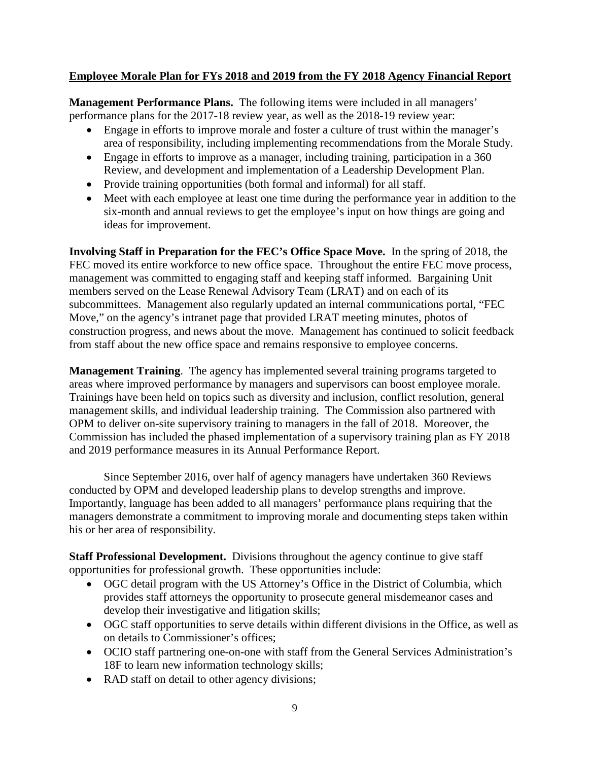**Employee Morale Plan for FYs 2018 and 2019 from the FY 2018 Agency Financial Report**

**Management Performance Plans.** The following items were included in all managers' performance plans for the 2017-18 review year, as well as the 2018-19 review year:

- Engage in efforts to improve morale and foster a culture of trust within the manager's area of responsibility, including implementing recommendations from the Morale Study.
- Engage in efforts to improve as a manager, including training, participation in a 360 Review, and development and implementation of a Leadership Development Plan.
- Provide training opportunities (both formal and informal) for all staff.
- Meet with each employee at least one time during the performance year in addition to the six-month and annual reviews to get the employee's input on how things are going and ideas for improvement.

**Involving Staff in Preparation for the FEC's Office Space Move.** In the spring of 2018, the FEC moved its entire workforce to new office space. Throughout the entire FEC move process, management was committed to engaging staff and keeping staff informed. Bargaining Unit members served on the Lease Renewal Advisory Team (LRAT) and on each of its subcommittees. Management also regularly updated an internal communications portal, "FEC Move," on the agency's intranet page that provided LRAT meeting minutes, photos of construction progress, and news about the move. Management has continued to solicit feedback from staff about the new office space and remains responsive to employee concerns.

**Management Training**. The agency has implemented several training programs targeted to areas where improved performance by managers and supervisors can boost employee morale. Trainings have been held on topics such as diversity and inclusion, conflict resolution, general management skills, and individual leadership training. The Commission also partnered with OPM to deliver on-site supervisory training to managers in the fall of 2018. Moreover, the Commission has included the phased implementation of a supervisory training plan as FY 2018 and 2019 performance measures in its Annual Performance Report.

Since September 2016, over half of agency managers have undertaken 360 Reviews conducted by OPM and developed leadership plans to develop strengths and improve. Importantly, language has been added to all managers' performance plans requiring that the managers demonstrate a commitment to improving morale and documenting steps taken within his or her area of responsibility.

**Staff Professional Development.** Divisions throughout the agency continue to give staff opportunities for professional growth. These opportunities include:

- OGC detail program with the US Attorney's Office in the District of Columbia, which provides staff attorneys the opportunity to prosecute general misdemeanor cases and develop their investigative and litigation skills;
- OGC staff opportunities to serve details within different divisions in the Office, as well as on details to Commissioner's offices;
- OCIO staff partnering one-on-one with staff from the General Services Administration's 18F to learn new information technology skills;
- RAD staff on detail to other agency divisions;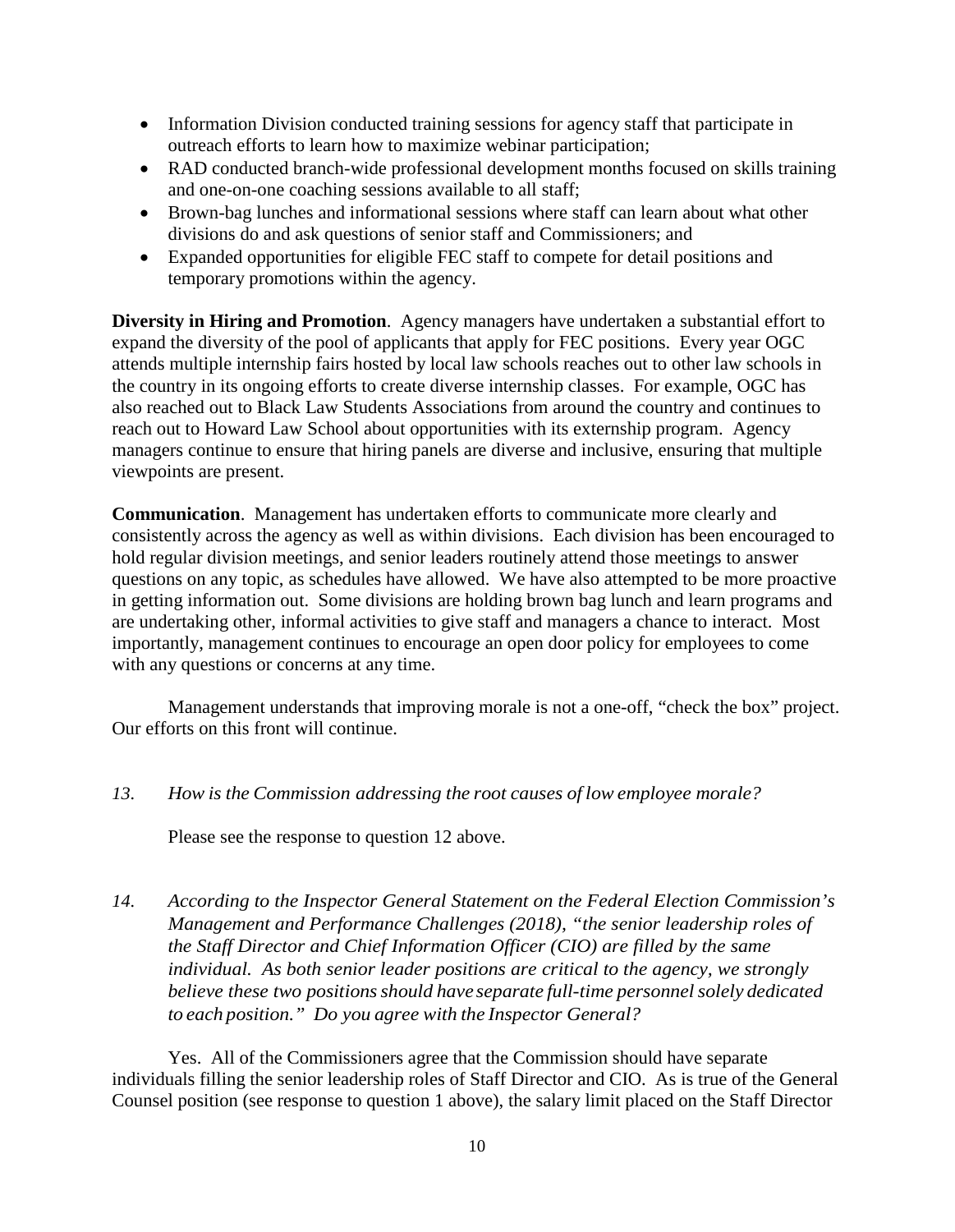- Information Division conducted training sessions for agency staff that participate in outreach efforts to learn how to maximize webinar participation;
- RAD conducted branch-wide professional development months focused on skills training and one-on-one coaching sessions available to all staff;
- Brown-bag lunches and informational sessions where staff can learn about what other divisions do and ask questions of senior staff and Commissioners; and
- Expanded opportunities for eligible FEC staff to compete for detail positions and temporary promotions within the agency.

**Diversity in Hiring and Promotion**. Agency managers have undertaken a substantial effort to expand the diversity of the pool of applicants that apply for FEC positions. Every year OGC attends multiple internship fairs hosted by local law schools reaches out to other law schools in the country in its ongoing efforts to create diverse internship classes. For example, OGC has also reached out to Black Law Students Associations from around the country and continues to reach out to Howard Law School about opportunities with its externship program. Agency managers continue to ensure that hiring panels are diverse and inclusive, ensuring that multiple viewpoints are present.

**Communication**. Management has undertaken efforts to communicate more clearly and consistently across the agency as well as within divisions. Each division has been encouraged to hold regular division meetings, and senior leaders routinely attend those meetings to answer questions on any topic, as schedules have allowed. We have also attempted to be more proactive in getting information out. Some divisions are holding brown bag lunch and learn programs and are undertaking other, informal activities to give staff and managers a chance to interact. Most importantly, management continues to encourage an open door policy for employees to come with any questions or concerns at any time.

Management understands that improving morale is not a one-off, "check the box" project. Our efforts on this front will continue.

*13. How is the Commission addressing the root causes of low employee morale?*

Please see the response to question 12 above.

*14. According to the Inspector General Statement on the Federal Election Commission's Management and Performance Challenges (2018), "the senior leadership roles of the Staff Director and Chief Information Officer (CIO) are filled by the same individual. As both senior leader positions are critical to the agency, we strongly believe these two positions should have separate full-time personnel solely dedicated to each position." Do you agree with the Inspector General?*

Yes. All of the Commissioners agree that the Commission should have separate individuals filling the senior leadership roles of Staff Director and CIO. As is true of the General Counsel position (see response to question 1 above), the salary limit placed on the Staff Director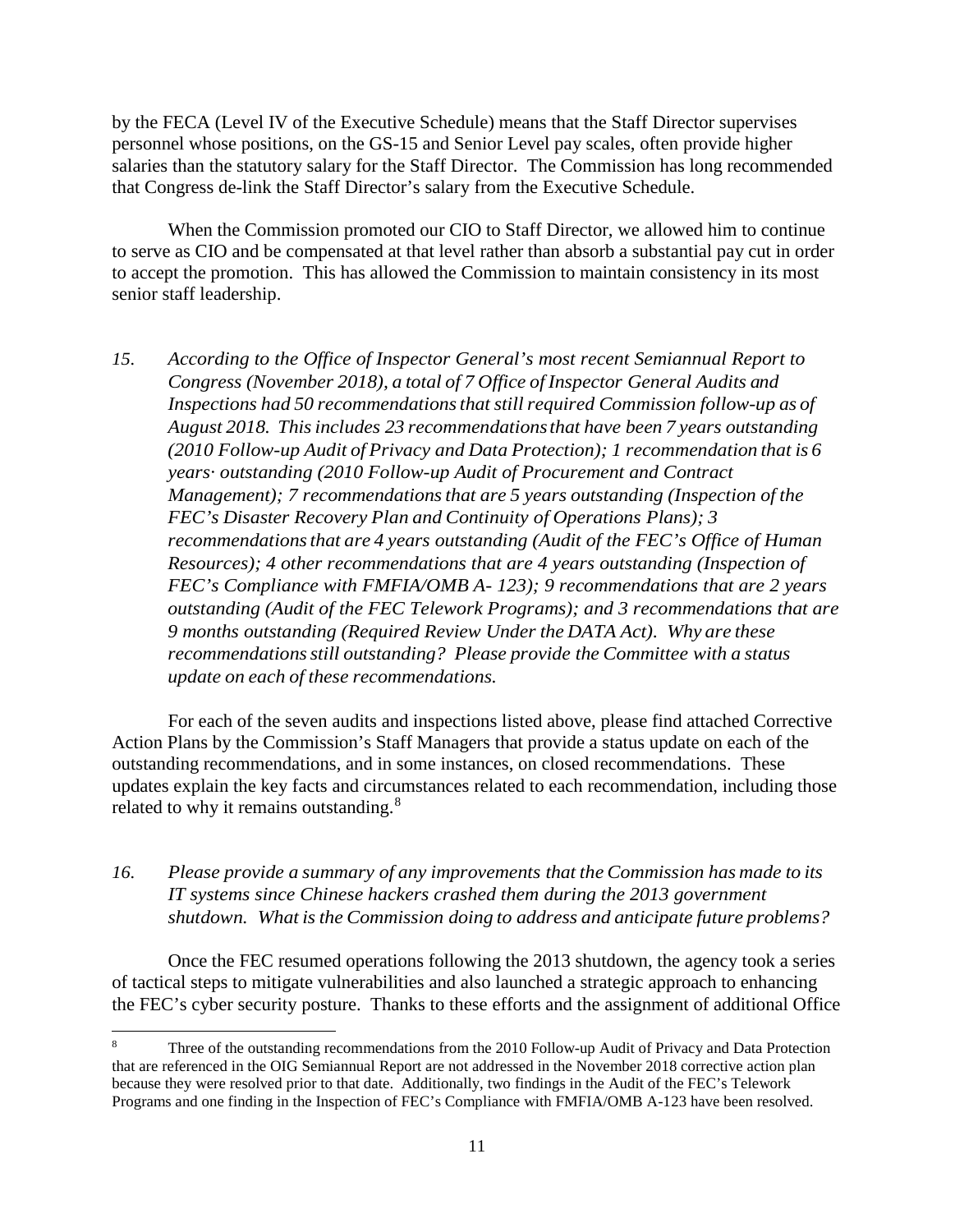by the FECA (Level IV of the Executive Schedule) means that the Staff Director supervises personnel whose positions, on the GS-15 and Senior Level pay scales, often provide higher salaries than the statutory salary for the Staff Director. The Commission has long recommended that Congress de-link the Staff Director's salary from the Executive Schedule.

When the Commission promoted our CIO to Staff Director, we allowed him to continue to serve as CIO and be compensated at that level rather than absorb a substantial pay cut in order to accept the promotion. This has allowed the Commission to maintain consistency in its most senior staff leadership.

*15. According to the Office of Inspector General's most recent Semiannual Report to Congress (November 2018), a total of 7 Office of Inspector General Audits and Inspections had 50 recommendations that still required Commission follow-up as of August 2018. This includes 23 recommendations that have been 7 years outstanding (2010 Follow-up Audit of Privacy and Data Protection); 1 recommendation that is 6 years· outstanding (2010 Follow-up Audit of Procurement and Contract Management); 7 recommendations that are 5 years outstanding (Inspection of the FEC's Disaster Recovery Plan and Continuity of Operations Plans); 3 recommendations that are 4 years outstanding (Audit of the FEC's Office of Human Resources); 4 other recommendations that are 4 years outstanding (Inspection of FEC's Compliance with FMFIA/OMB A- 123); 9 recommendations that are 2 years outstanding (Audit of the FEC Telework Programs); and 3 recommendations that are 9 months outstanding (Required Review Under the DATA Act). Why are these recommendations still outstanding? Please provide the Committee with a status update on each of these recommendations.*

For each of the seven audits and inspections listed above, please find attached Corrective Action Plans by the Commission's Staff Managers that provide a status update on each of the outstanding recommendations, and in some instances, on closed recommendations. These updates explain the key facts and circumstances related to each recommendation, including those related to why it remains outstanding.[8]

*16. Please provide a summary of any improvements that the Commission has made to its IT systems since Chinese hackers crashed them during the 2013 government shutdown. What is the Commission doing to address and anticipate future problems?*

Once the FEC resumed operations following the 2013 shutdown, the agency took a series of tactical steps to mitigate vulnerabilities and also launched a strategic approach to enhancing the FEC's cyber security posture. Thanks to these efforts and the assignment of additional Office

[8] Three of the outstanding recommendations from the 2010 Follow-up Audit of Privacy and Data Protection that are referenced in the OIG Semiannual Report are not addressed in the November 2018 corrective action plan because they were resolved prior to that date. Additionally, two findings in the Audit of the FEC's Telework Programs and one finding in the Inspection of FEC's Compliance with FMFIA/OMB A-123 have been resolved.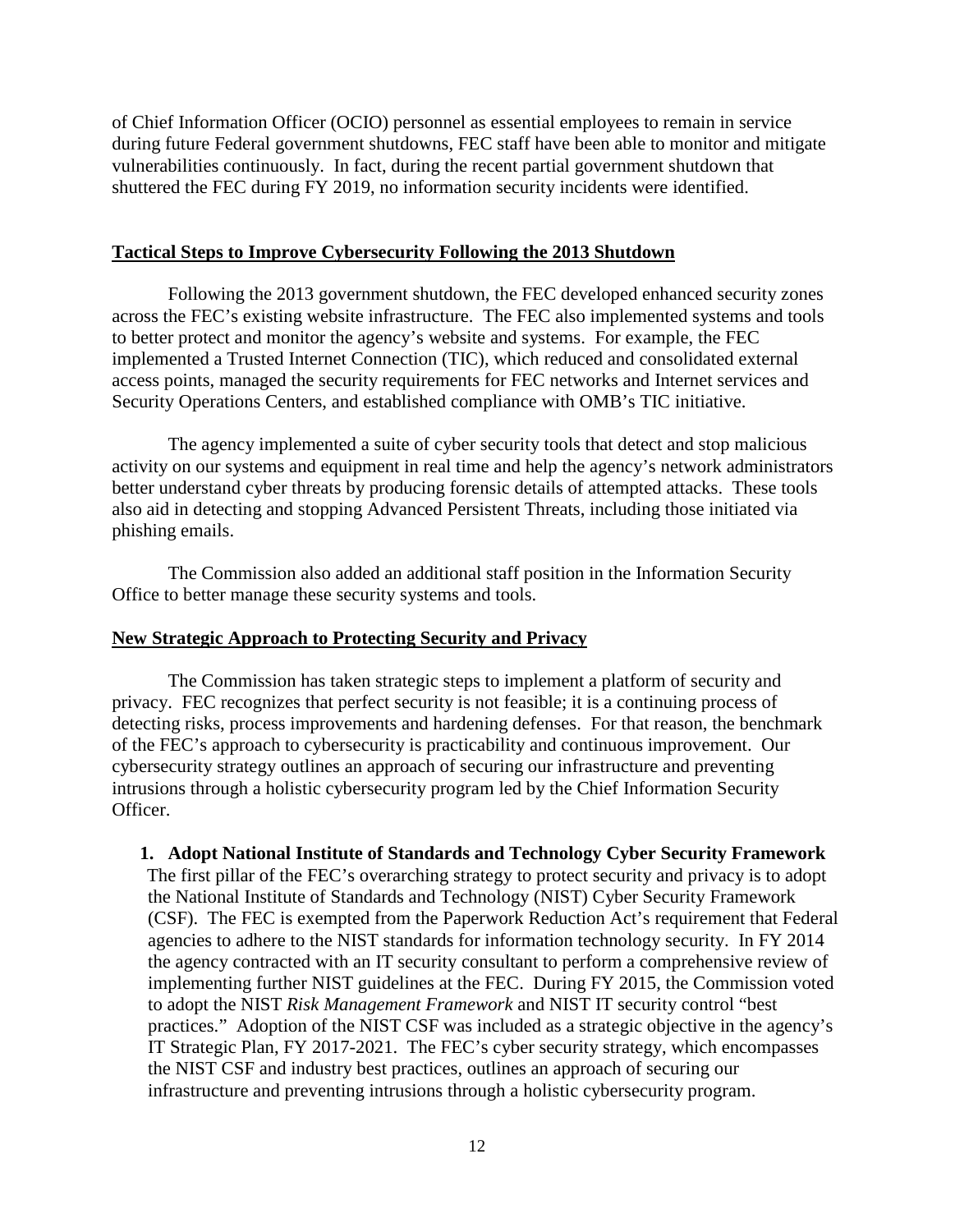of Chief Information Officer (OCIO) personnel as essential employees to remain in service during future Federal government shutdowns, FEC staff have been able to monitor and mitigate vulnerabilities continuously. In fact, during the recent partial government shutdown that shuttered the FEC during FY 2019, no information security incidents were identified.

## Tactical Steps to Improve Cybersecurity Following the 2013 Shutdown

Following the 2013 government shutdown, the FEC developed enhanced security zones across the FEC's existing website infrastructure. The FEC also implemented systems and tools to better protect and monitor the agency's website and systems. For example, the FEC implemented a Trusted Internet Connection (TIC), which reduced and consolidated external access points, managed the security requirements for FEC networks and Internet services and Security Operations Centers, and established compliance with OMB's TIC initiative.

The agency implemented a suite of cyber security tools that detect and stop malicious activity on our systems and equipment in real time and help the agency's network administrators better understand cyber threats by producing forensic details of attempted attacks. These tools also aid in detecting and stopping Advanced Persistent Threats, including those initiated via phishing emails.

The Commission also added an additional staff position in the Information Security Office to better manage these security systems and tools.

## New Strategic Approach to Protecting Security and Privacy

The Commission has taken strategic steps to implement a platform of security and privacy. FEC recognizes that perfect security is not feasible; it is a continuing process of detecting risks, process improvements and hardening defenses. For that reason, the benchmark of the FEC's approach to cybersecurity is practicability and continuous improvement. Our cybersecurity strategy outlines an approach of securing our infrastructure and preventing intrusions through a holistic cybersecurity program led by the Chief Information Security Officer.

1. **Adopt National Institute of Standards and Technology Cyber Security Framework**
   The first pillar of the FEC's overarching strategy to protect security and privacy is to adopt the National Institute of Standards and Technology (NIST) Cyber Security Framework (CSF). The FEC is exempted from the Paperwork Reduction Act's requirement that Federal agencies to adhere to the NIST standards for information technology security. In FY 2014 the agency contracted with an IT security consultant to perform a comprehensive review of implementing further NIST guidelines at the FEC. During FY 2015, the Commission voted to adopt the NIST *Risk Management Framework* and NIST IT security control "best practices." Adoption of the NIST CSF was included as a strategic objective in the agency's IT Strategic Plan, FY 2017-2021. The FEC's cyber security strategy, which encompasses the NIST CSF and industry best practices, outlines an approach of securing our infrastructure and preventing intrusions through a holistic cybersecurity program.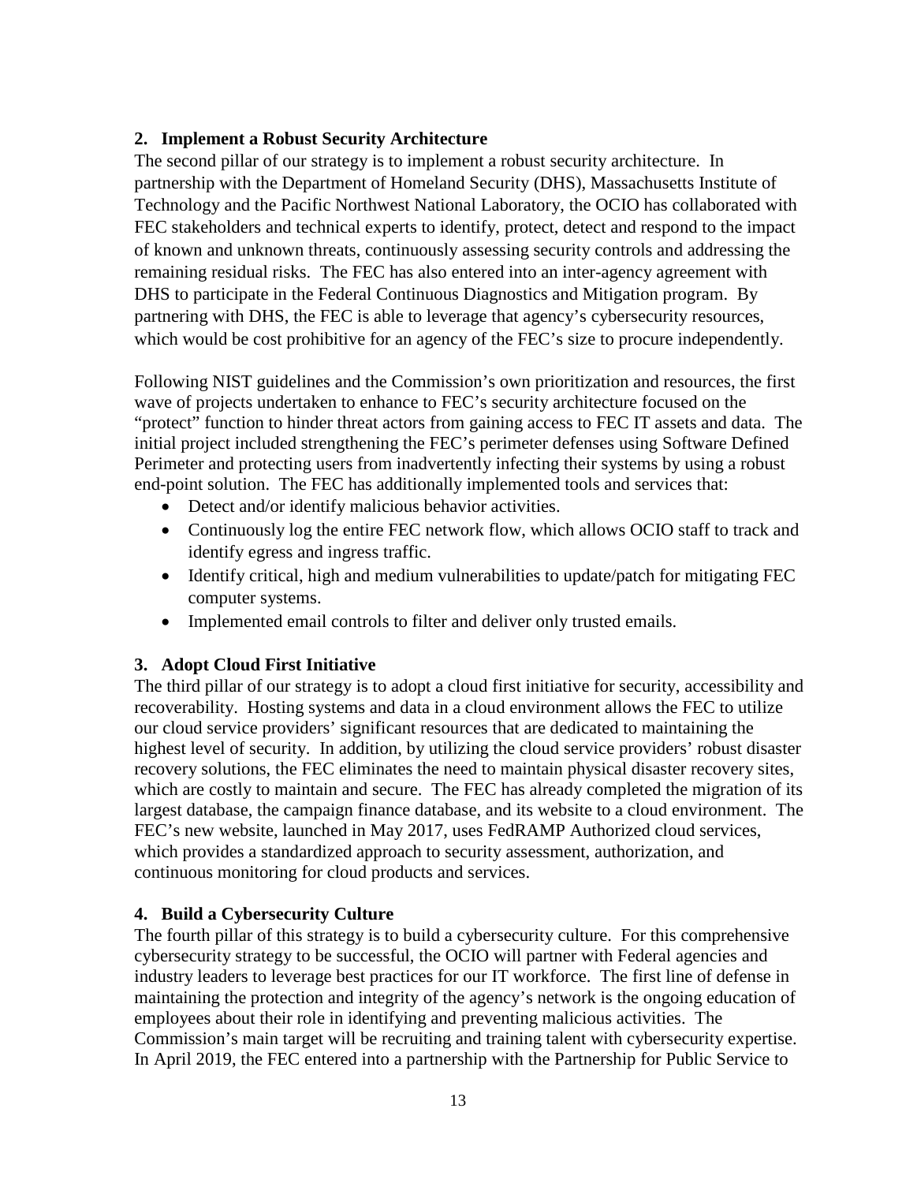### 2. Implement a Robust Security Architecture

The second pillar of our strategy is to implement a robust security architecture. In partnership with the Department of Homeland Security (DHS), Massachusetts Institute of Technology and the Pacific Northwest National Laboratory, the OCIO has collaborated with FEC stakeholders and technical experts to identify, protect, detect and respond to the impact of known and unknown threats, continuously assessing security controls and addressing the remaining residual risks. The FEC has also entered into an inter-agency agreement with DHS to participate in the Federal Continuous Diagnostics and Mitigation program. By partnering with DHS, the FEC is able to leverage that agency's cybersecurity resources, which would be cost prohibitive for an agency of the FEC's size to procure independently.

Following NIST guidelines and the Commission's own prioritization and resources, the first wave of projects undertaken to enhance to FEC's security architecture focused on the "protect" function to hinder threat actors from gaining access to FEC IT assets and data. The initial project included strengthening the FEC's perimeter defenses using Software Defined Perimeter and protecting users from inadvertently infecting their systems by using a robust end-point solution. The FEC has additionally implemented tools and services that:

- Detect and/or identify malicious behavior activities.
- Continuously log the entire FEC network flow, which allows OCIO staff to track and identify egress and ingress traffic.
- Identify critical, high and medium vulnerabilities to update/patch for mitigating FEC computer systems.
- Implemented email controls to filter and deliver only trusted emails.

### 3. Adopt Cloud First Initiative

The third pillar of our strategy is to adopt a cloud first initiative for security, accessibility and recoverability. Hosting systems and data in a cloud environment allows the FEC to utilize our cloud service providers' significant resources that are dedicated to maintaining the highest level of security. In addition, by utilizing the cloud service providers' robust disaster recovery solutions, the FEC eliminates the need to maintain physical disaster recovery sites, which are costly to maintain and secure. The FEC has already completed the migration of its largest database, the campaign finance database, and its website to a cloud environment. The FEC's new website, launched in May 2017, uses FedRAMP Authorized cloud services, which provides a standardized approach to security assessment, authorization, and continuous monitoring for cloud products and services.

### 4. Build a Cybersecurity Culture

The fourth pillar of this strategy is to build a cybersecurity culture. For this comprehensive cybersecurity strategy to be successful, the OCIO will partner with Federal agencies and industry leaders to leverage best practices for our IT workforce. The first line of defense in maintaining the protection and integrity of the agency's network is the ongoing education of employees about their role in identifying and preventing malicious activities. The Commission's main target will be recruiting and training talent with cybersecurity expertise. In April 2019, the FEC entered into a partnership with the Partnership for Public Service to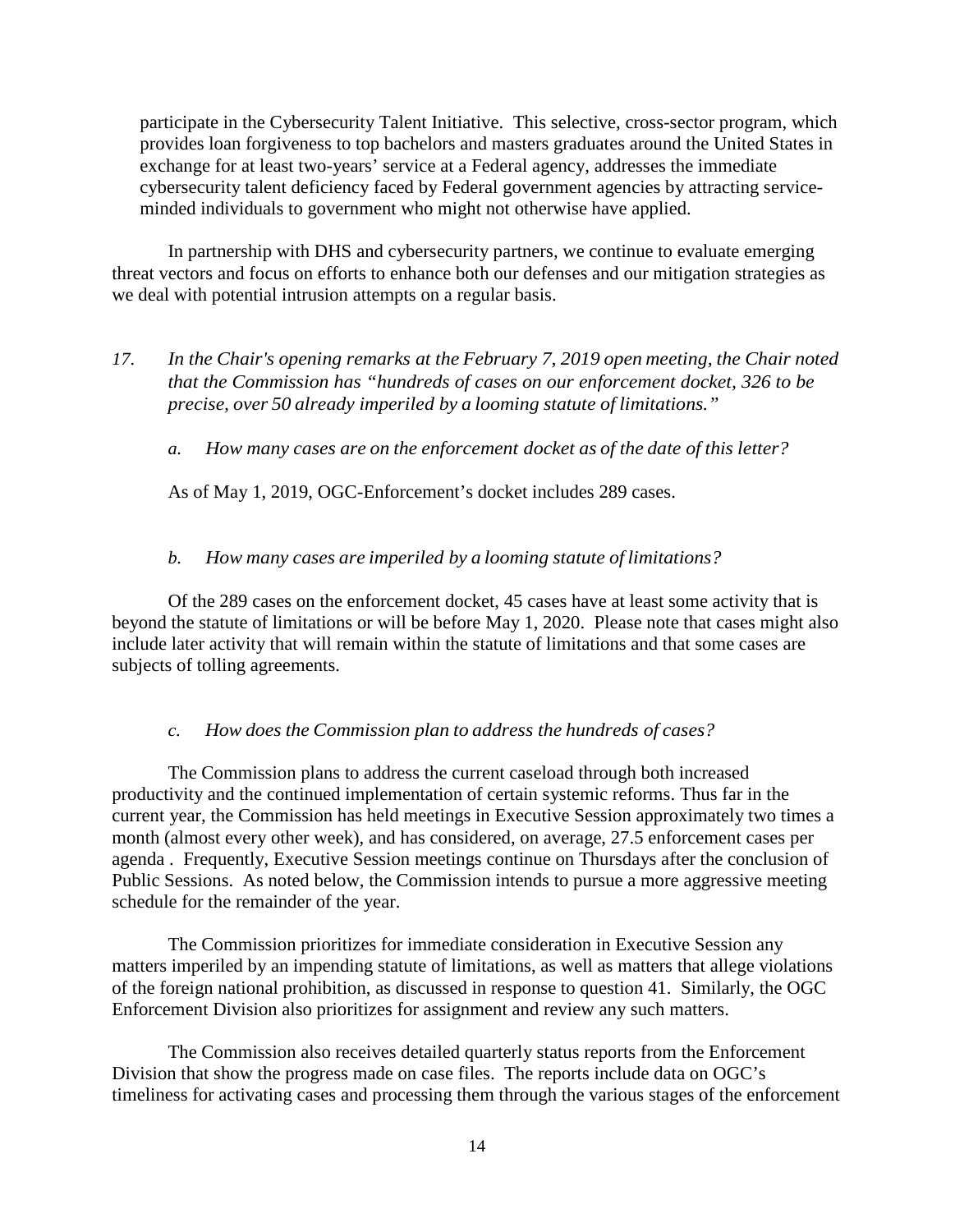participate in the Cybersecurity Talent Initiative. This selective, cross-sector program, which provides loan forgiveness to top bachelors and masters graduates around the United States in exchange for at least two-years' service at a Federal agency, addresses the immediate cybersecurity talent deficiency faced by Federal government agencies by attracting service-minded individuals to government who might not otherwise have applied.

In partnership with DHS and cybersecurity partners, we continue to evaluate emerging threat vectors and focus on efforts to enhance both our defenses and our mitigation strategies as we deal with potential intrusion attempts on a regular basis.

17. *In the Chair's opening remarks at the February 7, 2019 open meeting, the Chair noted that the Commission has "hundreds of cases on our enforcement docket, 326 to be precise, over 50 already imperiled by a looming statute of limitations."*

   a. *How many cases are on the enforcement docket as of the date of this letter?*

   As of May 1, 2019, OGC-Enforcement's docket includes 289 cases.

   b. *How many cases are imperiled by a looming statute of limitations?*

Of the 289 cases on the enforcement docket, 45 cases have at least some activity that is beyond the statute of limitations or will be before May 1, 2020. Please note that cases might also include later activity that will remain within the statute of limitations and that some cases are subjects of tolling agreements.

   c. *How does the Commission plan to address the hundreds of cases?*

The Commission plans to address the current caseload through both increased productivity and the continued implementation of certain systemic reforms. Thus far in the current year, the Commission has held meetings in Executive Session approximately two times a month (almost every other week), and has considered, on average, 27.5 enforcement cases per agenda . Frequently, Executive Session meetings continue on Thursdays after the conclusion of Public Sessions. As noted below, the Commission intends to pursue a more aggressive meeting schedule for the remainder of the year.

The Commission prioritizes for immediate consideration in Executive Session any matters imperiled by an impending statute of limitations, as well as matters that allege violations of the foreign national prohibition, as discussed in response to question 41. Similarly, the OGC Enforcement Division also prioritizes for assignment and review any such matters.

The Commission also receives detailed quarterly status reports from the Enforcement Division that show the progress made on case files. The reports include data on OGC's timeliness for activating cases and processing them through the various stages of the enforcement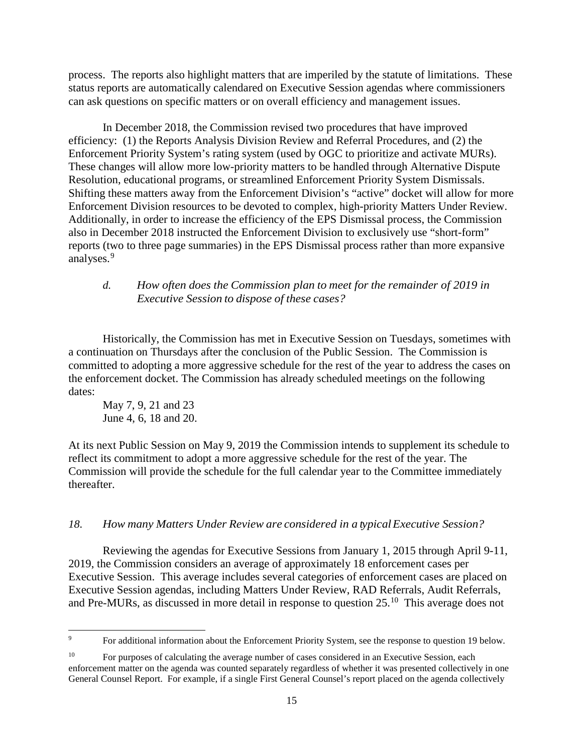process. The reports also highlight matters that are imperiled by the statute of limitations. These status reports are automatically calendared on Executive Session agendas where commissioners can ask questions on specific matters or on overall efficiency and management issues.

In December 2018, the Commission revised two procedures that have improved efficiency: (1) the Reports Analysis Division Review and Referral Procedures, and (2) the Enforcement Priority System's rating system (used by OGC to prioritize and activate MURs). These changes will allow more low-priority matters to be handled through Alternative Dispute Resolution, educational programs, or streamlined Enforcement Priority System Dismissals. Shifting these matters away from the Enforcement Division's "active" docket will allow for more Enforcement Division resources to be devoted to complex, high-priority Matters Under Review. Additionally, in order to increase the efficiency of the EPS Dismissal process, the Commission also in December 2018 instructed the Enforcement Division to exclusively use "short-form" reports (two to three page summaries) in the EPS Dismissal process rather than more expansive analyses.[9]

*d. How often does the Commission plan to meet for the remainder of 2019 in Executive Session to dispose of these cases?*

Historically, the Commission has met in Executive Session on Tuesdays, sometimes with a continuation on Thursdays after the conclusion of the Public Session. The Commission is committed to adopting a more aggressive schedule for the rest of the year to address the cases on the enforcement docket. The Commission has already scheduled meetings on the following dates:

May 7, 9, 21 and 23
June 4, 6, 18 and 20.

At its next Public Session on May 9, 2019 the Commission intends to supplement its schedule to reflect its commitment to adopt a more aggressive schedule for the rest of the year. The Commission will provide the schedule for the full calendar year to the Committee immediately thereafter.

*18. How many Matters Under Review are considered in a typical Executive Session?*

Reviewing the agendas for Executive Sessions from January 1, 2015 through April 9-11, 2019, the Commission considers an average of approximately 18 enforcement cases per Executive Session. This average includes several categories of enforcement cases are placed on Executive Session agendas, including Matters Under Review, RAD Referrals, Audit Referrals, and Pre-MURs, as discussed in more detail in response to question 25.[10] This average does not

---

[9] For additional information about the Enforcement Priority System, see the response to question 19 below.

[10] For purposes of calculating the average number of cases considered in an Executive Session, each enforcement matter on the agenda was counted separately regardless of whether it was presented collectively in one General Counsel Report. For example, if a single First General Counsel's report placed on the agenda collectively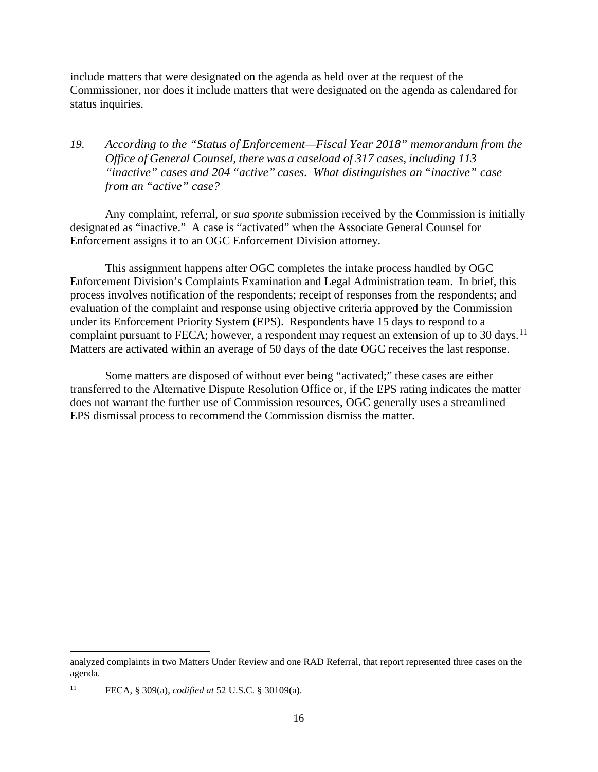include matters that were designated on the agenda as held over at the request of the Commissioner, nor does it include matters that were designated on the agenda as calendared for status inquiries.

*19. According to the "Status of Enforcement—Fiscal Year 2018" memorandum from the Office of General Counsel, there was a caseload of 317 cases, including 113 "inactive" cases and 204 "active" cases. What distinguishes an "inactive" case from an "active" case?*

Any complaint, referral, or *sua sponte* submission received by the Commission is initially designated as "inactive." A case is "activated" when the Associate General Counsel for Enforcement assigns it to an OGC Enforcement Division attorney.

This assignment happens after OGC completes the intake process handled by OGC Enforcement Division's Complaints Examination and Legal Administration team. In brief, this process involves notification of the respondents; receipt of responses from the respondents; and evaluation of the complaint and response using objective criteria approved by the Commission under its Enforcement Priority System (EPS). Respondents have 15 days to respond to a complaint pursuant to FECA; however, a respondent may request an extension of up to 30 days.[11] Matters are activated within an average of 50 days of the date OGC receives the last response.

Some matters are disposed of without ever being "activated;" these cases are either transferred to the Alternative Dispute Resolution Office or, if the EPS rating indicates the matter does not warrant the further use of Commission resources, OGC generally uses a streamlined EPS dismissal process to recommend the Commission dismiss the matter.

---

analyzed complaints in two Matters Under Review and one RAD Referral, that report represented three cases on the agenda.

[11] FECA, § 309(a), *codified at* 52 U.S.C. § 30109(a).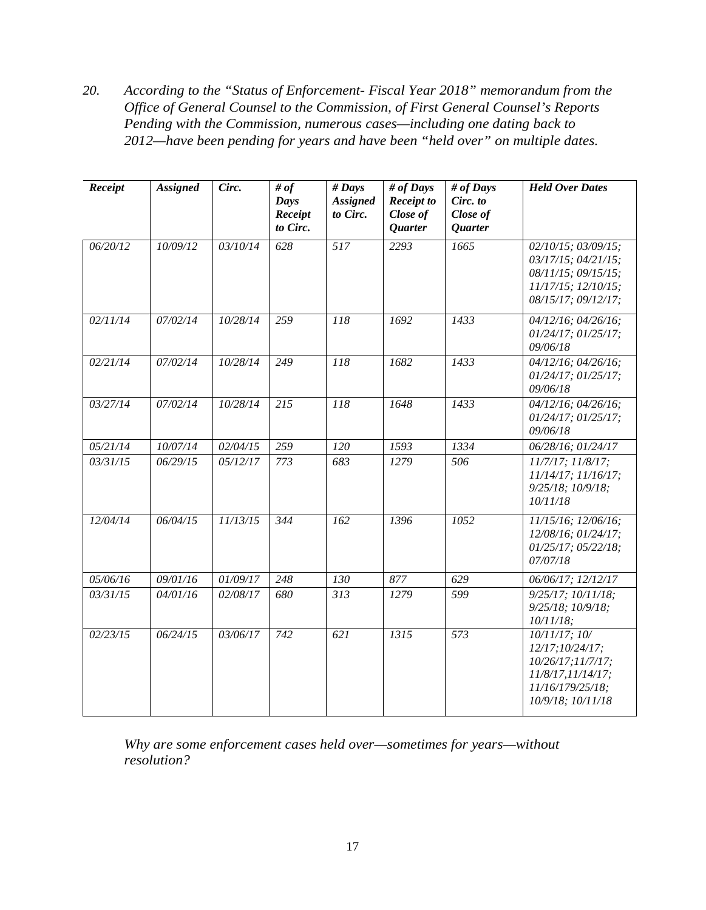*20. According to the "Status of Enforcement- Fiscal Year 2018" memorandum from the Office of General Counsel to the Commission, of First General Counsel's Reports Pending with the Commission, numerous cases—including one dating back to 2012—have been pending for years and have been "held over" on multiple dates.*

| ***Receipt*** | ***Assigned*** | ***Circ.*** | ***# of Days Receipt to Circ.*** | ***# Days Assigned to Circ.*** | ***# of Days Receipt to Close of Quarter*** | ***# of Days Circ. to Close of Quarter*** | ***Held Over Dates*** |
|---|---|---|---|---|---|---|---|
| *06/20/12* | *10/09/12* | *03/10/14* | *628* | *517* | *2293* | *1665* | *02/10/15; 03/09/15; 03/17/15; 04/21/15; 08/11/15; 09/15/15; 11/17/15; 12/10/15; 08/15/17; 09/12/17;* |
| *02/11/14* | *07/02/14* | *10/28/14* | *259* | *118* | *1692* | *1433* | *04/12/16; 04/26/16; 01/24/17; 01/25/17; 09/06/18* |
| *02/21/14* | *07/02/14* | *10/28/14* | *249* | *118* | *1682* | *1433* | *04/12/16; 04/26/16; 01/24/17; 01/25/17; 09/06/18* |
| *03/27/14* | *07/02/14* | *10/28/14* | *215* | *118* | *1648* | *1433* | *04/12/16; 04/26/16; 01/24/17; 01/25/17; 09/06/18* |
| *05/21/14* | *10/07/14* | *02/04/15* | *259* | *120* | *1593* | *1334* | *06/28/16; 01/24/17* |
| *03/31/15* | *06/29/15* | *05/12/17* | *773* | *683* | *1279* | *506* | *11/7/17; 11/8/17; 11/14/17; 11/16/17; 9/25/18; 10/9/18; 10/11/18* |
| *12/04/14* | *06/04/15* | *11/13/15* | *344* | *162* | *1396* | *1052* | *11/15/16; 12/06/16; 12/08/16; 01/24/17; 01/25/17; 05/22/18; 07/07/18* |
| *05/06/16* | *09/01/16* | *01/09/17* | *248* | *130* | *877* | *629* | *06/06/17; 12/12/17* |
| *03/31/15* | *04/01/16* | *02/08/17* | *680* | *313* | *1279* | *599* | *9/25/17; 10/11/18; 9/25/18; 10/9/18; 10/11/18;* |
| *02/23/15* | *06/24/15* | *03/06/17* | *742* | *621* | *1315* | *573* | *10/11/17; 10/ 12/17;10/24/17; 10/26/17;11/7/17; 11/8/17,11/14/17; 11/16/179/25/18; 10/9/18; 10/11/18* |

*Why are some enforcement cases held over—sometimes for years—without resolution?*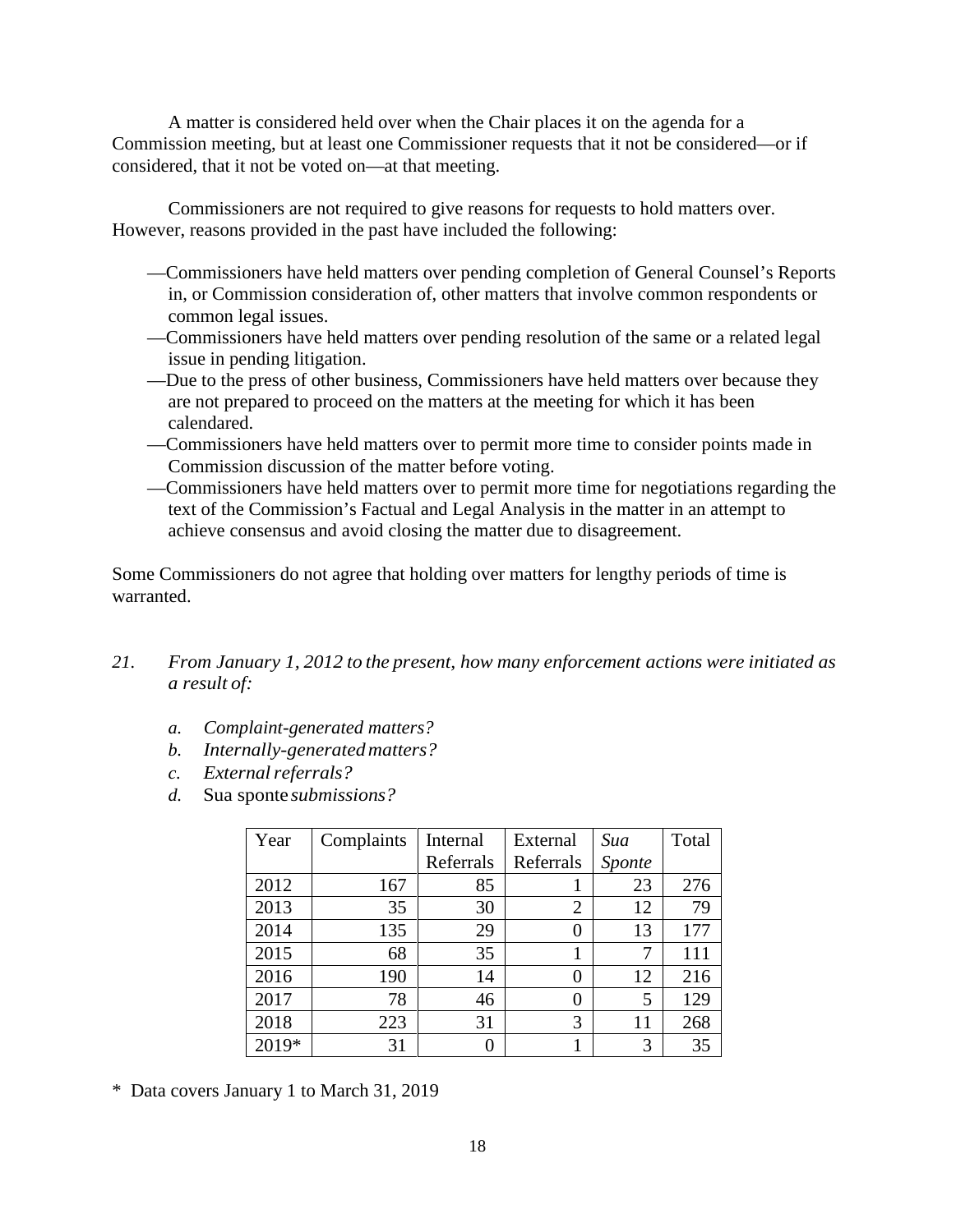A matter is considered held over when the Chair places it on the agenda for a Commission meeting, but at least one Commissioner requests that it not be considered—or if considered, that it not be voted on—at that meeting.

Commissioners are not required to give reasons for requests to hold matters over. However, reasons provided in the past have included the following:

—Commissioners have held matters over pending completion of General Counsel's Reports in, or Commission consideration of, other matters that involve common respondents or common legal issues.

—Commissioners have held matters over pending resolution of the same or a related legal issue in pending litigation.

—Due to the press of other business, Commissioners have held matters over because they are not prepared to proceed on the matters at the meeting for which it has been calendared.

—Commissioners have held matters over to permit more time to consider points made in Commission discussion of the matter before voting.

—Commissioners have held matters over to permit more time for negotiations regarding the text of the Commission's Factual and Legal Analysis in the matter in an attempt to achieve consensus and avoid closing the matter due to disagreement.

Some Commissioners do not agree that holding over matters for lengthy periods of time is warranted.

21. *From January 1, 2012 to the present, how many enforcement actions were initiated as a result of:*

   a. *Complaint-generated matters?*
   b. *Internally-generated matters?*
   c. *External referrals?*
   d. Sua sponte *submissions?*

| Year | Complaints | Internal Referrals | External Referrals | *Sua Sponte* | Total |
|---|---|---|---|---|---|
| 2012 | 167 | 85 | 1 | 23 | 276 |
| 2013 | 35 | 30 | 2 | 12 | 79 |
| 2014 | 135 | 29 | 0 | 13 | 177 |
| 2015 | 68 | 35 | 1 | 7 | 111 |
| 2016 | 190 | 14 | 0 | 12 | 216 |
| 2017 | 78 | 46 | 0 | 5 | 129 |
| 2018 | 223 | 31 | 3 | 11 | 268 |
| 2019* | 31 | 0 | 1 | 3 | 35 |

\* Data covers January 1 to March 31, 2019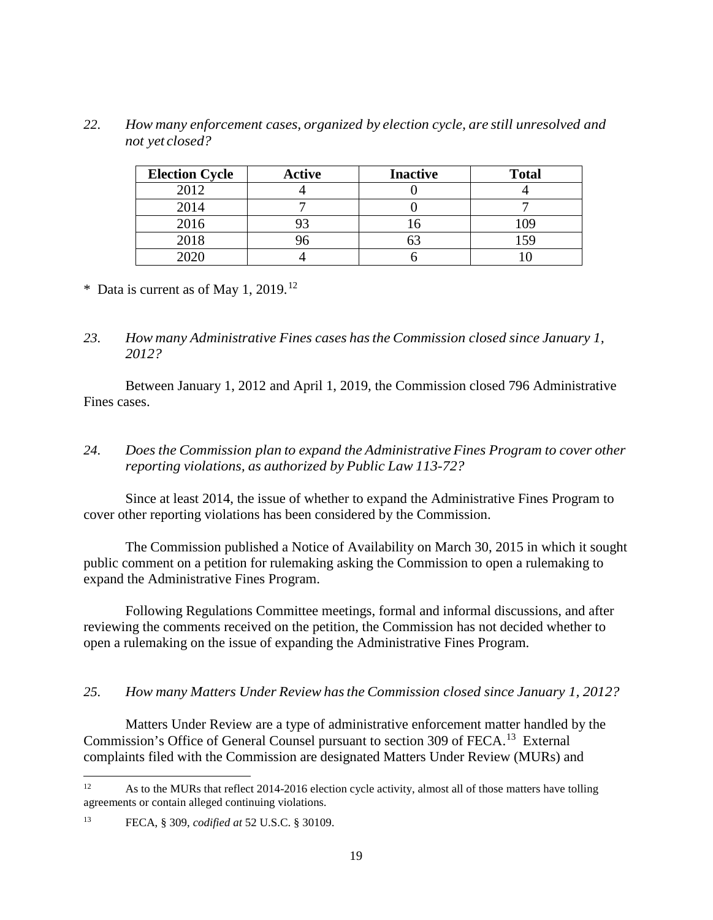*22. How many enforcement cases, organized by election cycle, are still unresolved and not yet closed?*

| Election Cycle | Active | Inactive | Total |
|---|---|---|---|
| 2012 | 4 | 0 | 4 |
| 2014 | 7 | 0 | 7 |
| 2016 | 93 | 16 | 109 |
| 2018 | 96 | 63 | 159 |
| 2020 | 4 | 6 | 10 |

\* Data is current as of May 1, 2019.[12]

*23. How many Administrative Fines cases has the Commission closed since January 1, 2012?*

Between January 1, 2012 and April 1, 2019, the Commission closed 796 Administrative Fines cases.

*24. Does the Commission plan to expand the Administrative Fines Program to cover other reporting violations, as authorized by Public Law 113-72?*

Since at least 2014, the issue of whether to expand the Administrative Fines Program to cover other reporting violations has been considered by the Commission.

The Commission published a Notice of Availability on March 30, 2015 in which it sought public comment on a petition for rulemaking asking the Commission to open a rulemaking to expand the Administrative Fines Program.

Following Regulations Committee meetings, formal and informal discussions, and after reviewing the comments received on the petition, the Commission has not decided whether to open a rulemaking on the issue of expanding the Administrative Fines Program.

*25. How many Matters Under Review has the Commission closed since January 1, 2012?*

Matters Under Review are a type of administrative enforcement matter handled by the Commission's Office of General Counsel pursuant to section 309 of FECA.[13] External complaints filed with the Commission are designated Matters Under Review (MURs) and

---

[12] As to the MURs that reflect 2014-2016 election cycle activity, almost all of those matters have tolling agreements or contain alleged continuing violations.

[13] FECA, § 309, *codified at* 52 U.S.C. § 30109.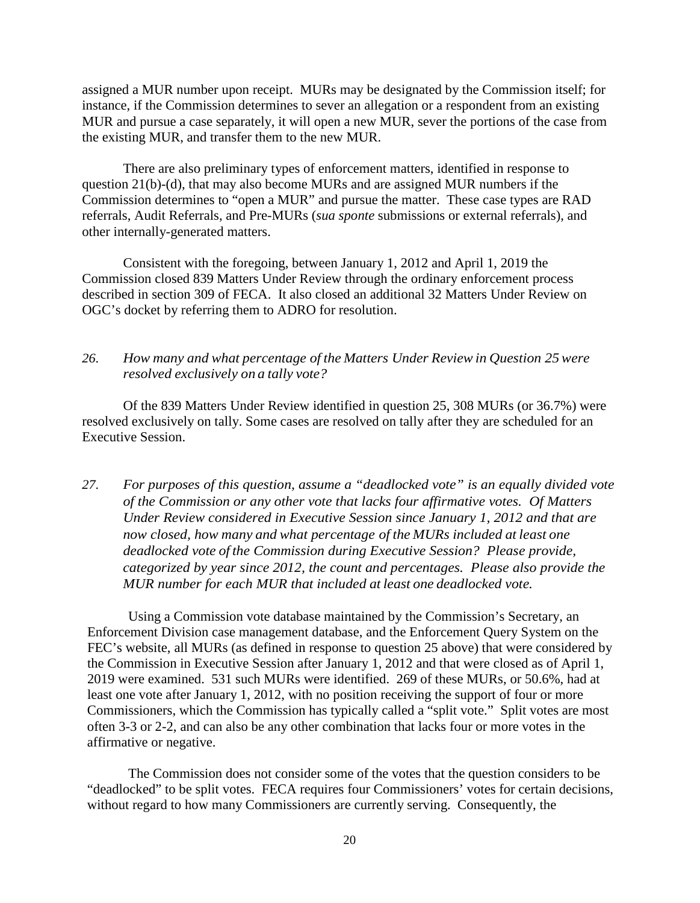assigned a MUR number upon receipt. MURs may be designated by the Commission itself; for instance, if the Commission determines to sever an allegation or a respondent from an existing MUR and pursue a case separately, it will open a new MUR, sever the portions of the case from the existing MUR, and transfer them to the new MUR.

There are also preliminary types of enforcement matters, identified in response to question 21(b)-(d), that may also become MURs and are assigned MUR numbers if the Commission determines to "open a MUR" and pursue the matter. These case types are RAD referrals, Audit Referrals, and Pre-MURs (*sua sponte* submissions or external referrals), and other internally-generated matters.

Consistent with the foregoing, between January 1, 2012 and April 1, 2019 the Commission closed 839 Matters Under Review through the ordinary enforcement process described in section 309 of FECA. It also closed an additional 32 Matters Under Review on OGC's docket by referring them to ADRO for resolution.

*26. How many and what percentage of the Matters Under Review in Question 25 were resolved exclusively on a tally vote?*

Of the 839 Matters Under Review identified in question 25, 308 MURs (or 36.7%) were resolved exclusively on tally. Some cases are resolved on tally after they are scheduled for an Executive Session.

*27. For purposes of this question, assume a "deadlocked vote" is an equally divided vote of the Commission or any other vote that lacks four affirmative votes. Of Matters Under Review considered in Executive Session since January 1, 2012 and that are now closed, how many and what percentage of the MURs included at least one deadlocked vote of the Commission during Executive Session? Please provide, categorized by year since 2012, the count and percentages. Please also provide the MUR number for each MUR that included at least one deadlocked vote.*

Using a Commission vote database maintained by the Commission's Secretary, an Enforcement Division case management database, and the Enforcement Query System on the FEC's website, all MURs (as defined in response to question 25 above) that were considered by the Commission in Executive Session after January 1, 2012 and that were closed as of April 1, 2019 were examined. 531 such MURs were identified. 269 of these MURs, or 50.6%, had at least one vote after January 1, 2012, with no position receiving the support of four or more Commissioners, which the Commission has typically called a "split vote." Split votes are most often 3-3 or 2-2, and can also be any other combination that lacks four or more votes in the affirmative or negative.

The Commission does not consider some of the votes that the question considers to be "deadlocked" to be split votes. FECA requires four Commissioners' votes for certain decisions, without regard to how many Commissioners are currently serving. Consequently, the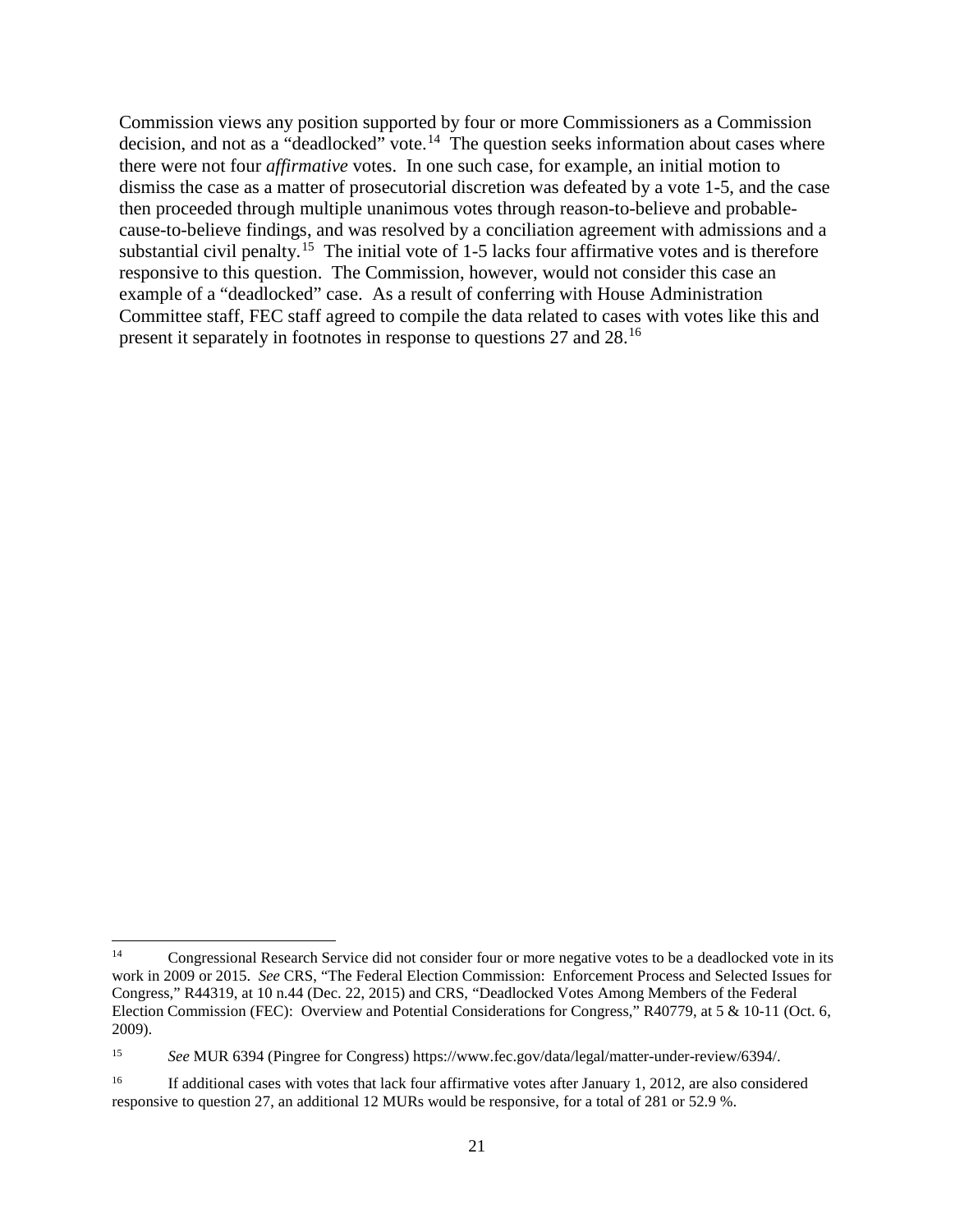Commission views any position supported by four or more Commissioners as a Commission decision, and not as a "deadlocked" vote.[14] The question seeks information about cases where there were not four *affirmative* votes. In one such case, for example, an initial motion to dismiss the case as a matter of prosecutorial discretion was defeated by a vote 1-5, and the case then proceeded through multiple unanimous votes through reason-to-believe and probable-cause-to-believe findings, and was resolved by a conciliation agreement with admissions and a substantial civil penalty.[15] The initial vote of 1-5 lacks four affirmative votes and is therefore responsive to this question. The Commission, however, would not consider this case an example of a "deadlocked" case. As a result of conferring with House Administration Committee staff, FEC staff agreed to compile the data related to cases with votes like this and present it separately in footnotes in response to questions 27 and 28.[16]

---

[14] Congressional Research Service did not consider four or more negative votes to be a deadlocked vote in its work in 2009 or 2015. *See* CRS, "The Federal Election Commission: Enforcement Process and Selected Issues for Congress," R44319, at 10 n.44 (Dec. 22, 2015) and CRS, "Deadlocked Votes Among Members of the Federal Election Commission (FEC): Overview and Potential Considerations for Congress," R40779, at 5 & 10-11 (Oct. 6, 2009).

[15] *See* MUR 6394 (Pingree for Congress) https://www.fec.gov/data/legal/matter-under-review/6394/.

[16] If additional cases with votes that lack four affirmative votes after January 1, 2012, are also considered responsive to question 27, an additional 12 MURs would be responsive, for a total of 281 or 52.9 %.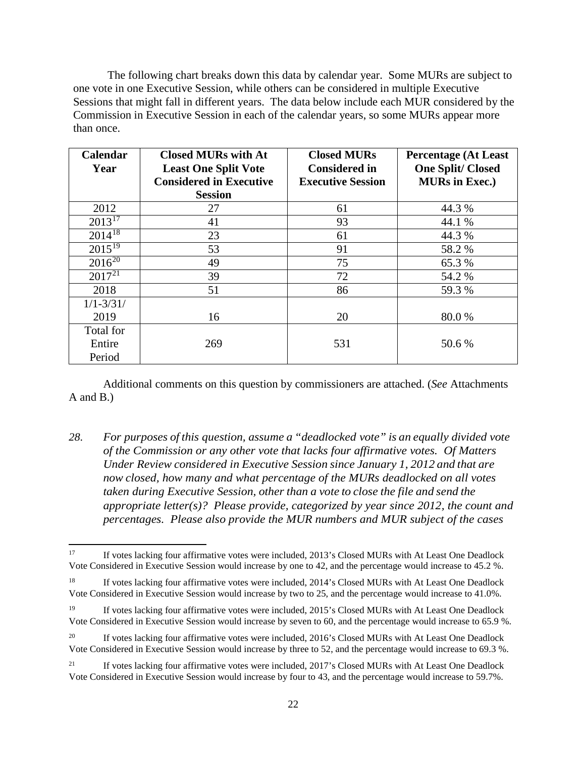The following chart breaks down this data by calendar year. Some MURs are subject to one vote in one Executive Session, while others can be considered in multiple Executive Sessions that might fall in different years. The data below include each MUR considered by the Commission in Executive Session in each of the calendar years, so some MURs appear more than once.

| Calendar Year | Closed MURs with At Least One Split Vote Considered in Executive Session | Closed MURs Considered in Executive Session | Percentage (At Least One Split/ Closed MURs in Exec.) |
|---|---|---|---|
| 2012 | 27 | 61 | 44.3 % |
| 2013[17] | 41 | 93 | 44.1 % |
| 2014[18] | 23 | 61 | 44.3 % |
| 2015[19] | 53 | 91 | 58.2 % |
| 2016[20] | 49 | 75 | 65.3 % |
| 2017[21] | 39 | 72 | 54.2 % |
| 2018 | 51 | 86 | 59.3 % |
| 1/1-3/31/ 2019 | 16 | 20 | 80.0 % |
| Total for Entire Period | 269 | 531 | 50.6 % |

Additional comments on this question by commissioners are attached. (*See* Attachments A and B.)

*28. For purposes of this question, assume a "deadlocked vote" is an equally divided vote of the Commission or any other vote that lacks four affirmative votes. Of Matters Under Review considered in Executive Session since January 1, 2012 and that are now closed, how many and what percentage of the MURs deadlocked on all votes taken during Executive Session, other than a vote to close the file and send the appropriate letter(s)? Please provide, categorized by year since 2012, the count and percentages. Please also provide the MUR numbers and MUR subject of the cases*

---

[17] If votes lacking four affirmative votes were included, 2013's Closed MURs with At Least One Deadlock Vote Considered in Executive Session would increase by one to 42, and the percentage would increase to 45.2 %.

[18] If votes lacking four affirmative votes were included, 2014's Closed MURs with At Least One Deadlock Vote Considered in Executive Session would increase by two to 25, and the percentage would increase to 41.0%.

[19] If votes lacking four affirmative votes were included, 2015's Closed MURs with At Least One Deadlock Vote Considered in Executive Session would increase by seven to 60, and the percentage would increase to 65.9 %.

[20] If votes lacking four affirmative votes were included, 2016's Closed MURs with At Least One Deadlock Vote Considered in Executive Session would increase by three to 52, and the percentage would increase to 69.3 %.

[21] If votes lacking four affirmative votes were included, 2017's Closed MURs with At Least One Deadlock Vote Considered in Executive Session would increase by four to 43, and the percentage would increase to 59.7%.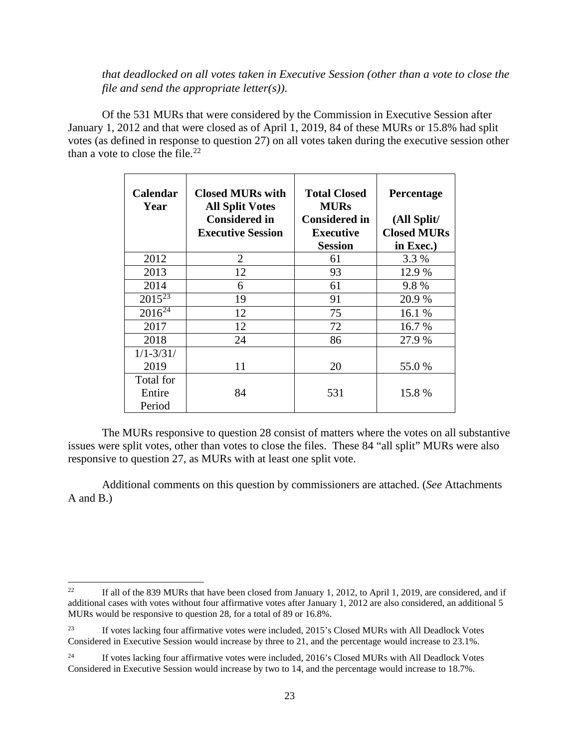*that deadlocked on all votes taken in Executive Session (other than a vote to close the file and send the appropriate letter(s)).*

Of the 531 MURs that were considered by the Commission in Executive Session after January 1, 2012 and that were closed as of April 1, 2019, 84 of these MURs or 15.8% had split votes (as defined in response to question 27) on all votes taken during the executive session other than a vote to close the file.[22]

| **Calendar Year** | **Closed MURs with All Split Votes Considered in Executive Session** | **Total Closed MURs Considered in Executive Session** | **Percentage (All Split/ Closed MURs in Exec.)** |
|---|---|---|---|
| 2012 | 2 | 61 | 3.3 % |
| 2013 | 12 | 93 | 12.9 % |
| 2014 | 6 | 61 | 9.8 % |
| 2015[23] | 19 | 91 | 20.9 % |
| 2016[24] | 12 | 75 | 16.1 % |
| 2017 | 12 | 72 | 16.7 % |
| 2018 | 24 | 86 | 27.9 % |
| 1/1-3/31/ 2019 | 11 | 20 | 55.0 % |
| Total for Entire Period | 84 | 531 | 15.8 % |

The MURs responsive to question 28 consist of matters where the votes on all substantive issues were split votes, other than votes to close the files. These 84 "all split" MURs were also responsive to question 27, as MURs with at least one split vote.

Additional comments on this question by commissioners are attached. (*See* Attachments A and B.)

---

[22] If all of the 839 MURs that have been closed from January 1, 2012, to April 1, 2019, are considered, and if additional cases with votes without four affirmative votes after January 1, 2012 are also considered, an additional 5 MURs would be responsive to question 28, for a total of 89 or 16.8%.

[23] If votes lacking four affirmative votes were included, 2015's Closed MURs with All Deadlock Votes Considered in Executive Session would increase by three to 21, and the percentage would increase to 23.1%.

[24] If votes lacking four affirmative votes were included, 2016's Closed MURs with All Deadlock Votes Considered in Executive Session would increase by two to 14, and the percentage would increase to 18.7%.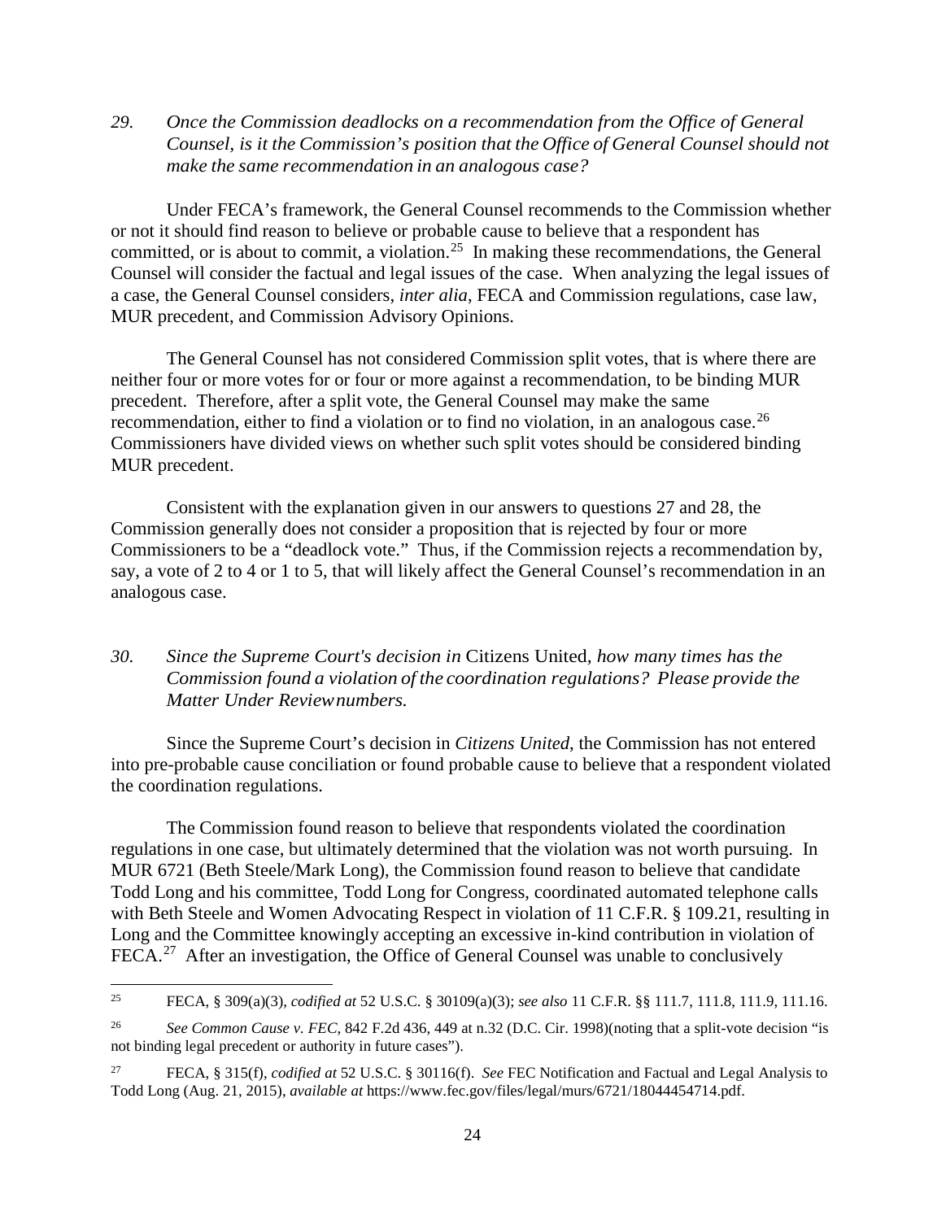*29. Once the Commission deadlocks on a recommendation from the Office of General Counsel, is it the Commission's position that the Office of General Counsel should not make the same recommendation in an analogous case?*

Under FECA's framework, the General Counsel recommends to the Commission whether or not it should find reason to believe or probable cause to believe that a respondent has committed, or is about to commit, a violation.[25] In making these recommendations, the General Counsel will consider the factual and legal issues of the case. When analyzing the legal issues of a case, the General Counsel considers, *inter alia*, FECA and Commission regulations, case law, MUR precedent, and Commission Advisory Opinions.

The General Counsel has not considered Commission split votes, that is where there are neither four or more votes for or four or more against a recommendation, to be binding MUR precedent. Therefore, after a split vote, the General Counsel may make the same recommendation, either to find a violation or to find no violation, in an analogous case.[26] Commissioners have divided views on whether such split votes should be considered binding MUR precedent.

Consistent with the explanation given in our answers to questions 27 and 28, the Commission generally does not consider a proposition that is rejected by four or more Commissioners to be a "deadlock vote." Thus, if the Commission rejects a recommendation by, say, a vote of 2 to 4 or 1 to 5, that will likely affect the General Counsel's recommendation in an analogous case.

*30. Since the Supreme Court's decision in* Citizens United, *how many times has the Commission found a violation of the coordination regulations? Please provide the Matter Under Review numbers.*

Since the Supreme Court's decision in *Citizens United*, the Commission has not entered into pre-probable cause conciliation or found probable cause to believe that a respondent violated the coordination regulations.

The Commission found reason to believe that respondents violated the coordination regulations in one case, but ultimately determined that the violation was not worth pursuing. In MUR 6721 (Beth Steele/Mark Long), the Commission found reason to believe that candidate Todd Long and his committee, Todd Long for Congress, coordinated automated telephone calls with Beth Steele and Women Advocating Respect in violation of 11 C.F.R. § 109.21, resulting in Long and the Committee knowingly accepting an excessive in-kind contribution in violation of FECA.[27] After an investigation, the Office of General Counsel was unable to conclusively

---

[25] FECA, § 309(a)(3), *codified at* 52 U.S.C. § 30109(a)(3); *see also* 11 C.F.R. §§ 111.7, 111.8, 111.9, 111.16.

[26] *See Common Cause v. FEC*, 842 F.2d 436, 449 at n.32 (D.C. Cir. 1998)(noting that a split-vote decision "is not binding legal precedent or authority in future cases").

[27] FECA, § 315(f), *codified at* 52 U.S.C. § 30116(f). *See* FEC Notification and Factual and Legal Analysis to Todd Long (Aug. 21, 2015), *available at* https://www.fec.gov/files/legal/murs/6721/18044454714.pdf.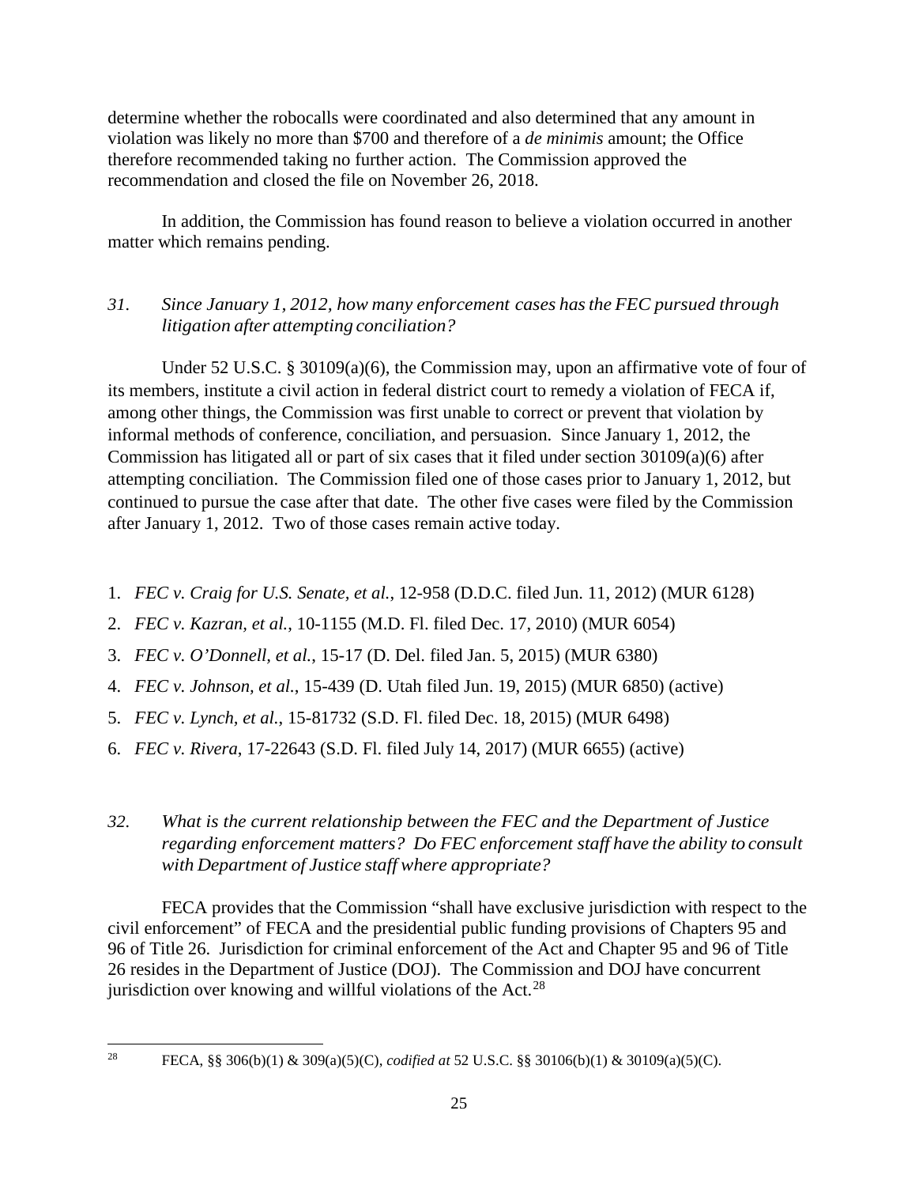determine whether the robocalls were coordinated and also determined that any amount in violation was likely no more than $700 and therefore of a *de minimis* amount; the Office therefore recommended taking no further action. The Commission approved the recommendation and closed the file on November 26, 2018.

In addition, the Commission has found reason to believe a violation occurred in another matter which remains pending.

*31. Since January 1, 2012, how many enforcement cases has the FEC pursued through litigation after attempting conciliation?*

Under 52 U.S.C. § 30109(a)(6), the Commission may, upon an affirmative vote of four of its members, institute a civil action in federal district court to remedy a violation of FECA if, among other things, the Commission was first unable to correct or prevent that violation by informal methods of conference, conciliation, and persuasion. Since January 1, 2012, the Commission has litigated all or part of six cases that it filed under section 30109(a)(6) after attempting conciliation. The Commission filed one of those cases prior to January 1, 2012, but continued to pursue the case after that date. The other five cases were filed by the Commission after January 1, 2012. Two of those cases remain active today.

1. *FEC v. Craig for U.S. Senate, et al.*, 12-958 (D.D.C. filed Jun. 11, 2012) (MUR 6128)
2. *FEC v. Kazran, et al.*, 10-1155 (M.D. Fl. filed Dec. 17, 2010) (MUR 6054)
3. *FEC v. O'Donnell, et al.*, 15-17 (D. Del. filed Jan. 5, 2015) (MUR 6380)
4. *FEC v. Johnson, et al.*, 15-439 (D. Utah filed Jun. 19, 2015) (MUR 6850) (active)
5. *FEC v. Lynch, et al.*, 15-81732 (S.D. Fl. filed Dec. 18, 2015) (MUR 6498)
6. *FEC v. Rivera*, 17-22643 (S.D. Fl. filed July 14, 2017) (MUR 6655) (active)

*32. What is the current relationship between the FEC and the Department of Justice regarding enforcement matters? Do FEC enforcement staff have the ability to consult with Department of Justice staff where appropriate?*

FECA provides that the Commission "shall have exclusive jurisdiction with respect to the civil enforcement" of FECA and the presidential public funding provisions of Chapters 95 and 96 of Title 26. Jurisdiction for criminal enforcement of the Act and Chapter 95 and 96 of Title 26 resides in the Department of Justice (DOJ). The Commission and DOJ have concurrent jurisdiction over knowing and willful violations of the Act.[28]

[28] FECA, §§ 306(b)(1) & 309(a)(5)(C), *codified at* 52 U.S.C. §§ 30106(b)(1) & 30109(a)(5)(C).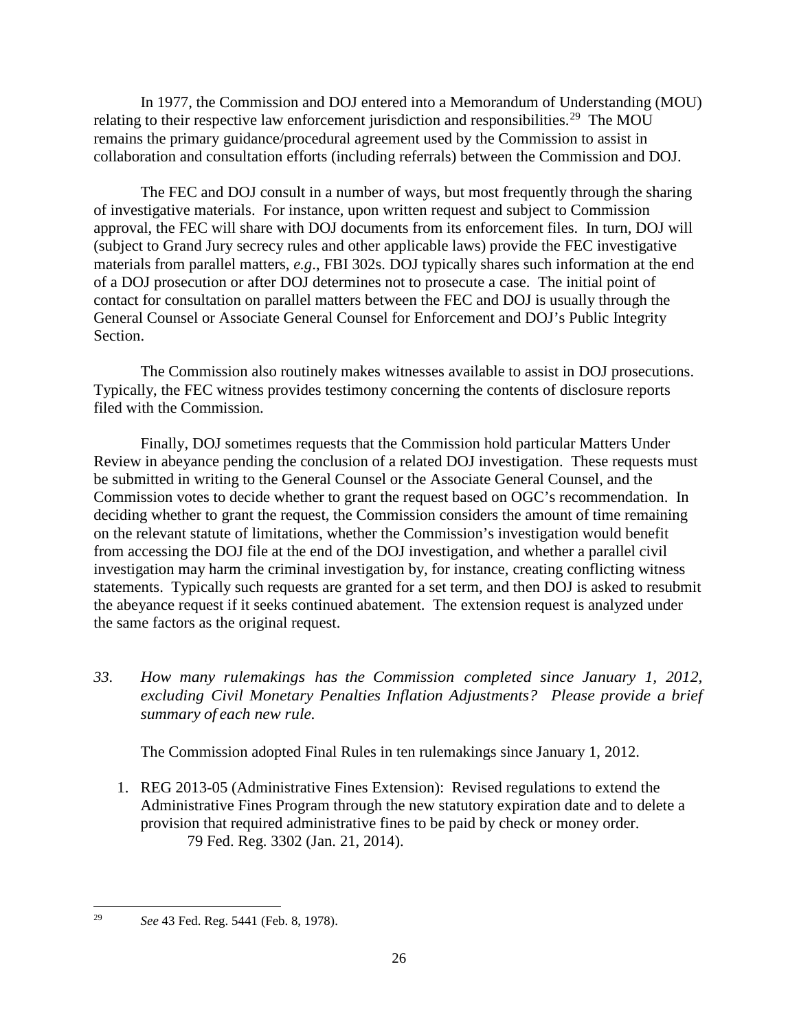In 1977, the Commission and DOJ entered into a Memorandum of Understanding (MOU) relating to their respective law enforcement jurisdiction and responsibilities.[29] The MOU remains the primary guidance/procedural agreement used by the Commission to assist in collaboration and consultation efforts (including referrals) between the Commission and DOJ.

The FEC and DOJ consult in a number of ways, but most frequently through the sharing of investigative materials. For instance, upon written request and subject to Commission approval, the FEC will share with DOJ documents from its enforcement files. In turn, DOJ will (subject to Grand Jury secrecy rules and other applicable laws) provide the FEC investigative materials from parallel matters, *e.g*., FBI 302s. DOJ typically shares such information at the end of a DOJ prosecution or after DOJ determines not to prosecute a case. The initial point of contact for consultation on parallel matters between the FEC and DOJ is usually through the General Counsel or Associate General Counsel for Enforcement and DOJ's Public Integrity Section.

The Commission also routinely makes witnesses available to assist in DOJ prosecutions. Typically, the FEC witness provides testimony concerning the contents of disclosure reports filed with the Commission.

Finally, DOJ sometimes requests that the Commission hold particular Matters Under Review in abeyance pending the conclusion of a related DOJ investigation. These requests must be submitted in writing to the General Counsel or the Associate General Counsel, and the Commission votes to decide whether to grant the request based on OGC's recommendation. In deciding whether to grant the request, the Commission considers the amount of time remaining on the relevant statute of limitations, whether the Commission's investigation would benefit from accessing the DOJ file at the end of the DOJ investigation, and whether a parallel civil investigation may harm the criminal investigation by, for instance, creating conflicting witness statements. Typically such requests are granted for a set term, and then DOJ is asked to resubmit the abeyance request if it seeks continued abatement. The extension request is analyzed under the same factors as the original request.

*33. How many rulemakings has the Commission completed since January 1, 2012, excluding Civil Monetary Penalties Inflation Adjustments? Please provide a brief summary of each new rule.*

The Commission adopted Final Rules in ten rulemakings since January 1, 2012.

1. REG 2013-05 (Administrative Fines Extension): Revised regulations to extend the Administrative Fines Program through the new statutory expiration date and to delete a provision that required administrative fines to be paid by check or money order.
   79 Fed. Reg. 3302 (Jan. 21, 2014).

---

[29] *See* 43 Fed. Reg. 5441 (Feb. 8, 1978).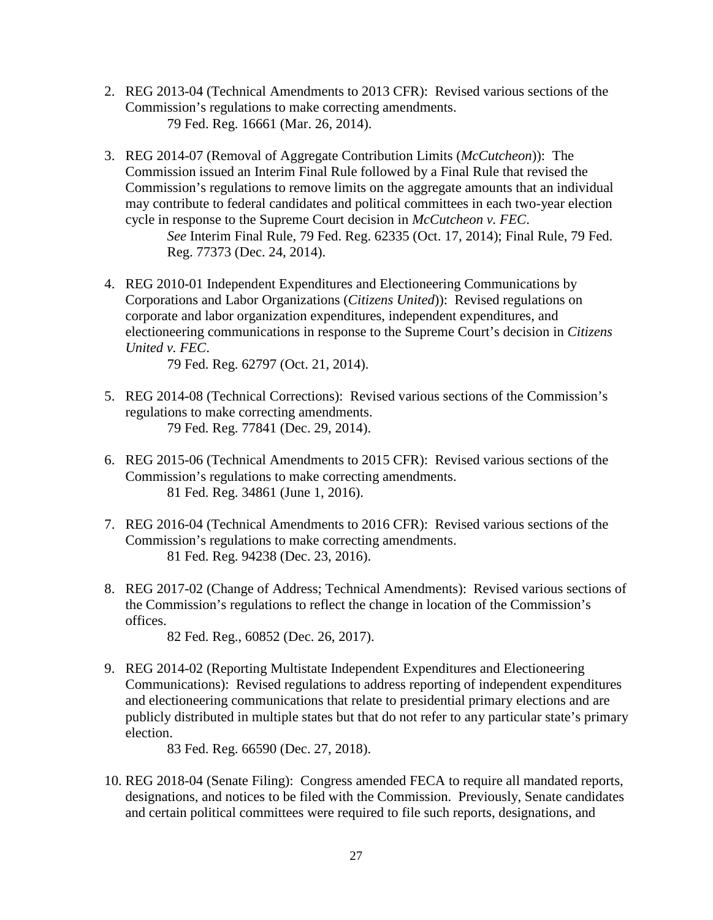2. REG 2013-04 (Technical Amendments to 2013 CFR): Revised various sections of the Commission's regulations to make correcting amendments.
   79 Fed. Reg. 16661 (Mar. 26, 2014).

3. REG 2014-07 (Removal of Aggregate Contribution Limits (*McCutcheon*)): The Commission issued an Interim Final Rule followed by a Final Rule that revised the Commission's regulations to remove limits on the aggregate amounts that an individual may contribute to federal candidates and political committees in each two-year election cycle in response to the Supreme Court decision in *McCutcheon v. FEC*.
   *See* Interim Final Rule, 79 Fed. Reg. 62335 (Oct. 17, 2014); Final Rule, 79 Fed. Reg. 77373 (Dec. 24, 2014).

4. REG 2010-01 Independent Expenditures and Electioneering Communications by Corporations and Labor Organizations (*Citizens United*)): Revised regulations on corporate and labor organization expenditures, independent expenditures, and electioneering communications in response to the Supreme Court's decision in *Citizens United v. FEC*.
   79 Fed. Reg. 62797 (Oct. 21, 2014).

5. REG 2014-08 (Technical Corrections): Revised various sections of the Commission's regulations to make correcting amendments.
   79 Fed. Reg. 77841 (Dec. 29, 2014).

6. REG 2015-06 (Technical Amendments to 2015 CFR): Revised various sections of the Commission's regulations to make correcting amendments.
   81 Fed. Reg. 34861 (June 1, 2016).

7. REG 2016-04 (Technical Amendments to 2016 CFR): Revised various sections of the Commission's regulations to make correcting amendments.
   81 Fed. Reg. 94238 (Dec. 23, 2016).

8. REG 2017-02 (Change of Address; Technical Amendments): Revised various sections of the Commission's regulations to reflect the change in location of the Commission's offices.
   82 Fed. Reg., 60852 (Dec. 26, 2017).

9. REG 2014-02 (Reporting Multistate Independent Expenditures and Electioneering Communications): Revised regulations to address reporting of independent expenditures and electioneering communications that relate to presidential primary elections and are publicly distributed in multiple states but that do not refer to any particular state's primary election.
   83 Fed. Reg. 66590 (Dec. 27, 2018).

10. REG 2018-04 (Senate Filing): Congress amended FECA to require all mandated reports, designations, and notices to be filed with the Commission. Previously, Senate candidates and certain political committees were required to file such reports, designations, and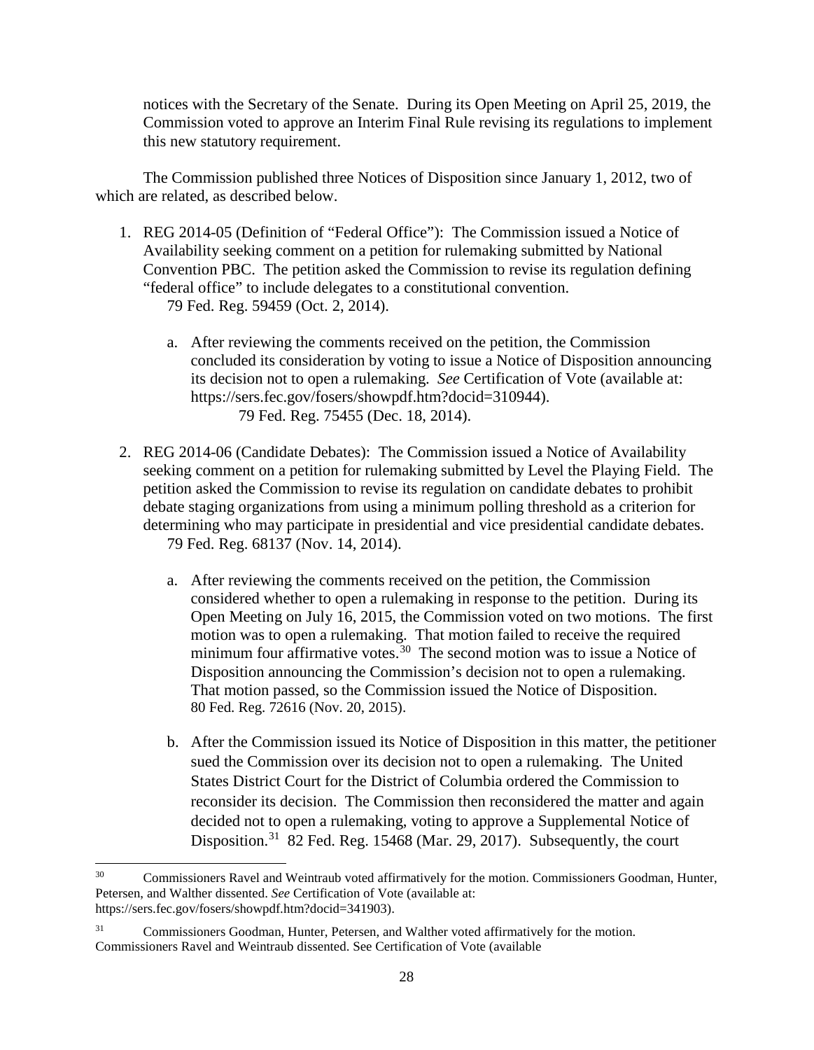notices with the Secretary of the Senate. During its Open Meeting on April 25, 2019, the Commission voted to approve an Interim Final Rule revising its regulations to implement this new statutory requirement.

The Commission published three Notices of Disposition since January 1, 2012, two of which are related, as described below.

1. REG 2014-05 (Definition of "Federal Office"): The Commission issued a Notice of Availability seeking comment on a petition for rulemaking submitted by National Convention PBC. The petition asked the Commission to revise its regulation defining "federal office" to include delegates to a constitutional convention.
   79 Fed. Reg. 59459 (Oct. 2, 2014).

   a. After reviewing the comments received on the petition, the Commission concluded its consideration by voting to issue a Notice of Disposition announcing its decision not to open a rulemaking. *See* Certification of Vote (available at: https://sers.fec.gov/fosers/showpdf.htm?docid=310944).
      79 Fed. Reg. 75455 (Dec. 18, 2014).

2. REG 2014-06 (Candidate Debates): The Commission issued a Notice of Availability seeking comment on a petition for rulemaking submitted by Level the Playing Field. The petition asked the Commission to revise its regulation on candidate debates to prohibit debate staging organizations from using a minimum polling threshold as a criterion for determining who may participate in presidential and vice presidential candidate debates.
   79 Fed. Reg. 68137 (Nov. 14, 2014).

   a. After reviewing the comments received on the petition, the Commission considered whether to open a rulemaking in response to the petition. During its Open Meeting on July 16, 2015, the Commission voted on two motions. The first motion was to open a rulemaking. That motion failed to receive the required minimum four affirmative votes.[30] The second motion was to issue a Notice of Disposition announcing the Commission's decision not to open a rulemaking. That motion passed, so the Commission issued the Notice of Disposition.
      80 Fed. Reg. 72616 (Nov. 20, 2015).

   b. After the Commission issued its Notice of Disposition in this matter, the petitioner sued the Commission over its decision not to open a rulemaking. The United States District Court for the District of Columbia ordered the Commission to reconsider its decision. The Commission then reconsidered the matter and again decided not to open a rulemaking, voting to approve a Supplemental Notice of Disposition.[31] 82 Fed. Reg. 15468 (Mar. 29, 2017). Subsequently, the court

---

[30] Commissioners Ravel and Weintraub voted affirmatively for the motion. Commissioners Goodman, Hunter, Petersen, and Walther dissented. *See* Certification of Vote (available at: https://sers.fec.gov/fosers/showpdf.htm?docid=341903).

[31] Commissioners Goodman, Hunter, Petersen, and Walther voted affirmatively for the motion. Commissioners Ravel and Weintraub dissented. See Certification of Vote (available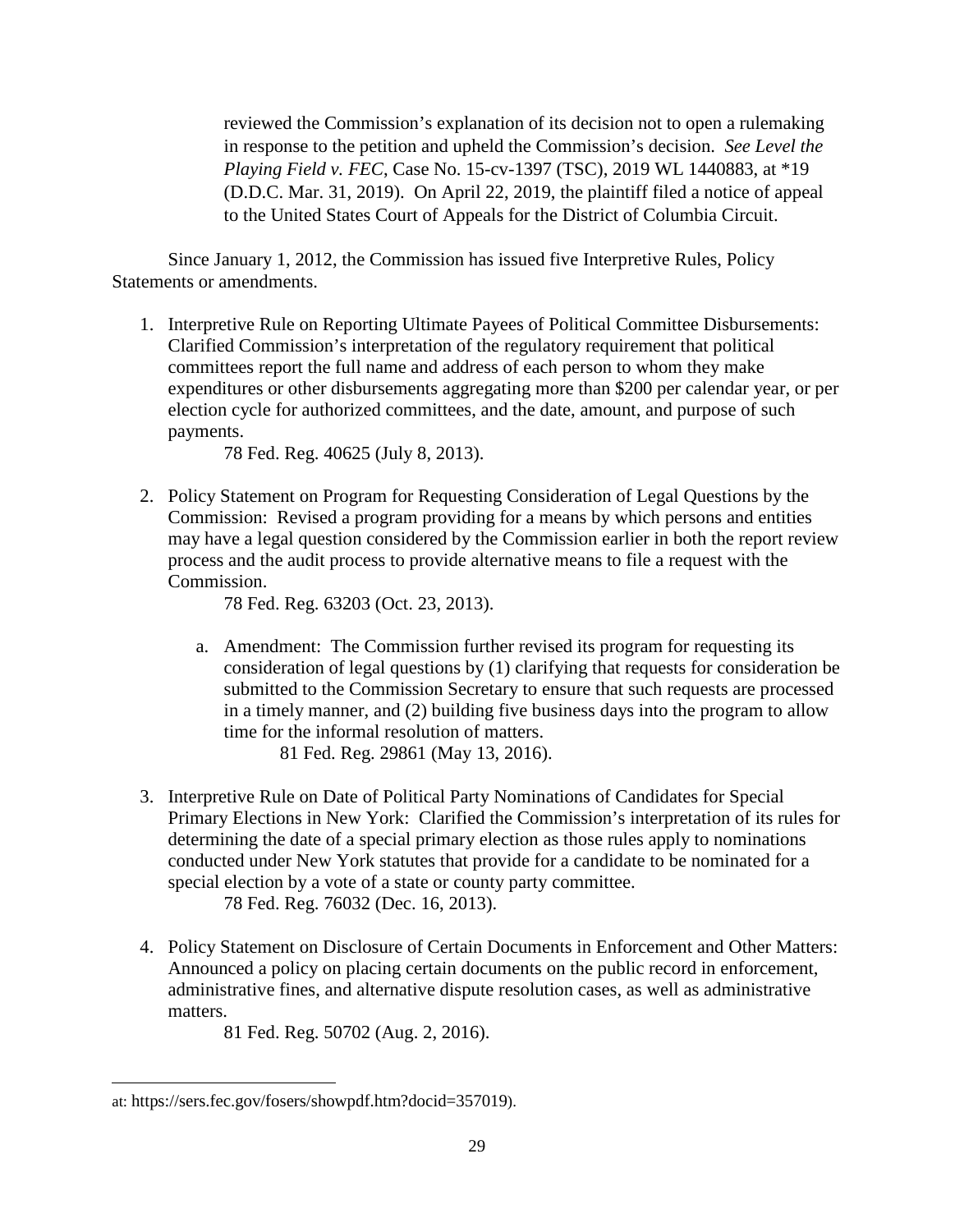reviewed the Commission's explanation of its decision not to open a rulemaking in response to the petition and upheld the Commission's decision. *See Level the Playing Field v. FEC*, Case No. 15-cv-1397 (TSC), 2019 WL 1440883, at *19 (D.D.C. Mar. 31, 2019). On April 22, 2019, the plaintiff filed a notice of appeal to the United States Court of Appeals for the District of Columbia Circuit.

Since January 1, 2012, the Commission has issued five Interpretive Rules, Policy Statements or amendments.

1. Interpretive Rule on Reporting Ultimate Payees of Political Committee Disbursements: Clarified Commission's interpretation of the regulatory requirement that political committees report the full name and address of each person to whom they make expenditures or other disbursements aggregating more than $200 per calendar year, or per election cycle for authorized committees, and the date, amount, and purpose of such payments.
   78 Fed. Reg. 40625 (July 8, 2013).

2. Policy Statement on Program for Requesting Consideration of Legal Questions by the Commission: Revised a program providing for a means by which persons and entities may have a legal question considered by the Commission earlier in both the report review process and the audit process to provide alternative means to file a request with the Commission.
   78 Fed. Reg. 63203 (Oct. 23, 2013).

   a. Amendment: The Commission further revised its program for requesting its consideration of legal questions by (1) clarifying that requests for consideration be submitted to the Commission Secretary to ensure that such requests are processed in a timely manner, and (2) building five business days into the program to allow time for the informal resolution of matters.
      81 Fed. Reg. 29861 (May 13, 2016).

3. Interpretive Rule on Date of Political Party Nominations of Candidates for Special Primary Elections in New York: Clarified the Commission's interpretation of its rules for determining the date of a special primary election as those rules apply to nominations conducted under New York statutes that provide for a candidate to be nominated for a special election by a vote of a state or county party committee.
   78 Fed. Reg. 76032 (Dec. 16, 2013).

4. Policy Statement on Disclosure of Certain Documents in Enforcement and Other Matters: Announced a policy on placing certain documents on the public record in enforcement, administrative fines, and alternative dispute resolution cases, as well as administrative matters.
   81 Fed. Reg. 50702 (Aug. 2, 2016).

---

at: https://sers.fec.gov/fosers/showpdf.htm?docid=357019).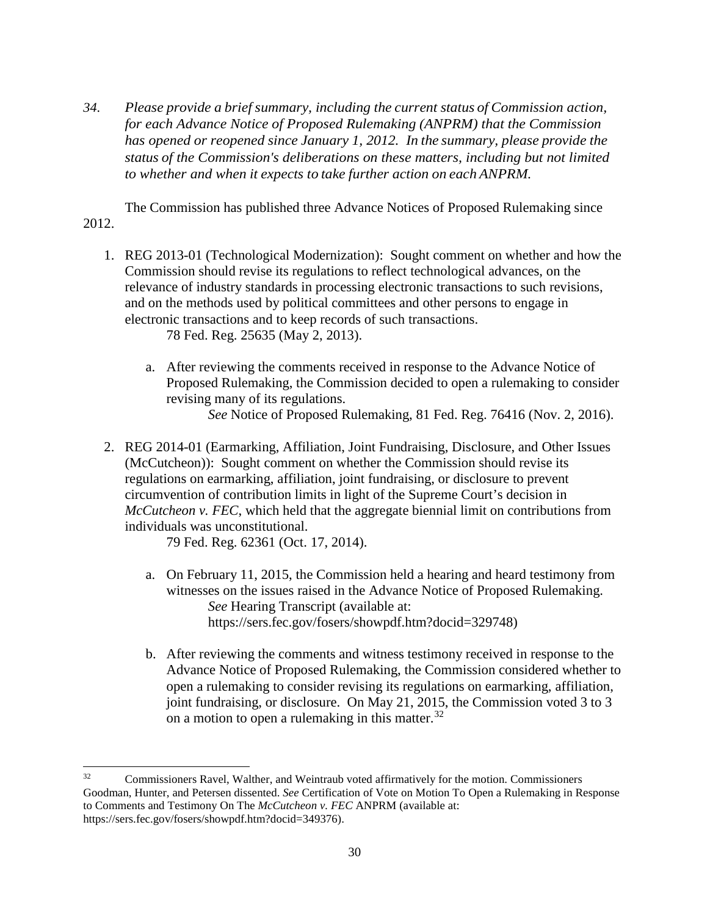*34. Please provide a brief summary, including the current status of Commission action, for each Advance Notice of Proposed Rulemaking (ANPRM) that the Commission has opened or reopened since January 1, 2012. In the summary, please provide the status of the Commission's deliberations on these matters, including but not limited to whether and when it expects to take further action on each ANPRM.*

The Commission has published three Advance Notices of Proposed Rulemaking since 2012.

1. REG 2013-01 (Technological Modernization): Sought comment on whether and how the Commission should revise its regulations to reflect technological advances, on the relevance of industry standards in processing electronic transactions to such revisions, and on the methods used by political committees and other persons to engage in electronic transactions and to keep records of such transactions.
   78 Fed. Reg. 25635 (May 2, 2013).

   a. After reviewing the comments received in response to the Advance Notice of Proposed Rulemaking, the Commission decided to open a rulemaking to consider revising many of its regulations.
      *See* Notice of Proposed Rulemaking, 81 Fed. Reg. 76416 (Nov. 2, 2016).

2. REG 2014-01 (Earmarking, Affiliation, Joint Fundraising, Disclosure, and Other Issues (McCutcheon)): Sought comment on whether the Commission should revise its regulations on earmarking, affiliation, joint fundraising, or disclosure to prevent circumvention of contribution limits in light of the Supreme Court's decision in *McCutcheon v. FEC*, which held that the aggregate biennial limit on contributions from individuals was unconstitutional.
   79 Fed. Reg. 62361 (Oct. 17, 2014).

   a. On February 11, 2015, the Commission held a hearing and heard testimony from witnesses on the issues raised in the Advance Notice of Proposed Rulemaking.
      *See* Hearing Transcript (available at: https://sers.fec.gov/fosers/showpdf.htm?docid=329748)

   b. After reviewing the comments and witness testimony received in response to the Advance Notice of Proposed Rulemaking, the Commission considered whether to open a rulemaking to consider revising its regulations on earmarking, affiliation, joint fundraising, or disclosure. On May 21, 2015, the Commission voted 3 to 3 on a motion to open a rulemaking in this matter.[32]

---

[32] Commissioners Ravel, Walther, and Weintraub voted affirmatively for the motion. Commissioners Goodman, Hunter, and Petersen dissented. *See* Certification of Vote on Motion To Open a Rulemaking in Response to Comments and Testimony On The *McCutcheon v. FEC* ANPRM (available at: https://sers.fec.gov/fosers/showpdf.htm?docid=349376).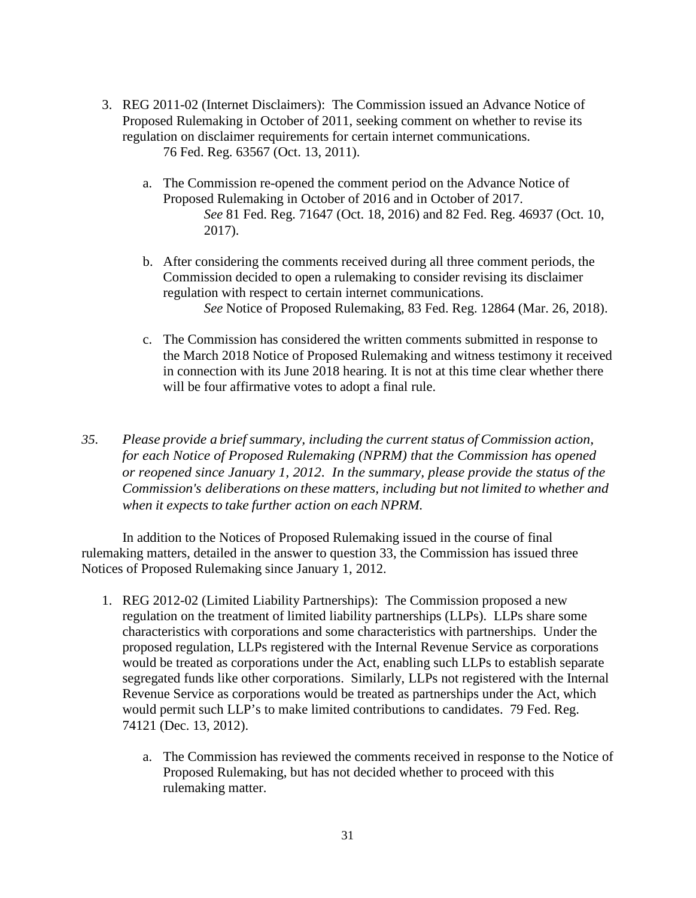3. REG 2011-02 (Internet Disclaimers): The Commission issued an Advance Notice of Proposed Rulemaking in October of 2011, seeking comment on whether to revise its regulation on disclaimer requirements for certain internet communications. 76 Fed. Reg. 63567 (Oct. 13, 2011).

   a. The Commission re-opened the comment period on the Advance Notice of Proposed Rulemaking in October of 2016 and in October of 2017. *See* 81 Fed. Reg. 71647 (Oct. 18, 2016) and 82 Fed. Reg. 46937 (Oct. 10, 2017).

   b. After considering the comments received during all three comment periods, the Commission decided to open a rulemaking to consider revising its disclaimer regulation with respect to certain internet communications. *See* Notice of Proposed Rulemaking, 83 Fed. Reg. 12864 (Mar. 26, 2018).

   c. The Commission has considered the written comments submitted in response to the March 2018 Notice of Proposed Rulemaking and witness testimony it received in connection with its June 2018 hearing. It is not at this time clear whether there will be four affirmative votes to adopt a final rule.

*35. Please provide a brief summary, including the current status of Commission action, for each Notice of Proposed Rulemaking (NPRM) that the Commission has opened or reopened since January 1, 2012. In the summary, please provide the status of the Commission's deliberations on these matters, including but not limited to whether and when it expects to take further action on each NPRM.*

In addition to the Notices of Proposed Rulemaking issued in the course of final rulemaking matters, detailed in the answer to question 33, the Commission has issued three Notices of Proposed Rulemaking since January 1, 2012.

1. REG 2012-02 (Limited Liability Partnerships): The Commission proposed a new regulation on the treatment of limited liability partnerships (LLPs). LLPs share some characteristics with corporations and some characteristics with partnerships. Under the proposed regulation, LLPs registered with the Internal Revenue Service as corporations would be treated as corporations under the Act, enabling such LLPs to establish separate segregated funds like other corporations. Similarly, LLPs not registered with the Internal Revenue Service as corporations would be treated as partnerships under the Act, which would permit such LLP's to make limited contributions to candidates. 79 Fed. Reg. 74121 (Dec. 13, 2012).

   a. The Commission has reviewed the comments received in response to the Notice of Proposed Rulemaking, but has not decided whether to proceed with this rulemaking matter.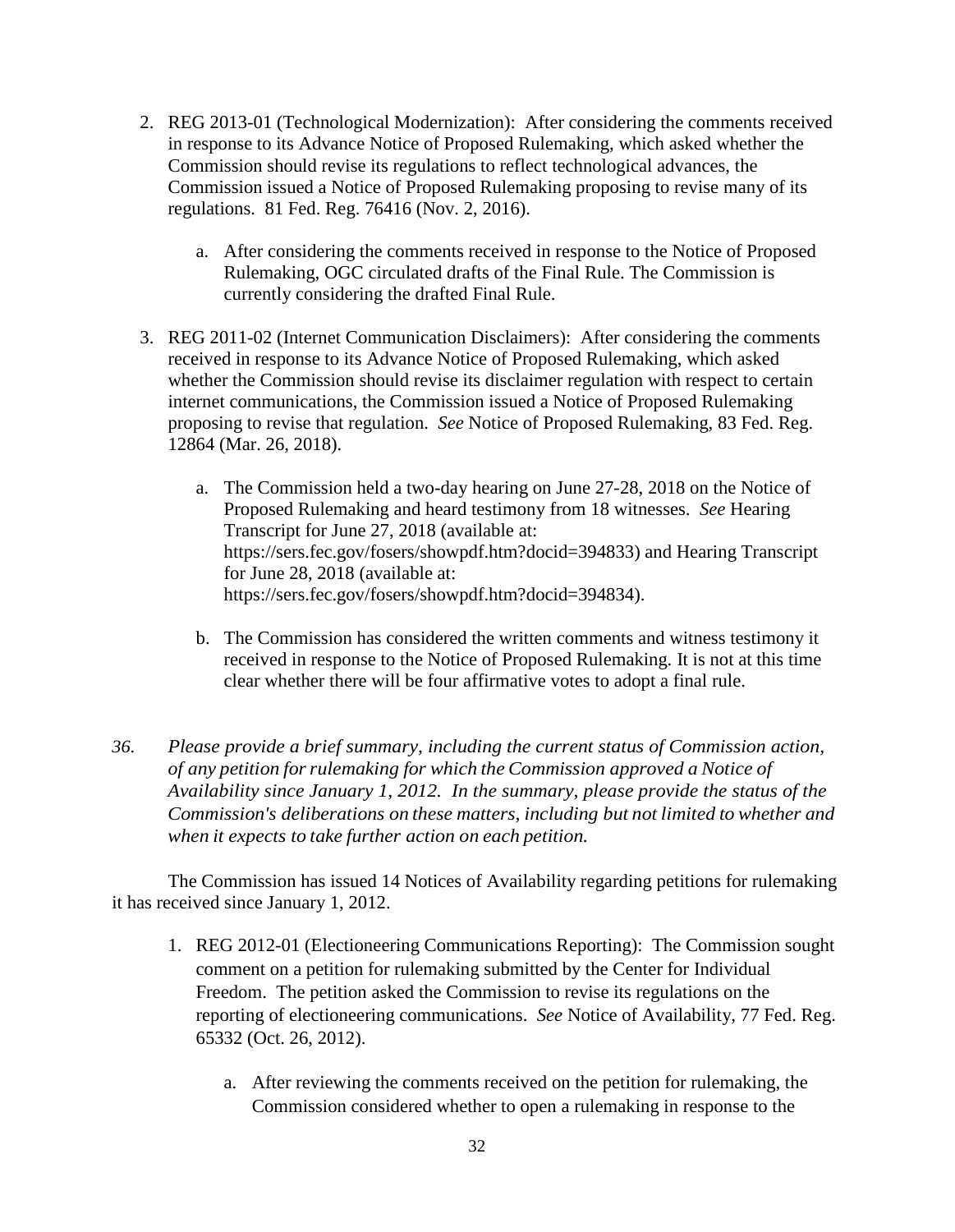2. REG 2013-01 (Technological Modernization): After considering the comments received in response to its Advance Notice of Proposed Rulemaking, which asked whether the Commission should revise its regulations to reflect technological advances, the Commission issued a Notice of Proposed Rulemaking proposing to revise many of its regulations. 81 Fed. Reg. 76416 (Nov. 2, 2016).

    a. After considering the comments received in response to the Notice of Proposed Rulemaking, OGC circulated drafts of the Final Rule. The Commission is currently considering the drafted Final Rule.

3. REG 2011-02 (Internet Communication Disclaimers): After considering the comments received in response to its Advance Notice of Proposed Rulemaking, which asked whether the Commission should revise its disclaimer regulation with respect to certain internet communications, the Commission issued a Notice of Proposed Rulemaking proposing to revise that regulation. *See* Notice of Proposed Rulemaking, 83 Fed. Reg. 12864 (Mar. 26, 2018).

    a. The Commission held a two-day hearing on June 27-28, 2018 on the Notice of Proposed Rulemaking and heard testimony from 18 witnesses. *See* Hearing Transcript for June 27, 2018 (available at: https://sers.fec.gov/fosers/showpdf.htm?docid=394833) and Hearing Transcript for June 28, 2018 (available at: https://sers.fec.gov/fosers/showpdf.htm?docid=394834).

    b. The Commission has considered the written comments and witness testimony it received in response to the Notice of Proposed Rulemaking. It is not at this time clear whether there will be four affirmative votes to adopt a final rule.

*36. Please provide a brief summary, including the current status of Commission action, of any petition for rulemaking for which the Commission approved a Notice of Availability since January 1, 2012. In the summary, please provide the status of the Commission's deliberations on these matters, including but not limited to whether and when it expects to take further action on each petition.*

The Commission has issued 14 Notices of Availability regarding petitions for rulemaking it has received since January 1, 2012.

1. REG 2012-01 (Electioneering Communications Reporting): The Commission sought comment on a petition for rulemaking submitted by the Center for Individual Freedom. The petition asked the Commission to revise its regulations on the reporting of electioneering communications. *See* Notice of Availability, 77 Fed. Reg. 65332 (Oct. 26, 2012).

    a. After reviewing the comments received on the petition for rulemaking, the Commission considered whether to open a rulemaking in response to the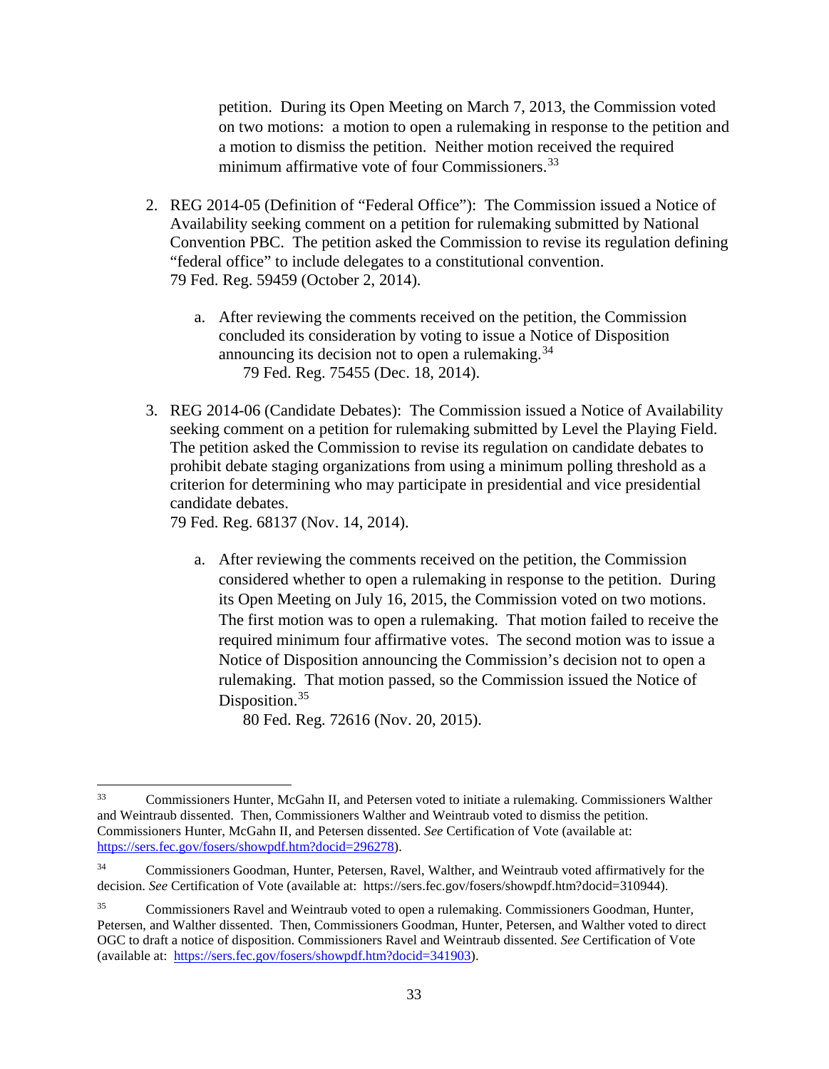petition. During its Open Meeting on March 7, 2013, the Commission voted on two motions: a motion to open a rulemaking in response to the petition and a motion to dismiss the petition. Neither motion received the required minimum affirmative vote of four Commissioners.[33]

2. REG 2014-05 (Definition of "Federal Office"): The Commission issued a Notice of Availability seeking comment on a petition for rulemaking submitted by National Convention PBC. The petition asked the Commission to revise its regulation defining "federal office" to include delegates to a constitutional convention.
   79 Fed. Reg. 59459 (October 2, 2014).

   a. After reviewing the comments received on the petition, the Commission concluded its consideration by voting to issue a Notice of Disposition announcing its decision not to open a rulemaking.[34]
      79 Fed. Reg. 75455 (Dec. 18, 2014).

3. REG 2014-06 (Candidate Debates): The Commission issued a Notice of Availability seeking comment on a petition for rulemaking submitted by Level the Playing Field. The petition asked the Commission to revise its regulation on candidate debates to prohibit debate staging organizations from using a minimum polling threshold as a criterion for determining who may participate in presidential and vice presidential candidate debates.
   79 Fed. Reg. 68137 (Nov. 14, 2014).

   a. After reviewing the comments received on the petition, the Commission considered whether to open a rulemaking in response to the petition. During its Open Meeting on July 16, 2015, the Commission voted on two motions. The first motion was to open a rulemaking. That motion failed to receive the required minimum four affirmative votes. The second motion was to issue a Notice of Disposition announcing the Commission's decision not to open a rulemaking. That motion passed, so the Commission issued the Notice of Disposition.[35]
      80 Fed. Reg. 72616 (Nov. 20, 2015).

---

[33] Commissioners Hunter, McGahn II, and Petersen voted to initiate a rulemaking. Commissioners Walther and Weintraub dissented. Then, Commissioners Walther and Weintraub voted to dismiss the petition. Commissioners Hunter, McGahn II, and Petersen dissented. *See* Certification of Vote (available at: https://sers.fec.gov/fosers/showpdf.htm?docid=296278).

[34] Commissioners Goodman, Hunter, Petersen, Ravel, Walther, and Weintraub voted affirmatively for the decision. *See* Certification of Vote (available at: https://sers.fec.gov/fosers/showpdf.htm?docid=310944).

[35] Commissioners Ravel and Weintraub voted to open a rulemaking. Commissioners Goodman, Hunter, Petersen, and Walther dissented. Then, Commissioners Goodman, Hunter, Petersen, and Walther voted to direct OGC to draft a notice of disposition. Commissioners Ravel and Weintraub dissented. *See* Certification of Vote (available at: https://sers.fec.gov/fosers/showpdf.htm?docid=341903).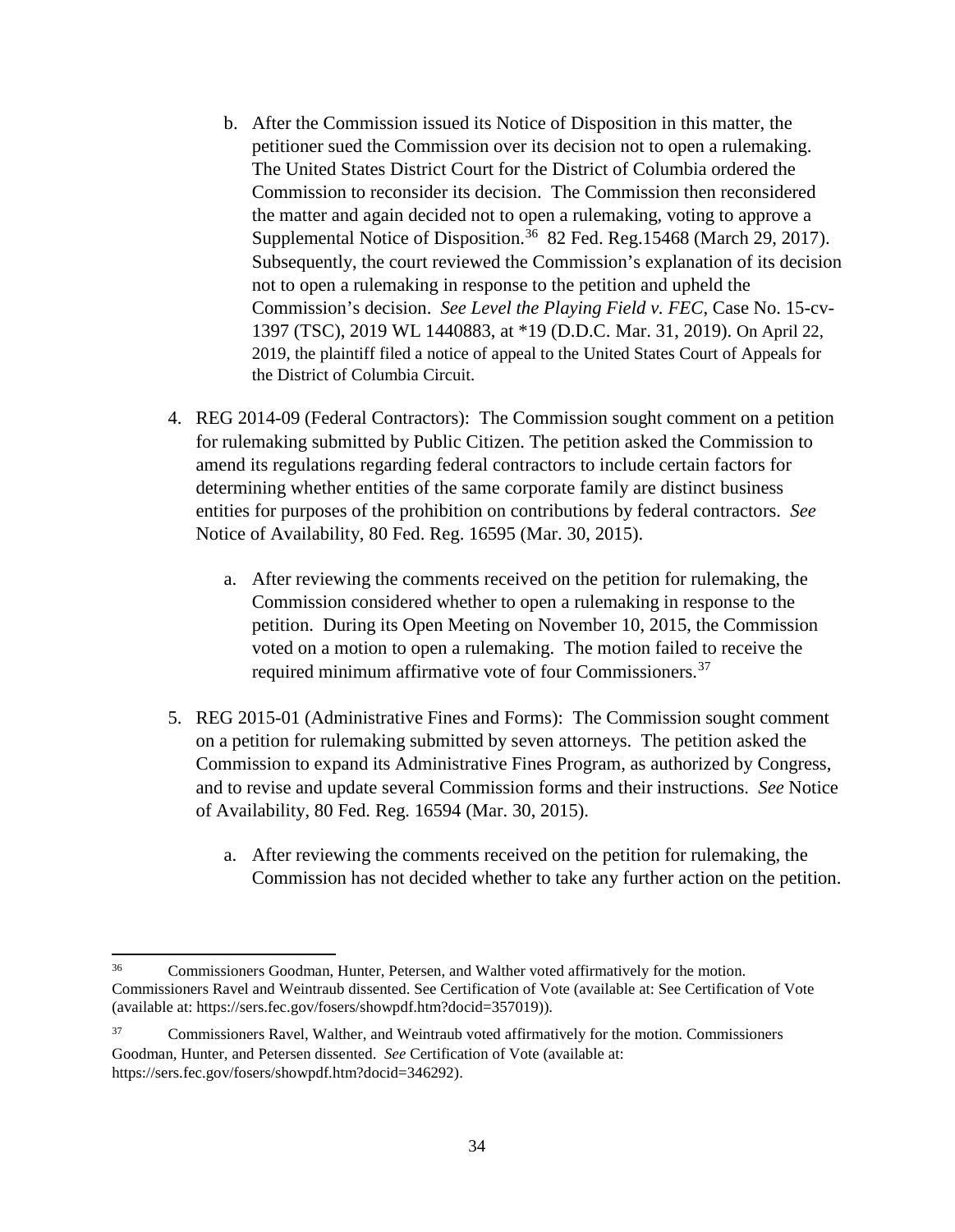b. After the Commission issued its Notice of Disposition in this matter, the petitioner sued the Commission over its decision not to open a rulemaking. The United States District Court for the District of Columbia ordered the Commission to reconsider its decision. The Commission then reconsidered the matter and again decided not to open a rulemaking, voting to approve a Supplemental Notice of Disposition.[36] 82 Fed. Reg.15468 (March 29, 2017). Subsequently, the court reviewed the Commission's explanation of its decision not to open a rulemaking in response to the petition and upheld the Commission's decision. *See Level the Playing Field v. FEC*, Case No. 15-cv-1397 (TSC), 2019 WL 1440883, at *19 (D.D.C. Mar. 31, 2019). On April 22, 2019, the plaintiff filed a notice of appeal to the United States Court of Appeals for the District of Columbia Circuit.

4. REG 2014-09 (Federal Contractors): The Commission sought comment on a petition for rulemaking submitted by Public Citizen. The petition asked the Commission to amend its regulations regarding federal contractors to include certain factors for determining whether entities of the same corporate family are distinct business entities for purposes of the prohibition on contributions by federal contractors. *See* Notice of Availability, 80 Fed. Reg. 16595 (Mar. 30, 2015).

   a. After reviewing the comments received on the petition for rulemaking, the Commission considered whether to open a rulemaking in response to the petition. During its Open Meeting on November 10, 2015, the Commission voted on a motion to open a rulemaking. The motion failed to receive the required minimum affirmative vote of four Commissioners.[37]

5. REG 2015-01 (Administrative Fines and Forms): The Commission sought comment on a petition for rulemaking submitted by seven attorneys. The petition asked the Commission to expand its Administrative Fines Program, as authorized by Congress, and to revise and update several Commission forms and their instructions. *See* Notice of Availability, 80 Fed. Reg. 16594 (Mar. 30, 2015).

   a. After reviewing the comments received on the petition for rulemaking, the Commission has not decided whether to take any further action on the petition.

---

[36] Commissioners Goodman, Hunter, Petersen, and Walther voted affirmatively for the motion. Commissioners Ravel and Weintraub dissented. See Certification of Vote (available at: See Certification of Vote (available at: https://sers.fec.gov/fosers/showpdf.htm?docid=357019)).

[37] Commissioners Ravel, Walther, and Weintraub voted affirmatively for the motion. Commissioners Goodman, Hunter, and Petersen dissented. *See* Certification of Vote (available at: https://sers.fec.gov/fosers/showpdf.htm?docid=346292).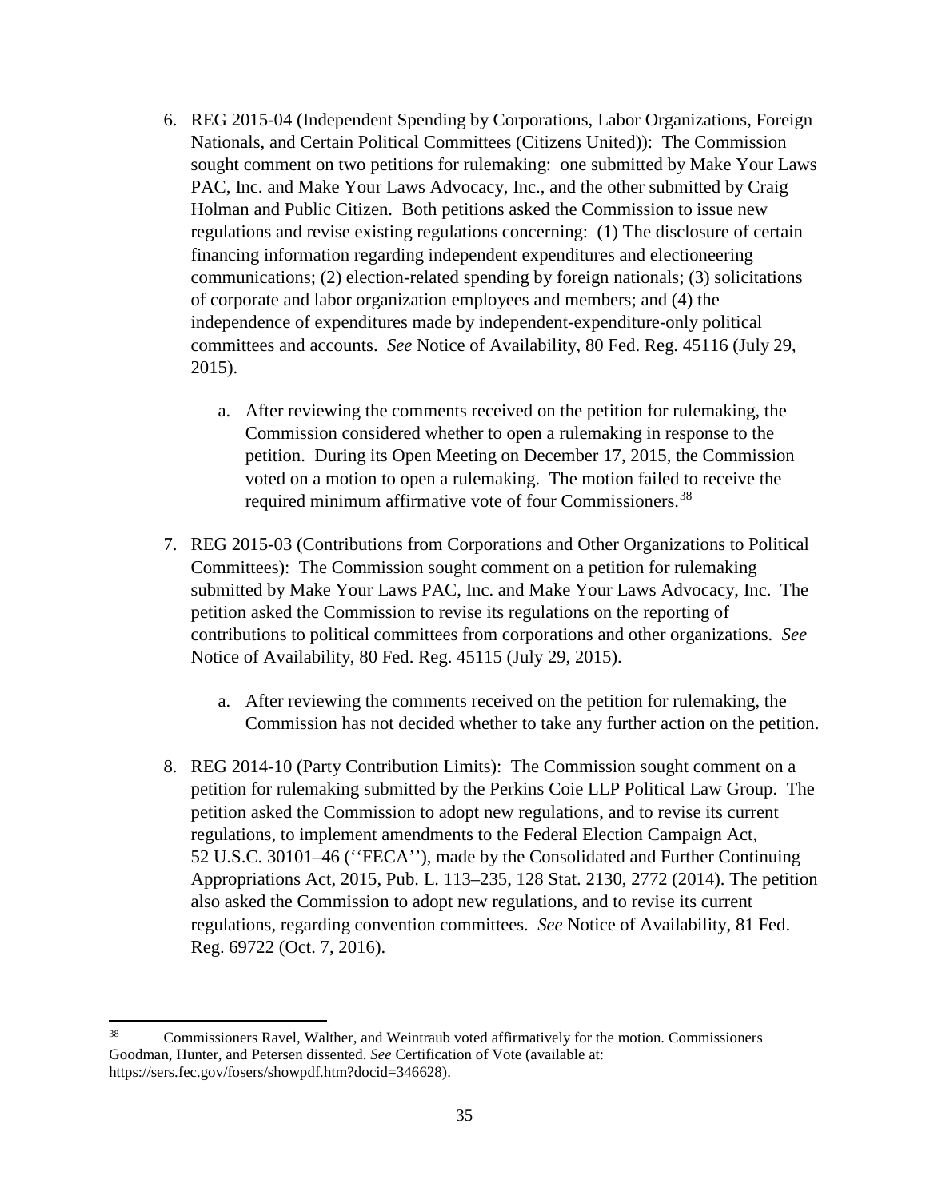6. REG 2015-04 (Independent Spending by Corporations, Labor Organizations, Foreign Nationals, and Certain Political Committees (Citizens United)): The Commission sought comment on two petitions for rulemaking: one submitted by Make Your Laws PAC, Inc. and Make Your Laws Advocacy, Inc., and the other submitted by Craig Holman and Public Citizen. Both petitions asked the Commission to issue new regulations and revise existing regulations concerning: (1) The disclosure of certain financing information regarding independent expenditures and electioneering communications; (2) election-related spending by foreign nationals; (3) solicitations of corporate and labor organization employees and members; and (4) the independence of expenditures made by independent-expenditure-only political committees and accounts. *See* Notice of Availability, 80 Fed. Reg. 45116 (July 29, 2015).

    a. After reviewing the comments received on the petition for rulemaking, the Commission considered whether to open a rulemaking in response to the petition. During its Open Meeting on December 17, 2015, the Commission voted on a motion to open a rulemaking. The motion failed to receive the required minimum affirmative vote of four Commissioners.[38]

7. REG 2015-03 (Contributions from Corporations and Other Organizations to Political Committees): The Commission sought comment on a petition for rulemaking submitted by Make Your Laws PAC, Inc. and Make Your Laws Advocacy, Inc. The petition asked the Commission to revise its regulations on the reporting of contributions to political committees from corporations and other organizations. *See* Notice of Availability, 80 Fed. Reg. 45115 (July 29, 2015).

    a. After reviewing the comments received on the petition for rulemaking, the Commission has not decided whether to take any further action on the petition.

8. REG 2014-10 (Party Contribution Limits): The Commission sought comment on a petition for rulemaking submitted by the Perkins Coie LLP Political Law Group. The petition asked the Commission to adopt new regulations, and to revise its current regulations, to implement amendments to the Federal Election Campaign Act, 52 U.S.C. 30101–46 (''FECA''), made by the Consolidated and Further Continuing Appropriations Act, 2015, Pub. L. 113–235, 128 Stat. 2130, 2772 (2014). The petition also asked the Commission to adopt new regulations, and to revise its current regulations, regarding convention committees. *See* Notice of Availability, 81 Fed. Reg. 69722 (Oct. 7, 2016).

---

[38] Commissioners Ravel, Walther, and Weintraub voted affirmatively for the motion. Commissioners Goodman, Hunter, and Petersen dissented. *See* Certification of Vote (available at: https://sers.fec.gov/fosers/showpdf.htm?docid=346628).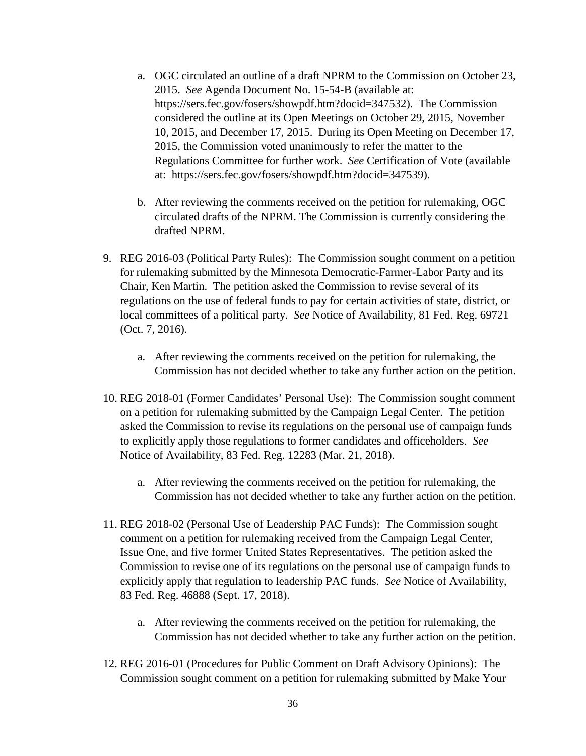a. OGC circulated an outline of a draft NPRM to the Commission on October 23, 2015. *See* Agenda Document No. 15-54-B (available at: https://sers.fec.gov/fosers/showpdf.htm?docid=347532). The Commission considered the outline at its Open Meetings on October 29, 2015, November 10, 2015, and December 17, 2015. During its Open Meeting on December 17, 2015, the Commission voted unanimously to refer the matter to the Regulations Committee for further work. *See* Certification of Vote (available at: https://sers.fec.gov/fosers/showpdf.htm?docid=347539).

   b. After reviewing the comments received on the petition for rulemaking, OGC circulated drafts of the NPRM. The Commission is currently considering the drafted NPRM.

9. REG 2016-03 (Political Party Rules): The Commission sought comment on a petition for rulemaking submitted by the Minnesota Democratic-Farmer-Labor Party and its Chair, Ken Martin. The petition asked the Commission to revise several of its regulations on the use of federal funds to pay for certain activities of state, district, or local committees of a political party. *See* Notice of Availability, 81 Fed. Reg. 69721 (Oct. 7, 2016).

   a. After reviewing the comments received on the petition for rulemaking, the Commission has not decided whether to take any further action on the petition.

10. REG 2018-01 (Former Candidates' Personal Use): The Commission sought comment on a petition for rulemaking submitted by the Campaign Legal Center. The petition asked the Commission to revise its regulations on the personal use of campaign funds to explicitly apply those regulations to former candidates and officeholders. *See* Notice of Availability, 83 Fed. Reg. 12283 (Mar. 21, 2018).

    a. After reviewing the comments received on the petition for rulemaking, the Commission has not decided whether to take any further action on the petition.

11. REG 2018-02 (Personal Use of Leadership PAC Funds): The Commission sought comment on a petition for rulemaking received from the Campaign Legal Center, Issue One, and five former United States Representatives. The petition asked the Commission to revise one of its regulations on the personal use of campaign funds to explicitly apply that regulation to leadership PAC funds. *See* Notice of Availability, 83 Fed. Reg. 46888 (Sept. 17, 2018).

    a. After reviewing the comments received on the petition for rulemaking, the Commission has not decided whether to take any further action on the petition.

12. REG 2016-01 (Procedures for Public Comment on Draft Advisory Opinions): The Commission sought comment on a petition for rulemaking submitted by Make Your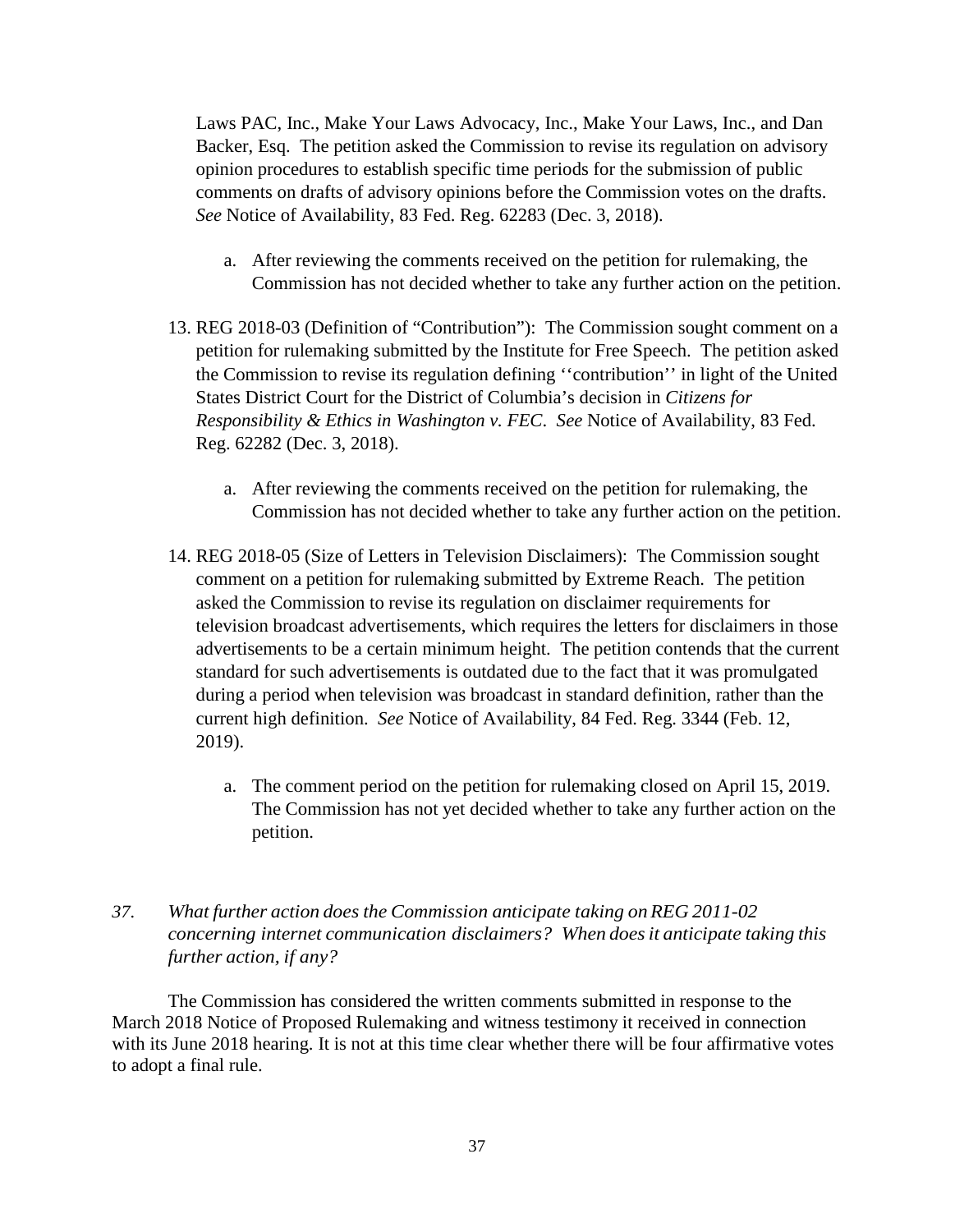Laws PAC, Inc., Make Your Laws Advocacy, Inc., Make Your Laws, Inc., and Dan Backer, Esq. The petition asked the Commission to revise its regulation on advisory opinion procedures to establish specific time periods for the submission of public comments on drafts of advisory opinions before the Commission votes on the drafts. *See* Notice of Availability, 83 Fed. Reg. 62283 (Dec. 3, 2018).

   a. After reviewing the comments received on the petition for rulemaking, the Commission has not decided whether to take any further action on the petition.

13. REG 2018-03 (Definition of "Contribution"): The Commission sought comment on a petition for rulemaking submitted by the Institute for Free Speech. The petition asked the Commission to revise its regulation defining ''contribution'' in light of the United States District Court for the District of Columbia's decision in *Citizens for Responsibility & Ethics in Washington v. FEC*. *See* Notice of Availability, 83 Fed. Reg. 62282 (Dec. 3, 2018).

    a. After reviewing the comments received on the petition for rulemaking, the Commission has not decided whether to take any further action on the petition.

14. REG 2018-05 (Size of Letters in Television Disclaimers): The Commission sought comment on a petition for rulemaking submitted by Extreme Reach. The petition asked the Commission to revise its regulation on disclaimer requirements for television broadcast advertisements, which requires the letters for disclaimers in those advertisements to be a certain minimum height. The petition contends that the current standard for such advertisements is outdated due to the fact that it was promulgated during a period when television was broadcast in standard definition, rather than the current high definition. *See* Notice of Availability, 84 Fed. Reg. 3344 (Feb. 12, 2019).

    a. The comment period on the petition for rulemaking closed on April 15, 2019. The Commission has not yet decided whether to take any further action on the petition.

*37. What further action does the Commission anticipate taking on REG 2011-02 concerning internet communication disclaimers? When does it anticipate taking this further action, if any?*

The Commission has considered the written comments submitted in response to the March 2018 Notice of Proposed Rulemaking and witness testimony it received in connection with its June 2018 hearing. It is not at this time clear whether there will be four affirmative votes to adopt a final rule.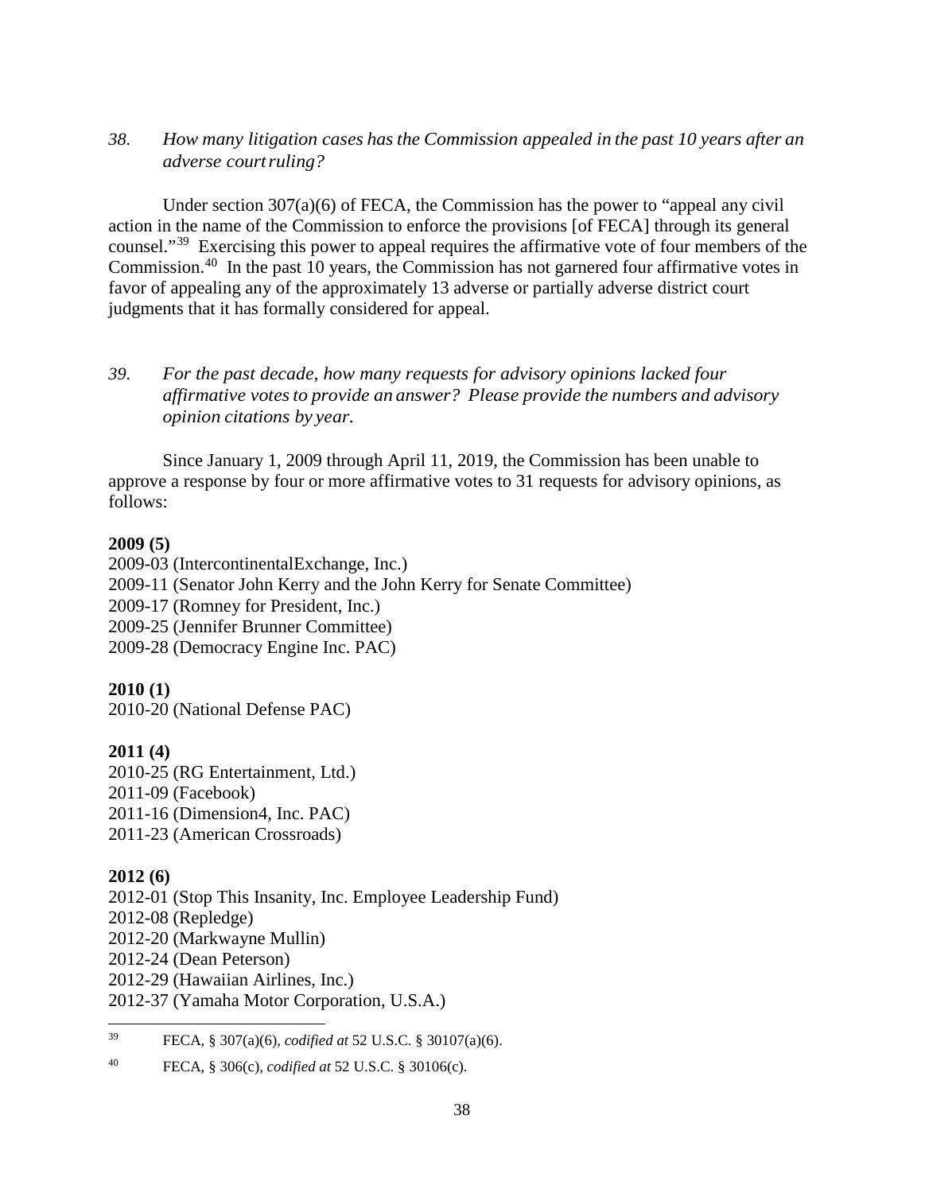*38. How many litigation cases has the Commission appealed in the past 10 years after an adverse court ruling?*

Under section 307(a)(6) of FECA, the Commission has the power to "appeal any civil action in the name of the Commission to enforce the provisions [of FECA] through its general counsel."[39] Exercising this power to appeal requires the affirmative vote of four members of the Commission.[40] In the past 10 years, the Commission has not garnered four affirmative votes in favor of appealing any of the approximately 13 adverse or partially adverse district court judgments that it has formally considered for appeal.

*39. For the past decade, how many requests for advisory opinions lacked four affirmative votes to provide an answer? Please provide the numbers and advisory opinion citations by year.*

Since January 1, 2009 through April 11, 2019, the Commission has been unable to approve a response by four or more affirmative votes to 31 requests for advisory opinions, as follows:

**2009 (5)**
2009-03 (IntercontinentalExchange, Inc.)
2009-11 (Senator John Kerry and the John Kerry for Senate Committee)
2009-17 (Romney for President, Inc.)
2009-25 (Jennifer Brunner Committee)
2009-28 (Democracy Engine Inc. PAC)

**2010 (1)**
2010-20 (National Defense PAC)

**2011 (4)**
2010-25 (RG Entertainment, Ltd.)
2011-09 (Facebook)
2011-16 (Dimension4, Inc. PAC)
2011-23 (American Crossroads)

**2012 (6)**
2012-01 (Stop This Insanity, Inc. Employee Leadership Fund)
2012-08 (Repledge)
2012-20 (Markwayne Mullin)
2012-24 (Dean Peterson)
2012-29 (Hawaiian Airlines, Inc.)
2012-37 (Yamaha Motor Corporation, U.S.A.)

---

[39] FECA, § 307(a)(6), *codified at* 52 U.S.C. § 30107(a)(6).

[40] FECA, § 306(c), *codified at* 52 U.S.C. § 30106(c).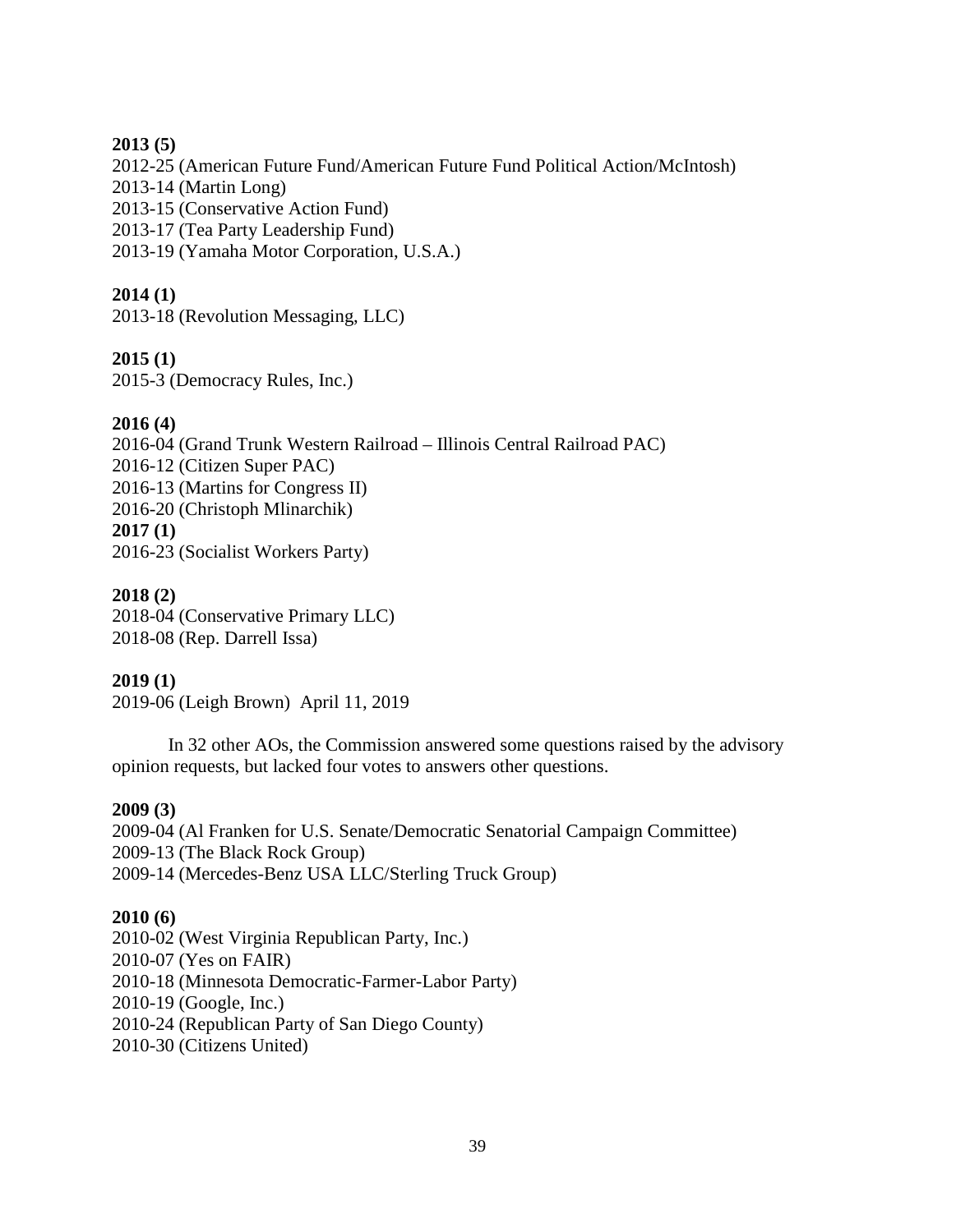**2013 (5)**
2012-25 (American Future Fund/American Future Fund Political Action/McIntosh)
2013-14 (Martin Long)
2013-15 (Conservative Action Fund)
2013-17 (Tea Party Leadership Fund)
2013-19 (Yamaha Motor Corporation, U.S.A.)

**2014 (1)**
2013-18 (Revolution Messaging, LLC)

**2015 (1)**
2015-3 (Democracy Rules, Inc.)

**2016 (4)**
2016-04 (Grand Trunk Western Railroad – Illinois Central Railroad PAC)
2016-12 (Citizen Super PAC)
2016-13 (Martins for Congress II)
2016-20 (Christoph Mlinarchik)
**2017 (1)**
2016-23 (Socialist Workers Party)

**2018 (2)**
2018-04 (Conservative Primary LLC)
2018-08 (Rep. Darrell Issa)

**2019 (1)**
2019-06 (Leigh Brown) April 11, 2019

In 32 other AOs, the Commission answered some questions raised by the advisory opinion requests, but lacked four votes to answers other questions.

**2009 (3)**
2009-04 (Al Franken for U.S. Senate/Democratic Senatorial Campaign Committee)
2009-13 (The Black Rock Group)
2009-14 (Mercedes-Benz USA LLC/Sterling Truck Group)

**2010 (6)**
2010-02 (West Virginia Republican Party, Inc.)
2010-07 (Yes on FAIR)
2010-18 (Minnesota Democratic-Farmer-Labor Party)
2010-19 (Google, Inc.)
2010-24 (Republican Party of San Diego County)
2010-30 (Citizens United)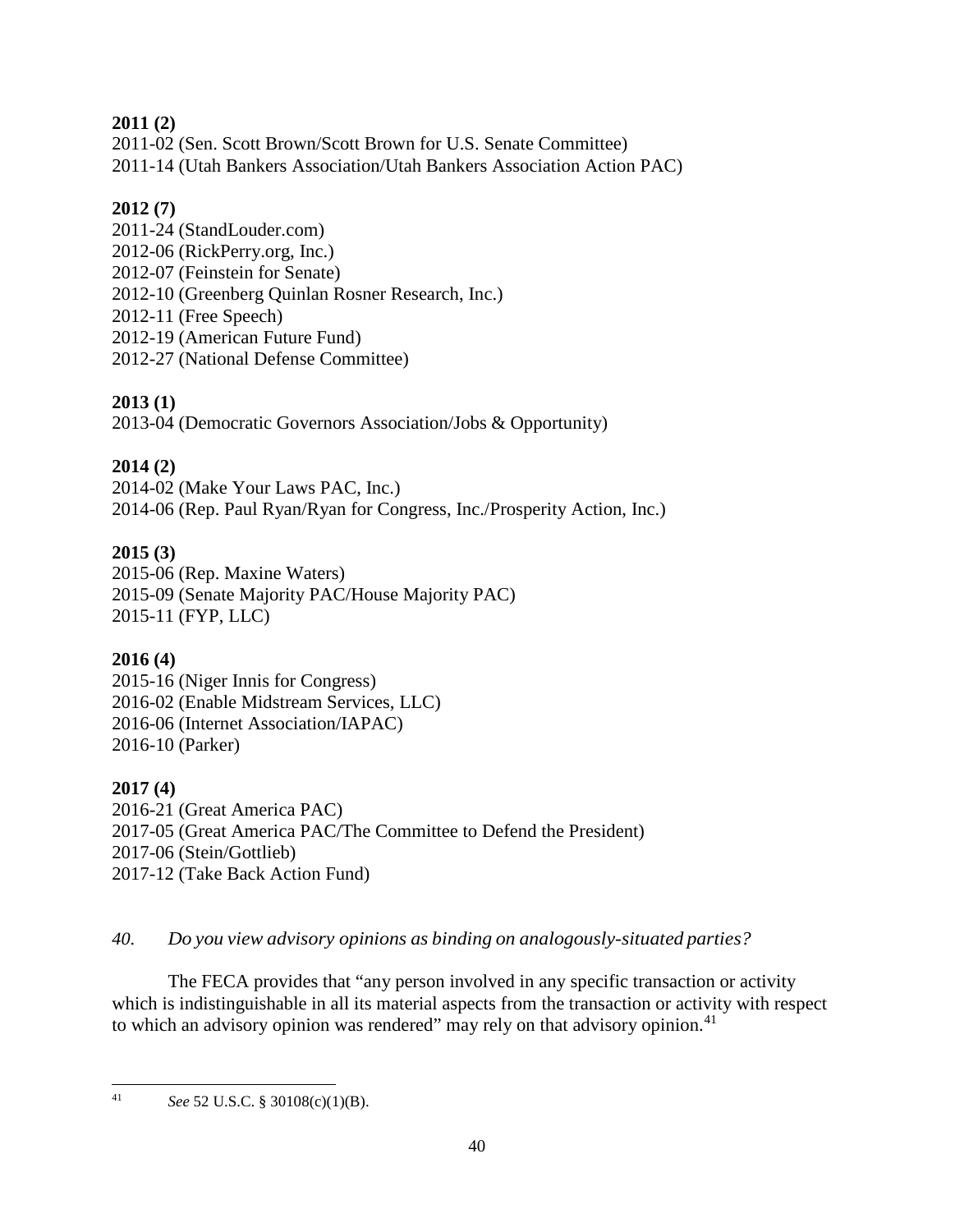**2011 (2)**
2011-02 (Sen. Scott Brown/Scott Brown for U.S. Senate Committee)
2011-14 (Utah Bankers Association/Utah Bankers Association Action PAC)

**2012 (7)**
2011-24 (StandLouder.com)
2012-06 (RickPerry.org, Inc.)
2012-07 (Feinstein for Senate)
2012-10 (Greenberg Quinlan Rosner Research, Inc.)
2012-11 (Free Speech)
2012-19 (American Future Fund)
2012-27 (National Defense Committee)

**2013 (1)**
2013-04 (Democratic Governors Association/Jobs & Opportunity)

**2014 (2)**
2014-02 (Make Your Laws PAC, Inc.)
2014-06 (Rep. Paul Ryan/Ryan for Congress, Inc./Prosperity Action, Inc.)

**2015 (3)**
2015-06 (Rep. Maxine Waters)
2015-09 (Senate Majority PAC/House Majority PAC)
2015-11 (FYP, LLC)

**2016 (4)**
2015-16 (Niger Innis for Congress)
2016-02 (Enable Midstream Services, LLC)
2016-06 (Internet Association/IAPAC)
2016-10 (Parker)

**2017 (4)**
2016-21 (Great America PAC)
2017-05 (Great America PAC/The Committee to Defend the President)
2017-06 (Stein/Gottlieb)
2017-12 (Take Back Action Fund)

*40. Do you view advisory opinions as binding on analogously-situated parties?*

The FECA provides that "any person involved in any specific transaction or activity which is indistinguishable in all its material aspects from the transaction or activity with respect to which an advisory opinion was rendered" may rely on that advisory opinion.[41]

---

[41] *See* 52 U.S.C. § 30108(c)(1)(B).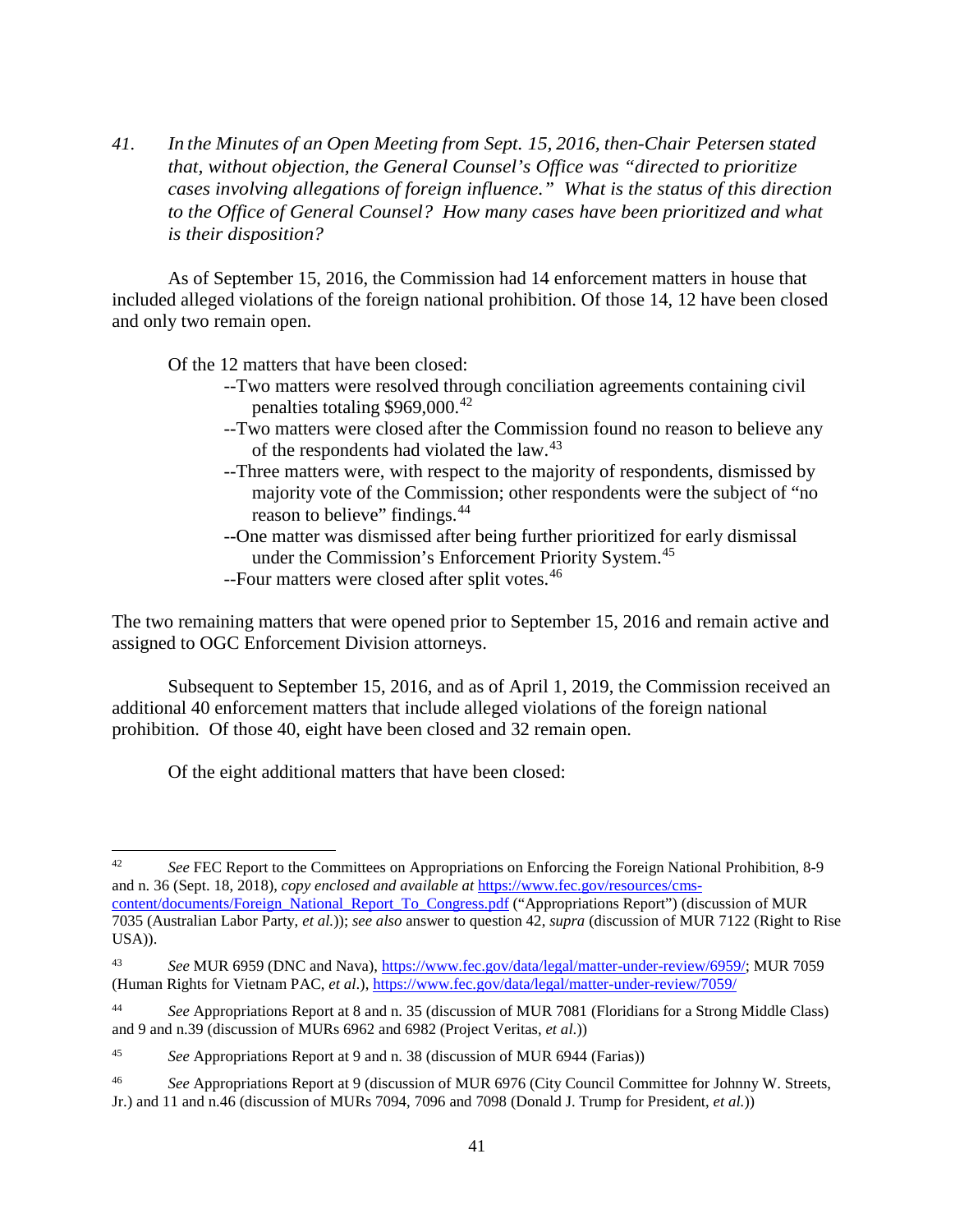*41. In the Minutes of an Open Meeting from Sept. 15, 2016, then-Chair Petersen stated that, without objection, the General Counsel's Office was "directed to prioritize cases involving allegations of foreign influence." What is the status of this direction to the Office of General Counsel? How many cases have been prioritized and what is their disposition?*

As of September 15, 2016, the Commission had 14 enforcement matters in house that included alleged violations of the foreign national prohibition. Of those 14, 12 have been closed and only two remain open.

Of the 12 matters that have been closed:

- --Two matters were resolved through conciliation agreements containing civil penalties totaling $969,000.[42]
- --Two matters were closed after the Commission found no reason to believe any of the respondents had violated the law.[43]
- --Three matters were, with respect to the majority of respondents, dismissed by majority vote of the Commission; other respondents were the subject of "no reason to believe" findings.[44]
- --One matter was dismissed after being further prioritized for early dismissal under the Commission's Enforcement Priority System.[45]
- --Four matters were closed after split votes.[46]

The two remaining matters that were opened prior to September 15, 2016 and remain active and assigned to OGC Enforcement Division attorneys.

Subsequent to September 15, 2016, and as of April 1, 2019, the Commission received an additional 40 enforcement matters that include alleged violations of the foreign national prohibition. Of those 40, eight have been closed and 32 remain open.

Of the eight additional matters that have been closed:

---

[42] *See* FEC Report to the Committees on Appropriations on Enforcing the Foreign National Prohibition, 8-9 and n. 36 (Sept. 18, 2018), *copy enclosed and available at* https://www.fec.gov/resources/cms-content/documents/Foreign_National_Report_To_Congress.pdf ("Appropriations Report") (discussion of MUR 7035 (Australian Labor Party, *et al.*)); *see also* answer to question 42, *supra* (discussion of MUR 7122 (Right to Rise USA)).

[43] *See* MUR 6959 (DNC and Nava), https://www.fec.gov/data/legal/matter-under-review/6959/; MUR 7059 (Human Rights for Vietnam PAC, *et al.*), https://www.fec.gov/data/legal/matter-under-review/7059/

[44] *See* Appropriations Report at 8 and n. 35 (discussion of MUR 7081 (Floridians for a Strong Middle Class) and 9 and n.39 (discussion of MURs 6962 and 6982 (Project Veritas, *et al.*))

[45] *See* Appropriations Report at 9 and n. 38 (discussion of MUR 6944 (Farias))

[46] *See* Appropriations Report at 9 (discussion of MUR 6976 (City Council Committee for Johnny W. Streets, Jr.) and 11 and n.46 (discussion of MURs 7094, 7096 and 7098 (Donald J. Trump for President, *et al.*))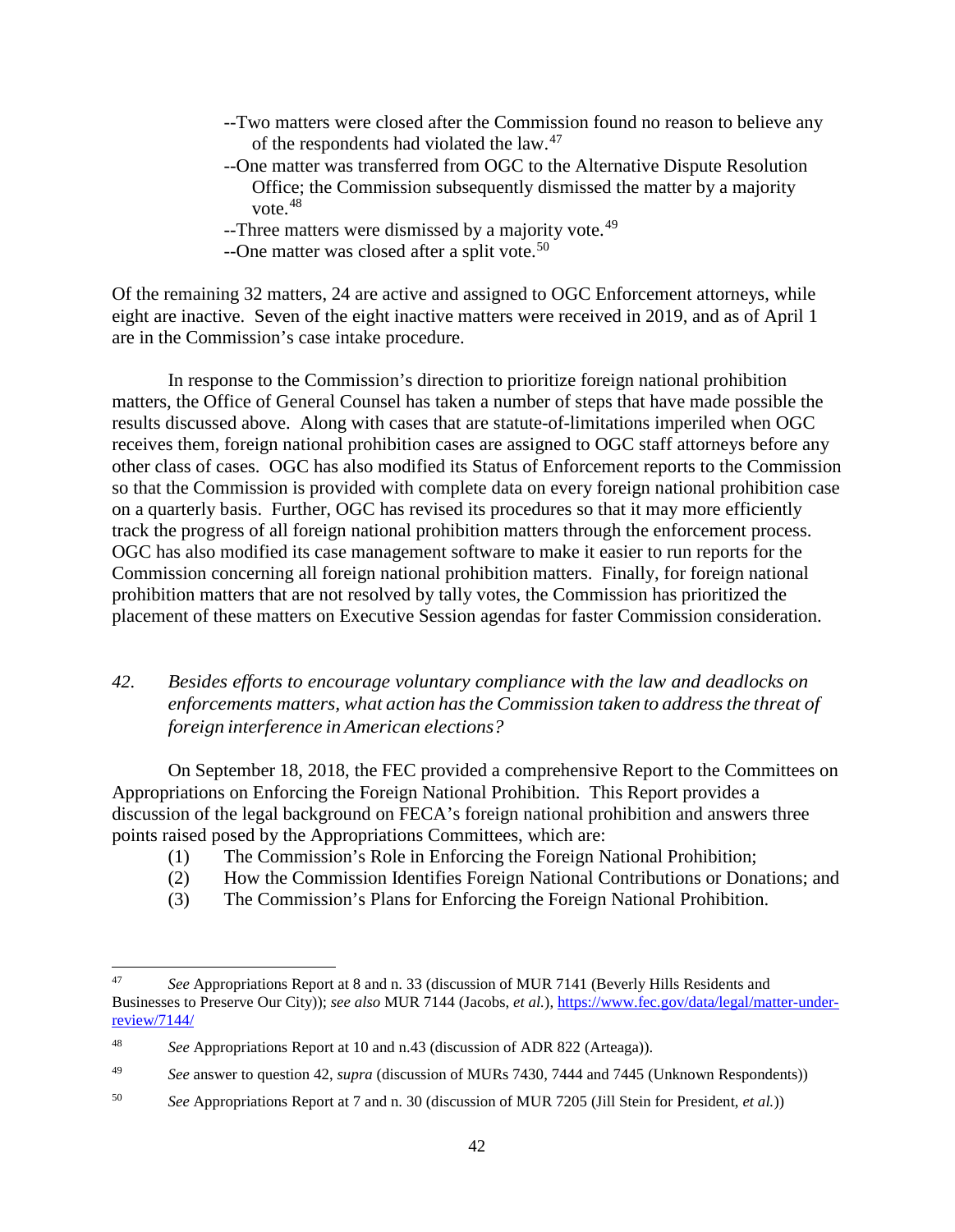--Two matters were closed after the Commission found no reason to believe any of the respondents had violated the law.[47]

--One matter was transferred from OGC to the Alternative Dispute Resolution Office; the Commission subsequently dismissed the matter by a majority vote.[48]

--Three matters were dismissed by a majority vote.[49]

--One matter was closed after a split vote.[50]

Of the remaining 32 matters, 24 are active and assigned to OGC Enforcement attorneys, while eight are inactive. Seven of the eight inactive matters were received in 2019, and as of April 1 are in the Commission's case intake procedure.

In response to the Commission's direction to prioritize foreign national prohibition matters, the Office of General Counsel has taken a number of steps that have made possible the results discussed above. Along with cases that are statute-of-limitations imperiled when OGC receives them, foreign national prohibition cases are assigned to OGC staff attorneys before any other class of cases. OGC has also modified its Status of Enforcement reports to the Commission so that the Commission is provided with complete data on every foreign national prohibition case on a quarterly basis. Further, OGC has revised its procedures so that it may more efficiently track the progress of all foreign national prohibition matters through the enforcement process. OGC has also modified its case management software to make it easier to run reports for the Commission concerning all foreign national prohibition matters. Finally, for foreign national prohibition matters that are not resolved by tally votes, the Commission has prioritized the placement of these matters on Executive Session agendas for faster Commission consideration.

*42. Besides efforts to encourage voluntary compliance with the law and deadlocks on enforcements matters, what action has the Commission taken to address the threat of foreign interference in American elections?*

On September 18, 2018, the FEC provided a comprehensive Report to the Committees on Appropriations on Enforcing the Foreign National Prohibition. This Report provides a discussion of the legal background on FECA's foreign national prohibition and answers three points raised posed by the Appropriations Committees, which are:

(1) The Commission's Role in Enforcing the Foreign National Prohibition;
(2) How the Commission Identifies Foreign National Contributions or Donations; and
(3) The Commission's Plans for Enforcing the Foreign National Prohibition.

---

[47] *See* Appropriations Report at 8 and n. 33 (discussion of MUR 7141 (Beverly Hills Residents and Businesses to Preserve Our City)); *see also* MUR 7144 (Jacobs, *et al.*), https://www.fec.gov/data/legal/matter-under-review/7144/

[48] *See* Appropriations Report at 10 and n.43 (discussion of ADR 822 (Arteaga)).

[49] *See* answer to question 42, *supra* (discussion of MURs 7430, 7444 and 7445 (Unknown Respondents))

[50] *See* Appropriations Report at 7 and n. 30 (discussion of MUR 7205 (Jill Stein for President, *et al.*))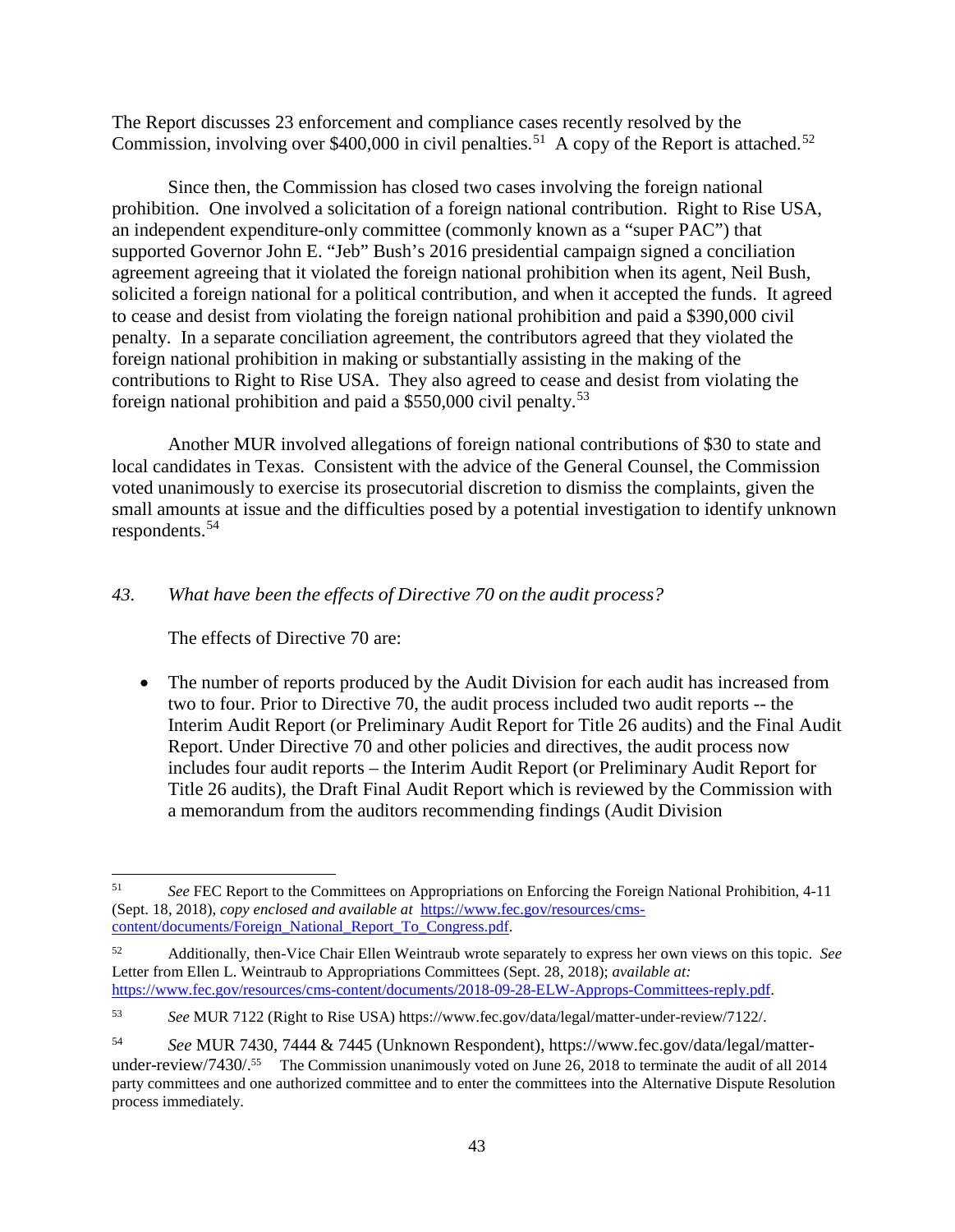The Report discusses 23 enforcement and compliance cases recently resolved by the Commission, involving over $400,000 in civil penalties.[51] A copy of the Report is attached.[52]

Since then, the Commission has closed two cases involving the foreign national prohibition. One involved a solicitation of a foreign national contribution. Right to Rise USA, an independent expenditure-only committee (commonly known as a "super PAC") that supported Governor John E. "Jeb" Bush's 2016 presidential campaign signed a conciliation agreement agreeing that it violated the foreign national prohibition when its agent, Neil Bush, solicited a foreign national for a political contribution, and when it accepted the funds. It agreed to cease and desist from violating the foreign national prohibition and paid a $390,000 civil penalty. In a separate conciliation agreement, the contributors agreed that they violated the foreign national prohibition in making or substantially assisting in the making of the contributions to Right to Rise USA. They also agreed to cease and desist from violating the foreign national prohibition and paid a $550,000 civil penalty.[53]

Another MUR involved allegations of foreign national contributions of $30 to state and local candidates in Texas. Consistent with the advice of the General Counsel, the Commission voted unanimously to exercise its prosecutorial discretion to dismiss the complaints, given the small amounts at issue and the difficulties posed by a potential investigation to identify unknown respondents.[54]

*43. What have been the effects of Directive 70 on the audit process?*

The effects of Directive 70 are:

- The number of reports produced by the Audit Division for each audit has increased from two to four. Prior to Directive 70, the audit process included two audit reports -- the Interim Audit Report (or Preliminary Audit Report for Title 26 audits) and the Final Audit Report. Under Directive 70 and other policies and directives, the audit process now includes four audit reports – the Interim Audit Report (or Preliminary Audit Report for Title 26 audits), the Draft Final Audit Report which is reviewed by the Commission with a memorandum from the auditors recommending findings (Audit Division

---

[51] *See* FEC Report to the Committees on Appropriations on Enforcing the Foreign National Prohibition, 4-11 (Sept. 18, 2018), *copy enclosed and available at* https://www.fec.gov/resources/cms-content/documents/Foreign_National_Report_To_Congress.pdf.

[52] Additionally, then-Vice Chair Ellen Weintraub wrote separately to express her own views on this topic. *See* Letter from Ellen L. Weintraub to Appropriations Committees (Sept. 28, 2018); *available at:* https://www.fec.gov/resources/cms-content/documents/2018-09-28-ELW-Approps-Committees-reply.pdf.

[53] *See* MUR 7122 (Right to Rise USA) https://www.fec.gov/data/legal/matter-under-review/7122/.

[54] *See* MUR 7430, 7444 & 7445 (Unknown Respondent), https://www.fec.gov/data/legal/matter-under-review/7430/.

[55] The Commission unanimously voted on June 26, 2018 to terminate the audit of all 2014 party committees and one authorized committee and to enter the committees into the Alternative Dispute Resolution process immediately.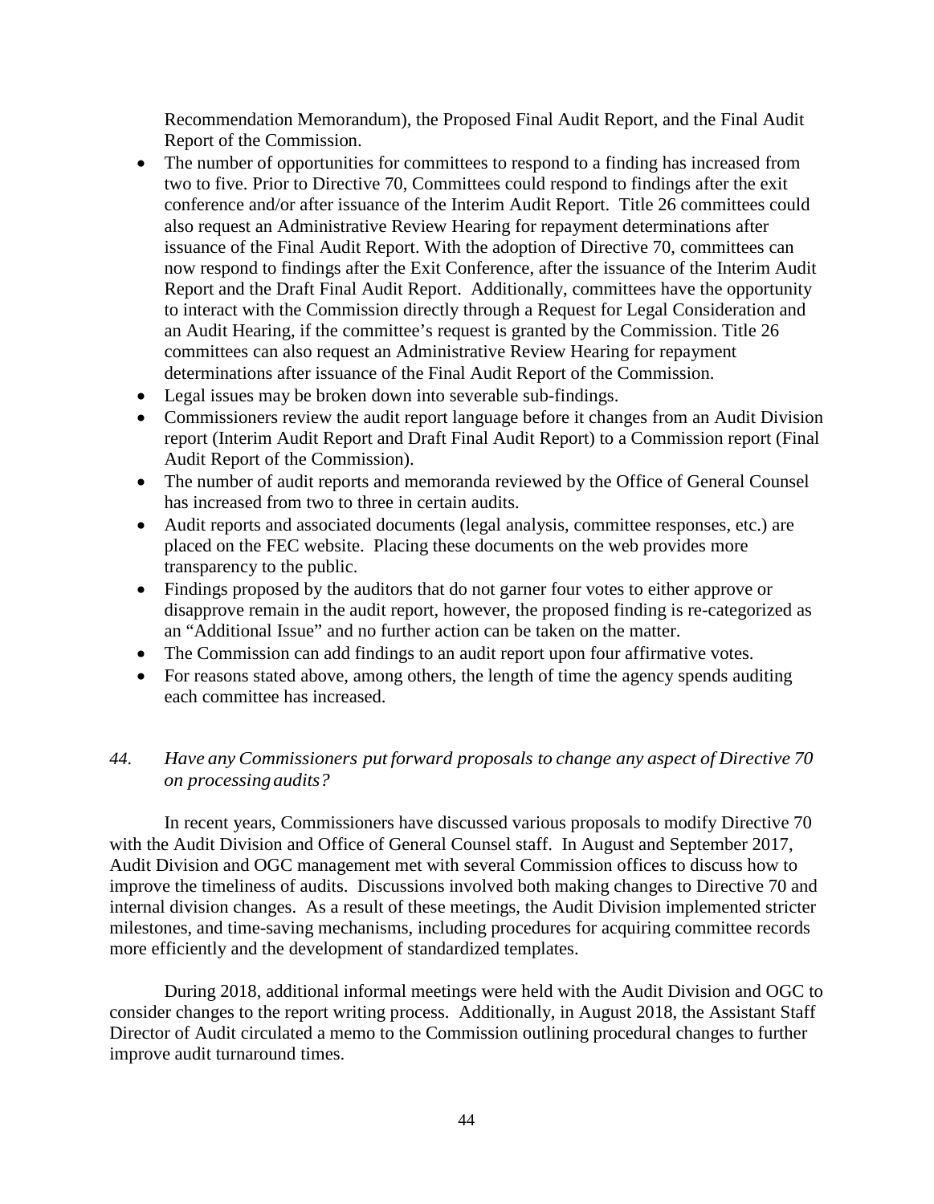Recommendation Memorandum), the Proposed Final Audit Report, and the Final Audit Report of the Commission.

- The number of opportunities for committees to respond to a finding has increased from two to five. Prior to Directive 70, Committees could respond to findings after the exit conference and/or after issuance of the Interim Audit Report. Title 26 committees could also request an Administrative Review Hearing for repayment determinations after issuance of the Final Audit Report. With the adoption of Directive 70, committees can now respond to findings after the Exit Conference, after the issuance of the Interim Audit Report and the Draft Final Audit Report. Additionally, committees have the opportunity to interact with the Commission directly through a Request for Legal Consideration and an Audit Hearing, if the committee's request is granted by the Commission. Title 26 committees can also request an Administrative Review Hearing for repayment determinations after issuance of the Final Audit Report of the Commission.
- Legal issues may be broken down into severable sub-findings.
- Commissioners review the audit report language before it changes from an Audit Division report (Interim Audit Report and Draft Final Audit Report) to a Commission report (Final Audit Report of the Commission).
- The number of audit reports and memoranda reviewed by the Office of General Counsel has increased from two to three in certain audits.
- Audit reports and associated documents (legal analysis, committee responses, etc.) are placed on the FEC website. Placing these documents on the web provides more transparency to the public.
- Findings proposed by the auditors that do not garner four votes to either approve or disapprove remain in the audit report, however, the proposed finding is re-categorized as an "Additional Issue" and no further action can be taken on the matter.
- The Commission can add findings to an audit report upon four affirmative votes.
- For reasons stated above, among others, the length of time the agency spends auditing each committee has increased.

*44. Have any Commissioners put forward proposals to change any aspect of Directive 70 on processing audits?*

In recent years, Commissioners have discussed various proposals to modify Directive 70 with the Audit Division and Office of General Counsel staff. In August and September 2017, Audit Division and OGC management met with several Commission offices to discuss how to improve the timeliness of audits. Discussions involved both making changes to Directive 70 and internal division changes. As a result of these meetings, the Audit Division implemented stricter milestones, and time-saving mechanisms, including procedures for acquiring committee records more efficiently and the development of standardized templates.

During 2018, additional informal meetings were held with the Audit Division and OGC to consider changes to the report writing process. Additionally, in August 2018, the Assistant Staff Director of Audit circulated a memo to the Commission outlining procedural changes to further improve audit turnaround times.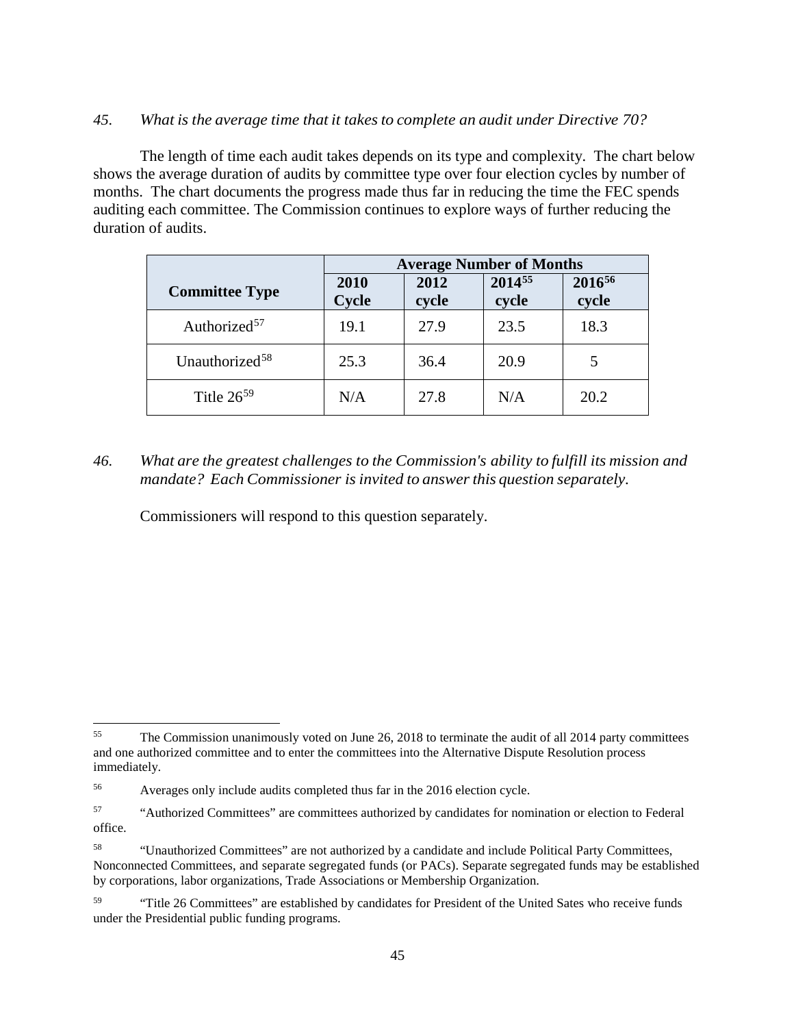*45. What is the average time that it takes to complete an audit under Directive 70?*

The length of time each audit takes depends on its type and complexity. The chart below shows the average duration of audits by committee type over four election cycles by number of months. The chart documents the progress made thus far in reducing the time the FEC spends auditing each committee. The Commission continues to explore ways of further reducing the duration of audits.

| | **Average Number of Months** | | | |
|---|---|---|---|---|
| **Committee Type** | **2010 Cycle** | **2012 cycle** | **2014[55] cycle** | **2016[56] cycle** |
| Authorized[57] | 19.1 | 27.9 | 23.5 | 18.3 |
| Unauthorized[58] | 25.3 | 36.4 | 20.9 | 5 |
| Title 26[59] | N/A | 27.8 | N/A | 20.2 |

*46. What are the greatest challenges to the Commission's ability to fulfill its mission and mandate? Each Commissioner is invited to answer this question separately.*

Commissioners will respond to this question separately.

---

[55] The Commission unanimously voted on June 26, 2018 to terminate the audit of all 2014 party committees and one authorized committee and to enter the committees into the Alternative Dispute Resolution process immediately.

[56] Averages only include audits completed thus far in the 2016 election cycle.

[57] "Authorized Committees" are committees authorized by candidates for nomination or election to Federal office.

[58] "Unauthorized Committees" are not authorized by a candidate and include Political Party Committees, Nonconnected Committees, and separate segregated funds (or PACs). Separate segregated funds may be established by corporations, labor organizations, Trade Associations or Membership Organization.

[59] "Title 26 Committees" are established by candidates for President of the United Sates who receive funds under the Presidential public funding programs.